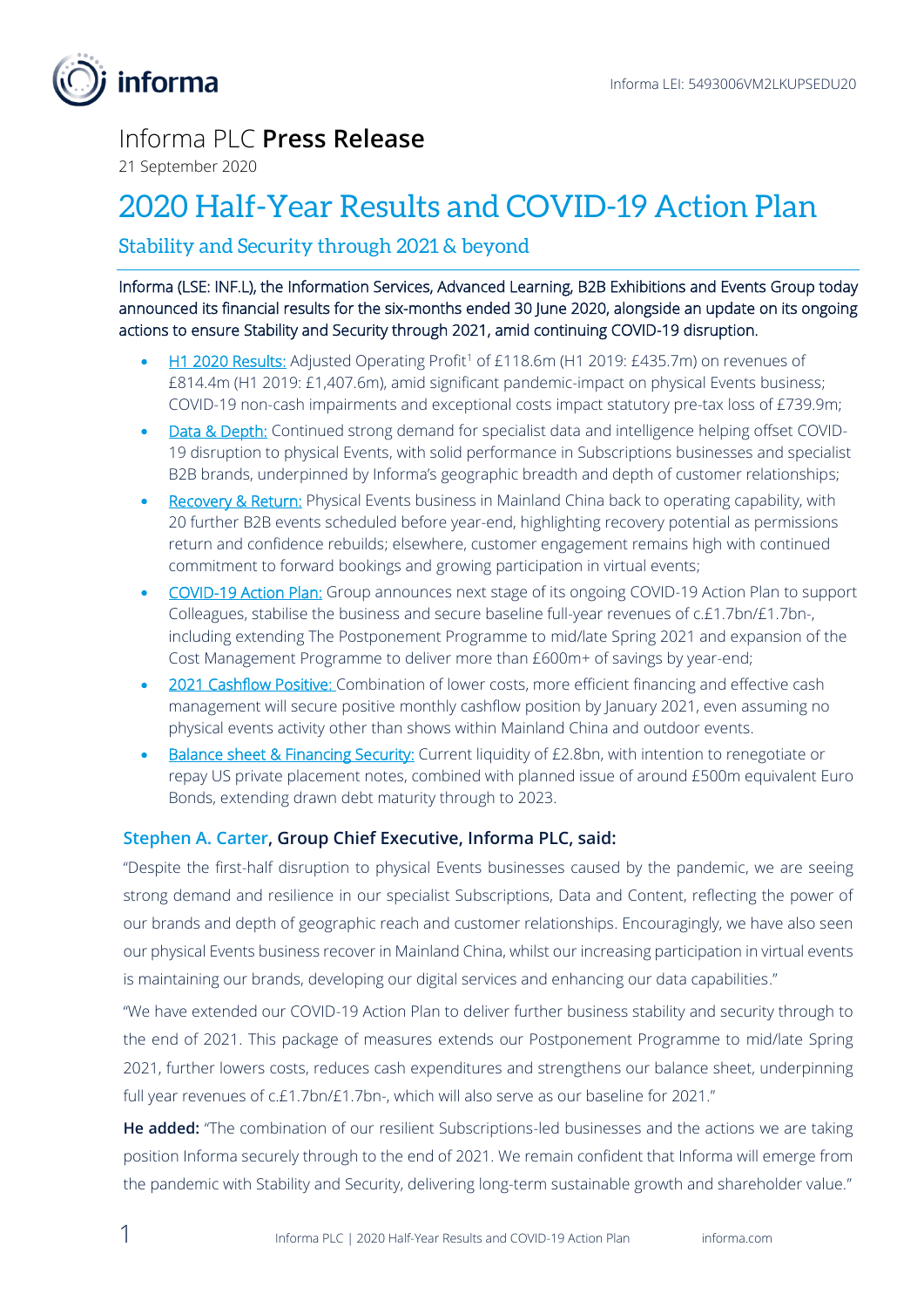Informa LEI: 5493006VM2LKUPSEDU20

Informa PLC **Press Release**

21 September 2020

# 2020 Half-Year Results and COVID-19 Action Plan

## Stability and Security through 2021 & beyond

Informa (LSE: INF.L), the Information Services, Advanced Learning, B2B Exhibitions and Events Group today announced its financial results for the six-months ended 30 June 2020, alongside an update on its ongoing actions to ensure Stability and Security through 2021, amid continuing COVID-19 disruption.

- H1 2020 Results: Adjusted Operating Profit[1] of £118.6m (H1 2019: £435.7m) on revenues of £814.4m (H1 2019: £1,407.6m), amid significant pandemic-impact on physical Events business; COVID-19 non-cash impairments and exceptional costs impact statutory pre-tax loss of £739.9m;
- Data & Depth: Continued strong demand for specialist data and intelligence helping offset COVID-19 disruption to physical Events, with solid performance in Subscriptions businesses and specialist B2B brands, underpinned by Informa's geographic breadth and depth of customer relationships;
- Recovery & Return: Physical Events business in Mainland China back to operating capability, with 20 further B2B events scheduled before year-end, highlighting recovery potential as permissions return and confidence rebuilds; elsewhere, customer engagement remains high with continued commitment to forward bookings and growing participation in virtual events;
- COVID-19 Action Plan: Group announces next stage of its ongoing COVID-19 Action Plan to support Colleagues, stabilise the business and secure baseline full-year revenues of c.£1.7bn/£1.7bn-, including extending The Postponement Programme to mid/late Spring 2021 and expansion of the Cost Management Programme to deliver more than £600m+ of savings by year-end;
- 2021 Cashflow Positive: Combination of lower costs, more efficient financing and effective cash management will secure positive monthly cashflow position by January 2021, even assuming no physical events activity other than shows within Mainland China and outdoor events.
- Balance sheet & Financing Security: Current liquidity of £2.8bn, with intention to renegotiate or repay US private placement notes, combined with planned issue of around £500m equivalent Euro Bonds, extending drawn debt maturity through to 2023.

### Stephen A. Carter, Group Chief Executive, Informa PLC, said:

"Despite the first-half disruption to physical Events businesses caused by the pandemic, we are seeing strong demand and resilience in our specialist Subscriptions, Data and Content, reflecting the power of our brands and depth of geographic reach and customer relationships. Encouragingly, we have also seen our physical Events business recover in Mainland China, whilst our increasing participation in virtual events is maintaining our brands, developing our digital services and enhancing our data capabilities."

"We have extended our COVID-19 Action Plan to deliver further business stability and security through to the end of 2021. This package of measures extends our Postponement Programme to mid/late Spring 2021, further lowers costs, reduces cash expenditures and strengthens our balance sheet, underpinning full year revenues of c.£1.7bn/£1.7bn-, which will also serve as our baseline for 2021."

**He added:** "The combination of our resilient Subscriptions-led businesses and the actions we are taking position Informa securely through to the end of 2021. We remain confident that Informa will emerge from the pandemic with Stability and Security, delivering long-term sustainable growth and shareholder value."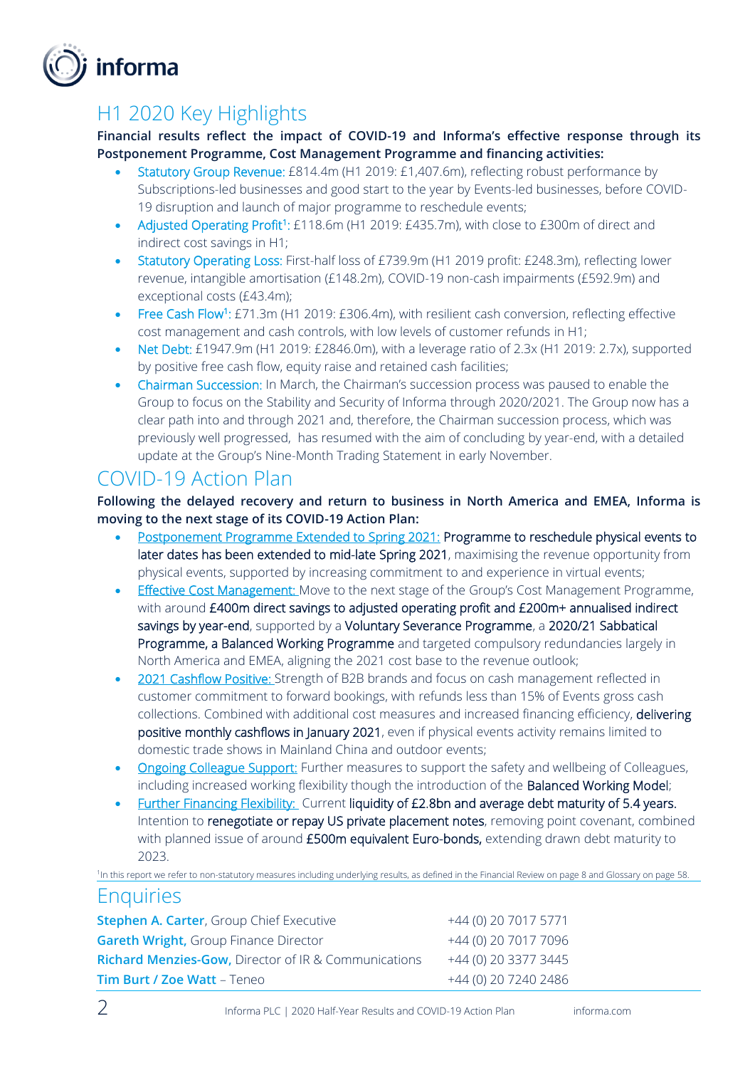## H1 2020 Key Highlights

**Financial results reflect the impact of COVID-19 and Informa's effective response through its Postponement Programme, Cost Management Programme and financing activities:**

- Statutory Group Revenue: £814.4m (H1 2019: £1,407.6m), reflecting robust performance by Subscriptions-led businesses and good start to the year by Events-led businesses, before COVID-19 disruption and launch of major programme to reschedule events;
- Adjusted Operating Profit[1]: £118.6m (H1 2019: £435.7m), with close to £300m of direct and indirect cost savings in H1;
- Statutory Operating Loss: First-half loss of £739.9m (H1 2019 profit: £248.3m), reflecting lower revenue, intangible amortisation (£148.2m), COVID-19 non-cash impairments (£592.9m) and exceptional costs (£43.4m);
- Free Cash Flow[1]: £71.3m (H1 2019: £306.4m), with resilient cash conversion, reflecting effective cost management and cash controls, with low levels of customer refunds in H1;
- Net Debt: £1947.9m (H1 2019: £2846.0m), with a leverage ratio of 2.3x (H1 2019: 2.7x), supported by positive free cash flow, equity raise and retained cash facilities;
- Chairman Succession: In March, the Chairman's succession process was paused to enable the Group to focus on the Stability and Security of Informa through 2020/2021. The Group now has a clear path into and through 2021 and, therefore, the Chairman succession process, which was previously well progressed, has resumed with the aim of concluding by year-end, with a detailed update at the Group's Nine-Month Trading Statement in early November.

## COVID-19 Action Plan

**Following the delayed recovery and return to business in North America and EMEA, Informa is moving to the next stage of its COVID-19 Action Plan:**

- Postponement Programme Extended to Spring 2021: Programme to reschedule physical events to later dates has been extended to mid-late Spring 2021, maximising the revenue opportunity from physical events, supported by increasing commitment to and experience in virtual events;
- Effective Cost Management: Move to the next stage of the Group's Cost Management Programme, with around £400m direct savings to adjusted operating profit and £200m+ annualised indirect savings by year-end, supported by a Voluntary Severance Programme, a 2020/21 Sabbatical Programme, a Balanced Working Programme and targeted compulsory redundancies largely in North America and EMEA, aligning the 2021 cost base to the revenue outlook;
- 2021 Cashflow Positive: Strength of B2B brands and focus on cash management reflected in customer commitment to forward bookings, with refunds less than 15% of Events gross cash collections. Combined with additional cost measures and increased financing efficiency, delivering positive monthly cashflows in January 2021, even if physical events activity remains limited to domestic trade shows in Mainland China and outdoor events;
- Ongoing Colleague Support: Further measures to support the safety and wellbeing of Colleagues, including increased working flexibility though the introduction of the Balanced Working Model;
- Further Financing Flexibility: Current liquidity of £2.8bn and average debt maturity of 5.4 years. Intention to renegotiate or repay US private placement notes, removing point covenant, combined with planned issue of around £500m equivalent Euro-bonds, extending drawn debt maturity to 2023.

[1]In this report we refer to non-statutory measures including underlying results, as defined in the Financial Review on page 8 and Glossary on page 58.

## Enquiries

| | |
|---|---|
| **Stephen A. Carter**, Group Chief Executive | +44 (0) 20 7017 5771 |
| **Gareth Wright**, Group Finance Director | +44 (0) 20 7017 7096 |
| **Richard Menzies-Gow,** Director of IR & Communications | +44 (0) 20 3377 3445 |
| **Tim Burt / Zoe Watt** – Teneo | +44 (0) 20 7240 2486 |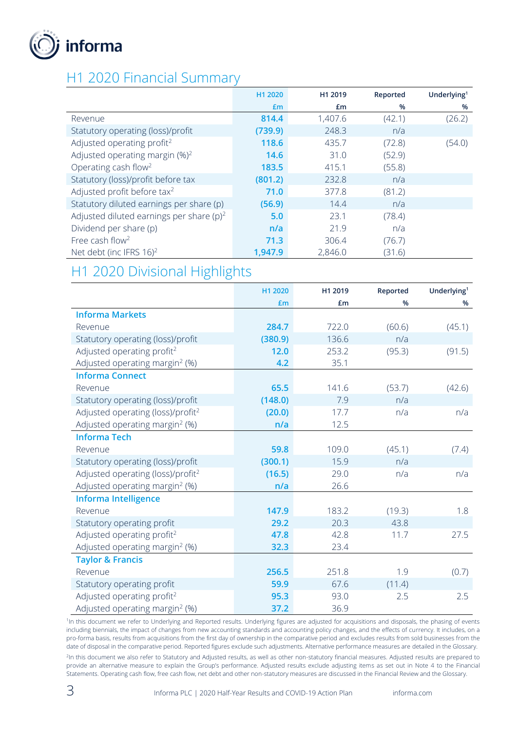# H1 2020 Financial Summary

| | H1 2020 £m | H1 2019 £m | Reported % | Underlying[1] % |
|---|---|---|---|---|
| Revenue | **814.4** | 1,407.6 | (42.1) | (26.2) |
| Statutory operating (loss)/profit | **(739.9)** | 248.3 | n/a | |
| Adjusted operating profit[2] | **118.6** | 435.7 | (72.8) | (54.0) |
| Adjusted operating margin (%)[2] | **14.6** | 31.0 | (52.9) | |
| Operating cash flow[2] | **183.5** | 415.1 | (55.8) | |
| Statutory (loss)/profit before tax | **(801.2)** | 232.8 | n/a | |
| Adjusted profit before tax[2] | **71.0** | 377.8 | (81.2) | |
| Statutory diluted earnings per share (p) | **(56.9)** | 14.4 | n/a | |
| Adjusted diluted earnings per share (p)[2] | **5.0** | 23.1 | (78.4) | |
| Dividend per share (p) | **n/a** | 21.9 | n/a | |
| Free cash flow[2] | **71.3** | 306.4 | (76.7) | |
| Net debt (inc IFRS 16)[2] | **1,947.9** | 2,846.0 | (31.6) | |

# H1 2020 Divisional Highlights

| | H1 2020 £m | H1 2019 £m | Reported % | Underlying[1] % |
|---|---|---|---|---|
| **Informa Markets** | | | | |
| Revenue | **284.7** | 722.0 | (60.6) | (45.1) |
| Statutory operating (loss)/profit | **(380.9)** | 136.6 | n/a | |
| Adjusted operating profit[2] | **12.0** | 253.2 | (95.3) | (91.5) |
| Adjusted operating margin[2] (%) | **4.2** | 35.1 | | |
| **Informa Connect** | | | | |
| Revenue | **65.5** | 141.6 | (53.7) | (42.6) |
| Statutory operating (loss)/profit | **(148.0)** | 7.9 | n/a | |
| Adjusted operating (loss)/profit[2] | **(20.0)** | 17.7 | n/a | n/a |
| Adjusted operating margin[2] (%) | **n/a** | 12.5 | | |
| **Informa Tech** | | | | |
| Revenue | **59.8** | 109.0 | (45.1) | (7.4) |
| Statutory operating (loss)/profit | **(300.1)** | 15.9 | n/a | |
| Adjusted operating (loss)/profit[2] | **(16.5)** | 29.0 | n/a | n/a |
| Adjusted operating margin[2] (%) | **n/a** | 26.6 | | |
| **Informa Intelligence** | | | | |
| Revenue | **147.9** | 183.2 | (19.3) | 1.8 |
| Statutory operating profit | **29.2** | 20.3 | 43.8 | |
| Adjusted operating profit[2] | **47.8** | 42.8 | 11.7 | 27.5 |
| Adjusted operating margin[2] (%) | **32.3** | 23.4 | | |
| **Taylor & Francis** | | | | |
| Revenue | **256.5** | 251.8 | 1.9 | (0.7) |
| Statutory operating profit | **59.9** | 67.6 | (11.4) | |
| Adjusted operating profit[2] | **95.3** | 93.0 | 2.5 | 2.5 |
| Adjusted operating margin[2] (%) | **37.2** | 36.9 | | |

[1]In this document we refer to Underlying and Reported results. Underlying figures are adjusted for acquisitions and disposals, the phasing of events including biennials, the impact of changes from new accounting standards and accounting policy changes, and the effects of currency. It includes, on a pro-forma basis, results from acquisitions from the first day of ownership in the comparative period and excludes results from sold businesses from the date of disposal in the comparative period. Reported figures exclude such adjustments. Alternative performance measures are detailed in the Glossary.

[2]In this document we also refer to Statutory and Adjusted results, as well as other non-statutory financial measures. Adjusted results are prepared to provide an alternative measure to explain the Group's performance. Adjusted results exclude adjusting items as set out in Note 4 to the Financial Statements. Operating cash flow, free cash flow, net debt and other non-statutory measures are discussed in the Financial Review and the Glossary.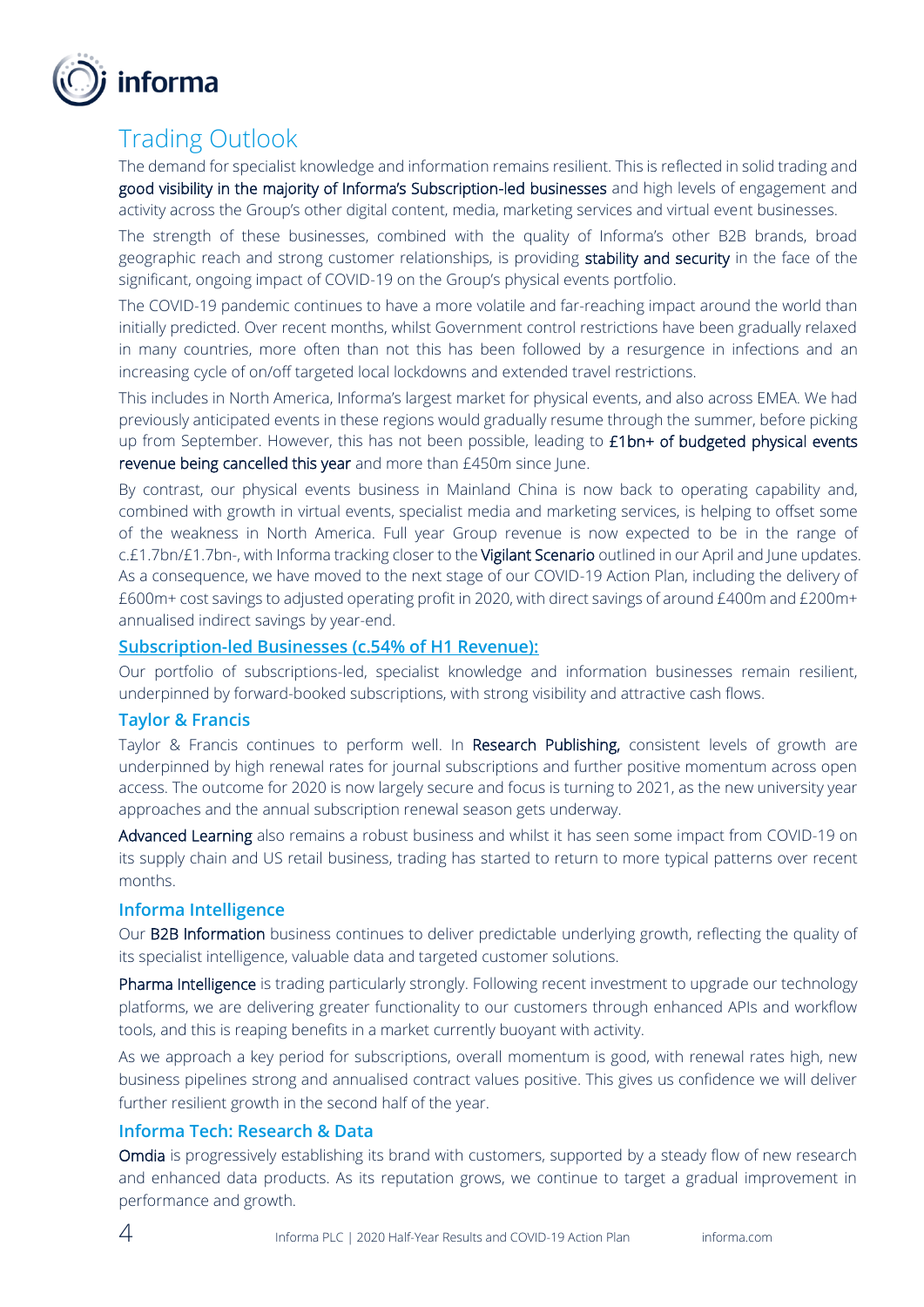## Trading Outlook

The demand for specialist knowledge and information remains resilient. This is reflected in solid trading and good visibility in the majority of Informa's Subscription-led businesses and high levels of engagement and activity across the Group's other digital content, media, marketing services and virtual event businesses.

The strength of these businesses, combined with the quality of Informa's other B2B brands, broad geographic reach and strong customer relationships, is providing stability and security in the face of the significant, ongoing impact of COVID-19 on the Group's physical events portfolio.

The COVID-19 pandemic continues to have a more volatile and far-reaching impact around the world than initially predicted. Over recent months, whilst Government control restrictions have been gradually relaxed in many countries, more often than not this has been followed by a resurgence in infections and an increasing cycle of on/off targeted local lockdowns and extended travel restrictions.

This includes in North America, Informa's largest market for physical events, and also across EMEA. We had previously anticipated events in these regions would gradually resume through the summer, before picking up from September. However, this has not been possible, leading to £1bn+ of budgeted physical events revenue being cancelled this year and more than £450m since June.

By contrast, our physical events business in Mainland China is now back to operating capability and, combined with growth in virtual events, specialist media and marketing services, is helping to offset some of the weakness in North America. Full year Group revenue is now expected to be in the range of c.£1.7bn/£1.7bn-, with Informa tracking closer to the Vigilant Scenario outlined in our April and June updates. As a consequence, we have moved to the next stage of our COVID-19 Action Plan, including the delivery of £600m+ cost savings to adjusted operating profit in 2020, with direct savings of around £400m and £200m+ annualised indirect savings by year-end.

### Subscription-led Businesses (c.54% of H1 Revenue):

Our portfolio of subscriptions-led, specialist knowledge and information businesses remain resilient, underpinned by forward-booked subscriptions, with strong visibility and attractive cash flows.

#### Taylor & Francis

Taylor & Francis continues to perform well. In Research Publishing, consistent levels of growth are underpinned by high renewal rates for journal subscriptions and further positive momentum across open access. The outcome for 2020 is now largely secure and focus is turning to 2021, as the new university year approaches and the annual subscription renewal season gets underway.

Advanced Learning also remains a robust business and whilst it has seen some impact from COVID-19 on its supply chain and US retail business, trading has started to return to more typical patterns over recent months.

#### Informa Intelligence

Our B2B Information business continues to deliver predictable underlying growth, reflecting the quality of its specialist intelligence, valuable data and targeted customer solutions.

Pharma Intelligence is trading particularly strongly. Following recent investment to upgrade our technology platforms, we are delivering greater functionality to our customers through enhanced APIs and workflow tools, and this is reaping benefits in a market currently buoyant with activity.

As we approach a key period for subscriptions, overall momentum is good, with renewal rates high, new business pipelines strong and annualised contract values positive. This gives us confidence we will deliver further resilient growth in the second half of the year.

#### Informa Tech: Research & Data

Omdia is progressively establishing its brand with customers, supported by a steady flow of new research and enhanced data products. As its reputation grows, we continue to target a gradual improvement in performance and growth.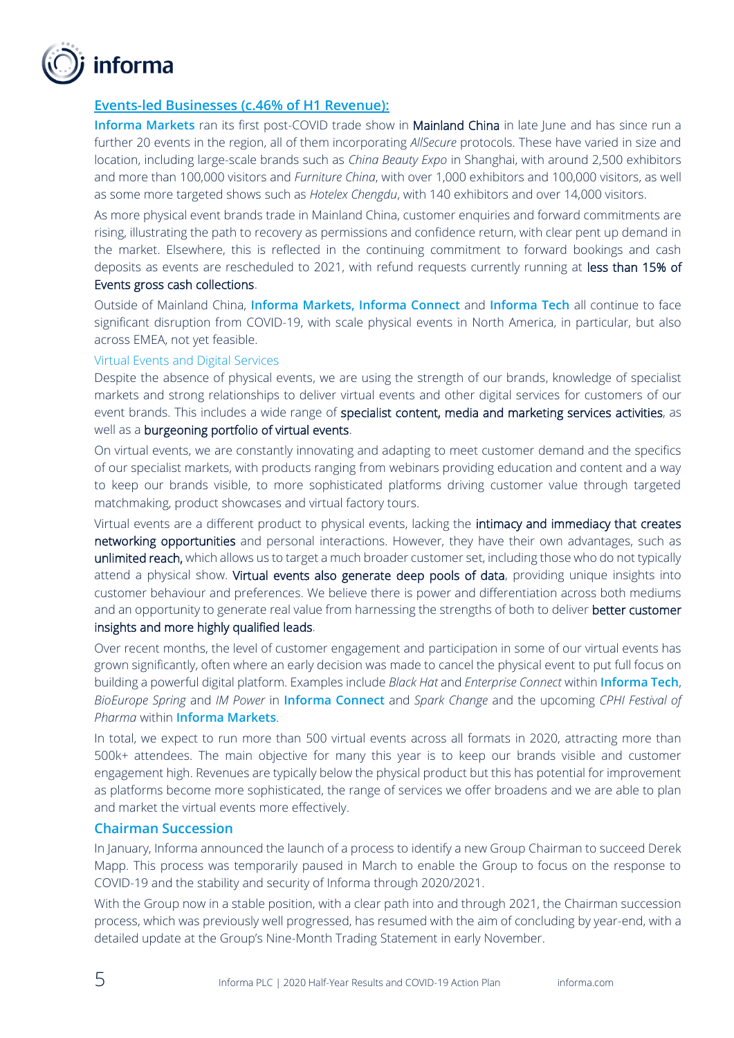## Events-led Businesses (c.46% of H1 Revenue):

**Informa Markets** ran its first post-COVID trade show in Mainland China in late June and has since run a further 20 events in the region, all of them incorporating *AllSecure* protocols. These have varied in size and location, including large-scale brands such as *China Beauty Expo* in Shanghai, with around 2,500 exhibitors and more than 100,000 visitors and *Furniture China*, with over 1,000 exhibitors and 100,000 visitors, as well as some more targeted shows such as *Hotelex Chengdu*, with 140 exhibitors and over 14,000 visitors.

As more physical event brands trade in Mainland China, customer enquiries and forward commitments are rising, illustrating the path to recovery as permissions and confidence return, with clear pent up demand in the market. Elsewhere, this is reflected in the continuing commitment to forward bookings and cash deposits as events are rescheduled to 2021, with refund requests currently running at less than 15% of Events gross cash collections.

Outside of Mainland China, **Informa Markets, Informa Connect** and **Informa Tech** all continue to face significant disruption from COVID-19, with scale physical events in North America, in particular, but also across EMEA, not yet feasible.

### Virtual Events and Digital Services

Despite the absence of physical events, we are using the strength of our brands, knowledge of specialist markets and strong relationships to deliver virtual events and other digital services for customers of our event brands. This includes a wide range of specialist content, media and marketing services activities, as well as a burgeoning portfolio of virtual events.

On virtual events, we are constantly innovating and adapting to meet customer demand and the specifics of our specialist markets, with products ranging from webinars providing education and content and a way to keep our brands visible, to more sophisticated platforms driving customer value through targeted matchmaking, product showcases and virtual factory tours.

Virtual events are a different product to physical events, lacking the intimacy and immediacy that creates networking opportunities and personal interactions. However, they have their own advantages, such as unlimited reach, which allows us to target a much broader customer set, including those who do not typically attend a physical show. Virtual events also generate deep pools of data, providing unique insights into customer behaviour and preferences. We believe there is power and differentiation across both mediums and an opportunity to generate real value from harnessing the strengths of both to deliver better customer insights and more highly qualified leads.

Over recent months, the level of customer engagement and participation in some of our virtual events has grown significantly, often where an early decision was made to cancel the physical event to put full focus on building a powerful digital platform. Examples include *Black Hat* and *Enterprise Connect* within **Informa Tech**, *BioEurope Spring* and *IM Power* in **Informa Connect** and *Spark Change* and the upcoming *CPHI Festival of Pharma* within **Informa Markets**.

In total, we expect to run more than 500 virtual events across all formats in 2020, attracting more than 500k+ attendees. The main objective for many this year is to keep our brands visible and customer engagement high. Revenues are typically below the physical product but this has potential for improvement as platforms become more sophisticated, the range of services we offer broadens and we are able to plan and market the virtual events more effectively.

## Chairman Succession

In January, Informa announced the launch of a process to identify a new Group Chairman to succeed Derek Mapp. This process was temporarily paused in March to enable the Group to focus on the response to COVID-19 and the stability and security of Informa through 2020/2021.

With the Group now in a stable position, with a clear path into and through 2021, the Chairman succession process, which was previously well progressed, has resumed with the aim of concluding by year-end, with a detailed update at the Group's Nine-Month Trading Statement in early November.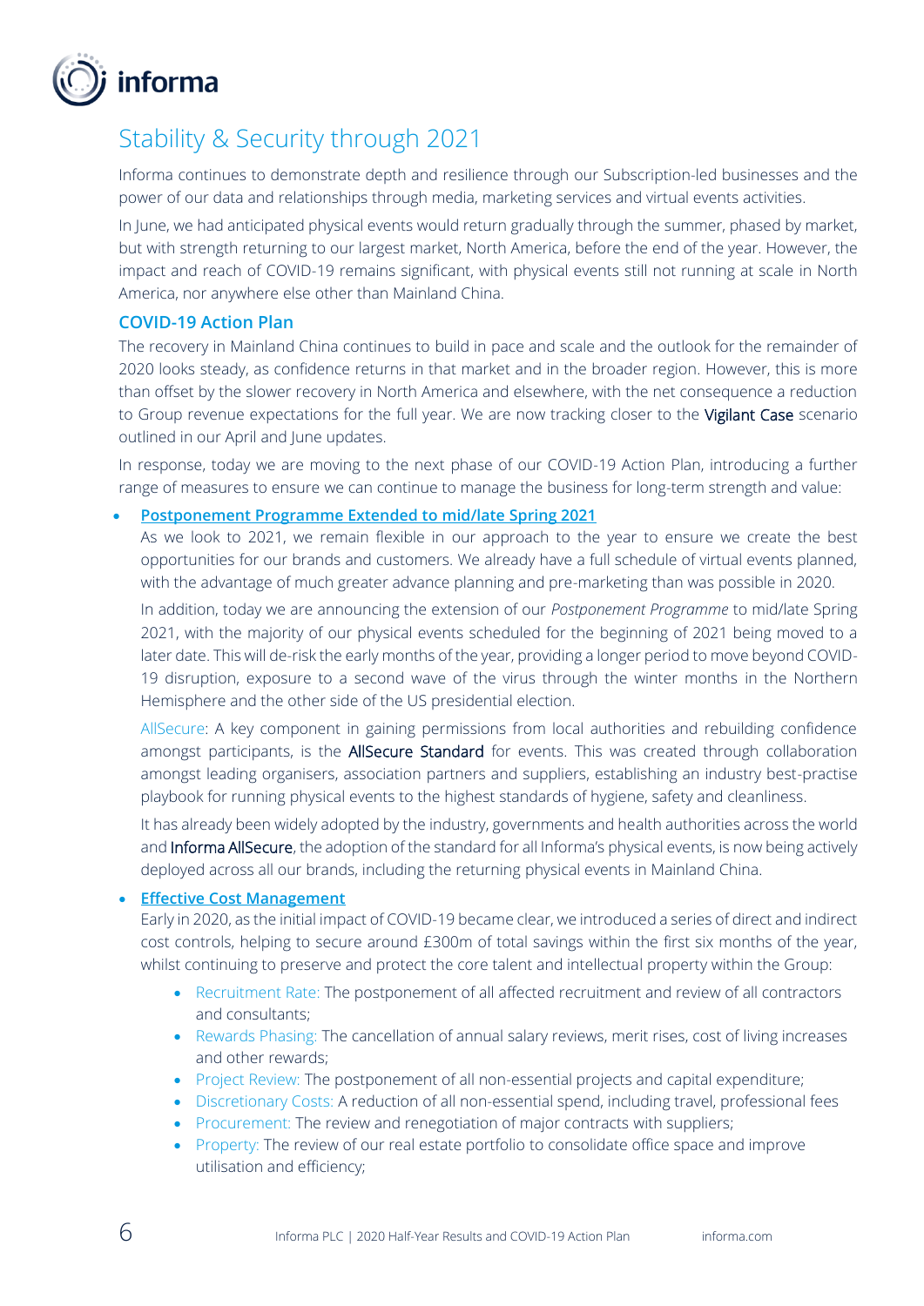## Stability & Security through 2021

Informa continues to demonstrate depth and resilience through our Subscription-led businesses and the power of our data and relationships through media, marketing services and virtual events activities.

In June, we had anticipated physical events would return gradually through the summer, phased by market, but with strength returning to our largest market, North America, before the end of the year. However, the impact and reach of COVID-19 remains significant, with physical events still not running at scale in North America, nor anywhere else other than Mainland China.

### COVID-19 Action Plan

The recovery in Mainland China continues to build in pace and scale and the outlook for the remainder of 2020 looks steady, as confidence returns in that market and in the broader region. However, this is more than offset by the slower recovery in North America and elsewhere, with the net consequence a reduction to Group revenue expectations for the full year. We are now tracking closer to the Vigilant Case scenario outlined in our April and June updates.

In response, today we are moving to the next phase of our COVID-19 Action Plan, introducing a further range of measures to ensure we can continue to manage the business for long-term strength and value:

- **Postponement Programme Extended to mid/late Spring 2021**

  As we look to 2021, we remain flexible in our approach to the year to ensure we create the best opportunities for our brands and customers. We already have a full schedule of virtual events planned, with the advantage of much greater advance planning and pre-marketing than was possible in 2020.

  In addition, today we are announcing the extension of our *Postponement Programme* to mid/late Spring 2021, with the majority of our physical events scheduled for the beginning of 2021 being moved to a later date. This will de-risk the early months of the year, providing a longer period to move beyond COVID-19 disruption, exposure to a second wave of the virus through the winter months in the Northern Hemisphere and the other side of the US presidential election.

  AllSecure: A key component in gaining permissions from local authorities and rebuilding confidence amongst participants, is the AllSecure Standard for events. This was created through collaboration amongst leading organisers, association partners and suppliers, establishing an industry best-practise playbook for running physical events to the highest standards of hygiene, safety and cleanliness.

  It has already been widely adopted by the industry, governments and health authorities across the world and Informa AllSecure, the adoption of the standard for all Informa's physical events, is now being actively deployed across all our brands, including the returning physical events in Mainland China.

- **Effective Cost Management**

  Early in 2020, as the initial impact of COVID-19 became clear, we introduced a series of direct and indirect cost controls, helping to secure around £300m of total savings within the first six months of the year, whilst continuing to preserve and protect the core talent and intellectual property within the Group:

  - Recruitment Rate: The postponement of all affected recruitment and review of all contractors and consultants;
  - Rewards Phasing: The cancellation of annual salary reviews, merit rises, cost of living increases and other rewards;
  - Project Review: The postponement of all non-essential projects and capital expenditure;
  - Discretionary Costs: A reduction of all non-essential spend, including travel, professional fees
  - Procurement: The review and renegotiation of major contracts with suppliers;
  - Property: The review of our real estate portfolio to consolidate office space and improve utilisation and efficiency;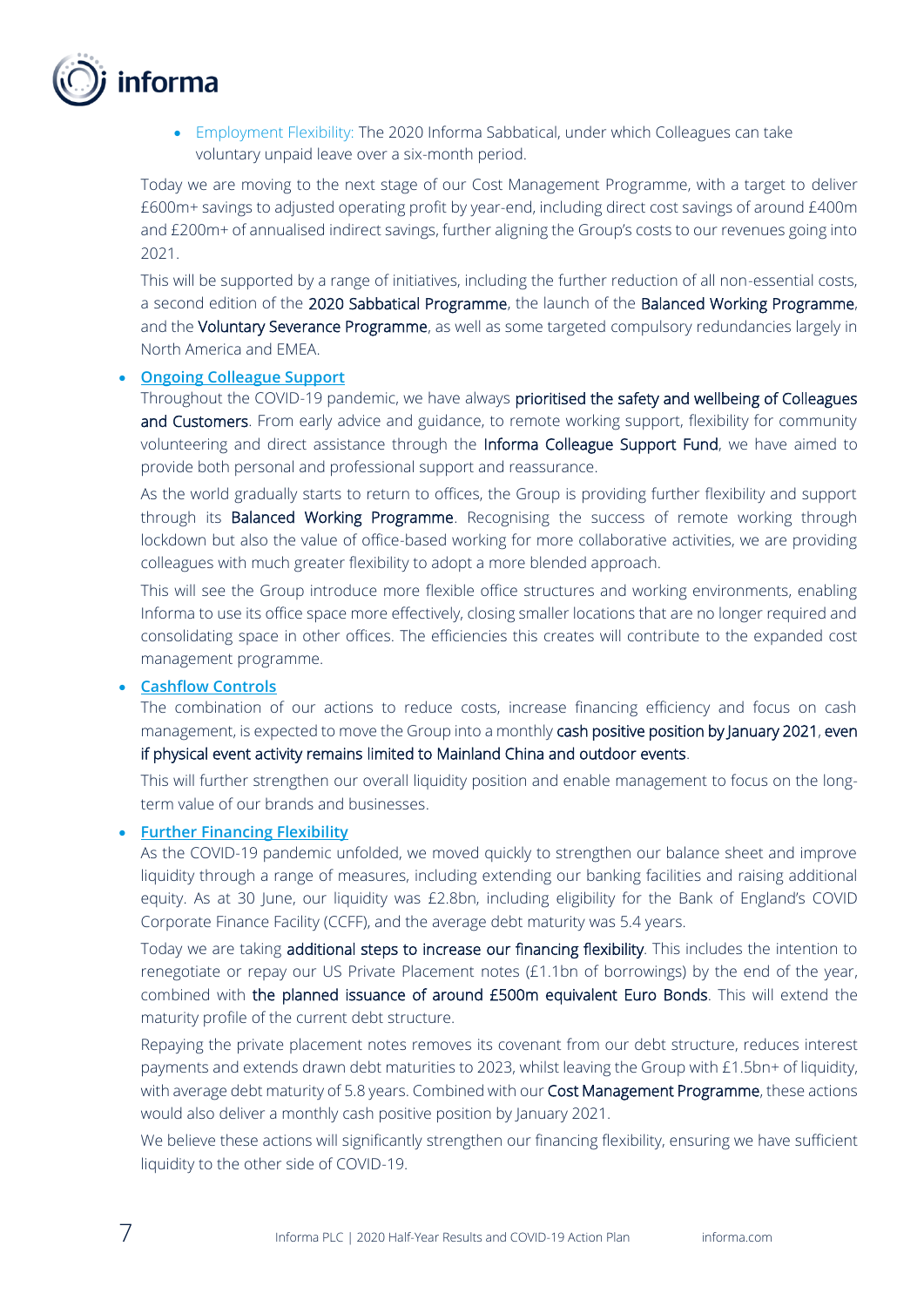- Employment Flexibility: The 2020 Informa Sabbatical, under which Colleagues can take voluntary unpaid leave over a six-month period.

Today we are moving to the next stage of our Cost Management Programme, with a target to deliver £600m+ savings to adjusted operating profit by year-end, including direct cost savings of around £400m and £200m+ of annualised indirect savings, further aligning the Group's costs to our revenues going into 2021.

This will be supported by a range of initiatives, including the further reduction of all non-essential costs, a second edition of the 2020 Sabbatical Programme, the launch of the Balanced Working Programme, and the Voluntary Severance Programme, as well as some targeted compulsory redundancies largely in North America and EMEA.

- **Ongoing Colleague Support**

  Throughout the COVID-19 pandemic, we have always prioritised the safety and wellbeing of Colleagues and Customers. From early advice and guidance, to remote working support, flexibility for community volunteering and direct assistance through the Informa Colleague Support Fund, we have aimed to provide both personal and professional support and reassurance.

  As the world gradually starts to return to offices, the Group is providing further flexibility and support through its Balanced Working Programme. Recognising the success of remote working through lockdown but also the value of office-based working for more collaborative activities, we are providing colleagues with much greater flexibility to adopt a more blended approach.

  This will see the Group introduce more flexible office structures and working environments, enabling Informa to use its office space more effectively, closing smaller locations that are no longer required and consolidating space in other offices. The efficiencies this creates will contribute to the expanded cost management programme.

- **Cashflow Controls**

  The combination of our actions to reduce costs, increase financing efficiency and focus on cash management, is expected to move the Group into a monthly cash positive position by January 2021, even if physical event activity remains limited to Mainland China and outdoor events.

  This will further strengthen our overall liquidity position and enable management to focus on the long-term value of our brands and businesses.

- **Further Financing Flexibility**

  As the COVID-19 pandemic unfolded, we moved quickly to strengthen our balance sheet and improve liquidity through a range of measures, including extending our banking facilities and raising additional equity. As at 30 June, our liquidity was £2.8bn, including eligibility for the Bank of England's COVID Corporate Finance Facility (CCFF), and the average debt maturity was 5.4 years.

  Today we are taking additional steps to increase our financing flexibility. This includes the intention to renegotiate or repay our US Private Placement notes (£1.1bn of borrowings) by the end of the year, combined with the planned issuance of around £500m equivalent Euro Bonds. This will extend the maturity profile of the current debt structure.

  Repaying the private placement notes removes its covenant from our debt structure, reduces interest payments and extends drawn debt maturities to 2023, whilst leaving the Group with £1.5bn+ of liquidity, with average debt maturity of 5.8 years. Combined with our Cost Management Programme, these actions would also deliver a monthly cash positive position by January 2021.

  We believe these actions will significantly strengthen our financing flexibility, ensuring we have sufficient liquidity to the other side of COVID-19.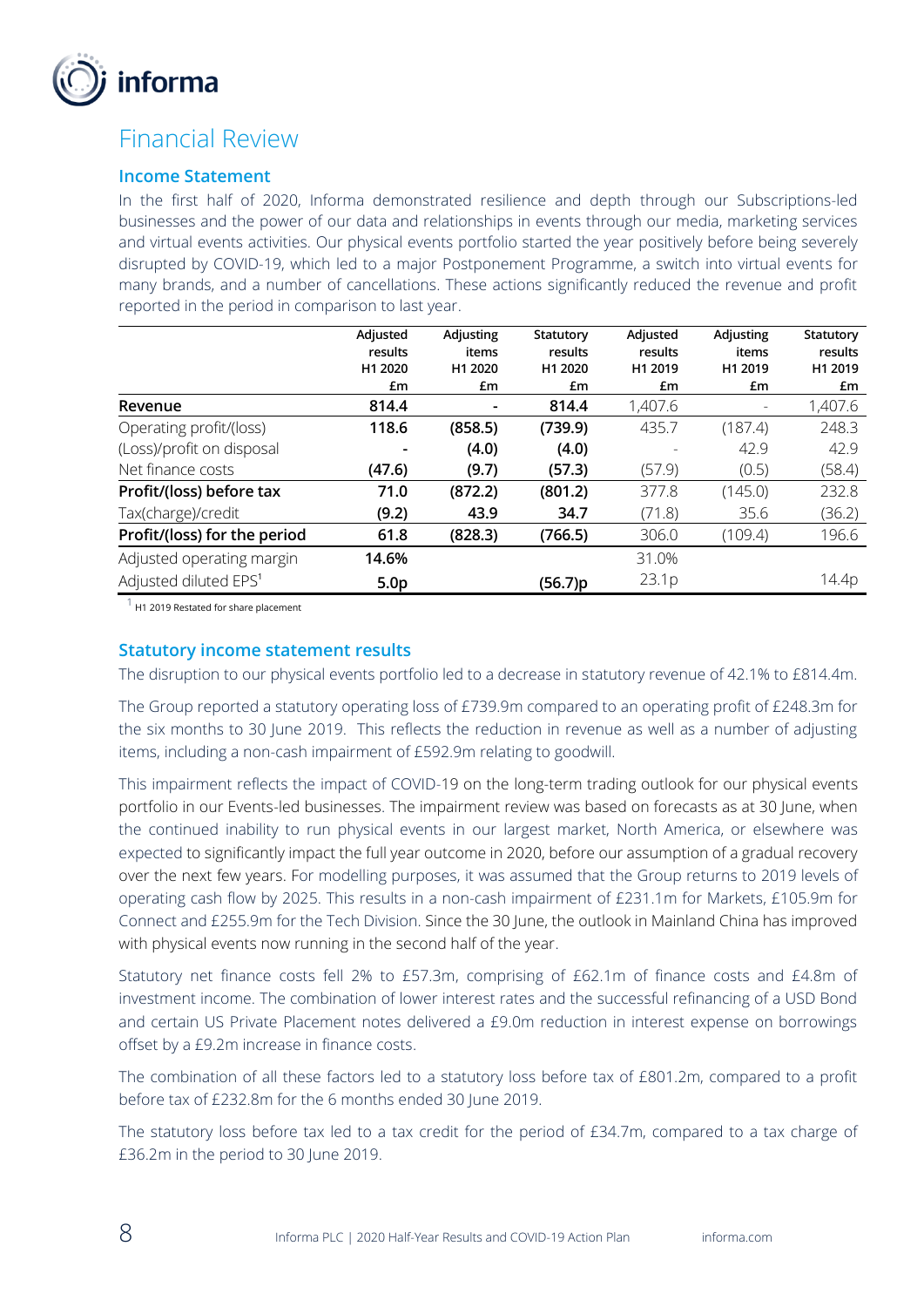# Financial Review

## Income Statement

In the first half of 2020, Informa demonstrated resilience and depth through our Subscriptions-led businesses and the power of our data and relationships in events through our media, marketing services and virtual events activities. Our physical events portfolio started the year positively before being severely disrupted by COVID-19, which led to a major Postponement Programme, a switch into virtual events for many brands, and a number of cancellations. These actions significantly reduced the revenue and profit reported in the period in comparison to last year.

| | Adjusted results H1 2020 £m | Adjusting items H1 2020 £m | Statutory results H1 2020 £m | Adjusted results H1 2019 £m | Adjusting items H1 2019 £m | Statutory results H1 2019 £m |
|---|---|---|---|---|---|---|
| **Revenue** | **814.4** | **-** | **814.4** | 1,407.6 | - | 1,407.6 |
| Operating profit/(loss) | **118.6** | **(858.5)** | **(739.9)** | 435.7 | (187.4) | 248.3 |
| (Loss)/profit on disposal | **-** | **(4.0)** | **(4.0)** | - | 42.9 | 42.9 |
| Net finance costs | **(47.6)** | **(9.7)** | **(57.3)** | (57.9) | (0.5) | (58.4) |
| **Profit/(loss) before tax** | **71.0** | **(872.2)** | **(801.2)** | 377.8 | (145.0) | 232.8 |
| Tax(charge)/credit | **(9.2)** | **43.9** | **34.7** | (71.8) | 35.6 | (36.2) |
| **Profit/(loss) for the period** | **61.8** | **(828.3)** | **(766.5)** | 306.0 | (109.4) | 196.6 |
| Adjusted operating margin | **14.6%** | | | 31.0% | | |
| Adjusted diluted EPS[1] | **5.0p** | | **(56.7)p** | 23.1p | | 14.4p |

[1] H1 2019 Restated for share placement

## Statutory income statement results

The disruption to our physical events portfolio led to a decrease in statutory revenue of 42.1% to £814.4m.

The Group reported a statutory operating loss of £739.9m compared to an operating profit of £248.3m for the six months to 30 June 2019. This reflects the reduction in revenue as well as a number of adjusting items, including a non-cash impairment of £592.9m relating to goodwill.

This impairment reflects the impact of COVID-19 on the long-term trading outlook for our physical events portfolio in our Events-led businesses. The impairment review was based on forecasts as at 30 June, when the continued inability to run physical events in our largest market, North America, or elsewhere was expected to significantly impact the full year outcome in 2020, before our assumption of a gradual recovery over the next few years. For modelling purposes, it was assumed that the Group returns to 2019 levels of operating cash flow by 2025. This results in a non-cash impairment of £231.1m for Markets, £105.9m for Connect and £255.9m for the Tech Division. Since the 30 June, the outlook in Mainland China has improved with physical events now running in the second half of the year.

Statutory net finance costs fell 2% to £57.3m, comprising of £62.1m of finance costs and £4.8m of investment income. The combination of lower interest rates and the successful refinancing of a USD Bond and certain US Private Placement notes delivered a £9.0m reduction in interest expense on borrowings offset by a £9.2m increase in finance costs.

The combination of all these factors led to a statutory loss before tax of £801.2m, compared to a profit before tax of £232.8m for the 6 months ended 30 June 2019.

The statutory loss before tax led to a tax credit for the period of £34.7m, compared to a tax charge of £36.2m in the period to 30 June 2019.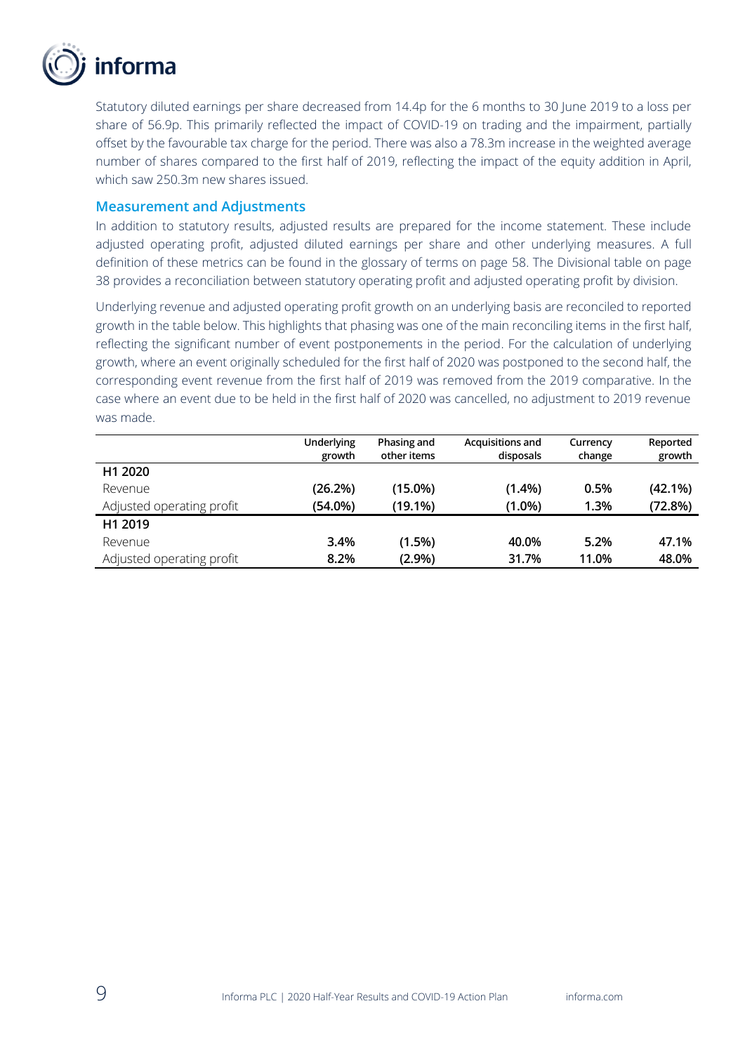Statutory diluted earnings per share decreased from 14.4p for the 6 months to 30 June 2019 to a loss per share of 56.9p. This primarily reflected the impact of COVID-19 on trading and the impairment, partially offset by the favourable tax charge for the period. There was also a 78.3m increase in the weighted average number of shares compared to the first half of 2019, reflecting the impact of the equity addition in April, which saw 250.3m new shares issued.

### Measurement and Adjustments

In addition to statutory results, adjusted results are prepared for the income statement. These include adjusted operating profit, adjusted diluted earnings per share and other underlying measures. A full definition of these metrics can be found in the glossary of terms on page 58. The Divisional table on page 38 provides a reconciliation between statutory operating profit and adjusted operating profit by division.

Underlying revenue and adjusted operating profit growth on an underlying basis are reconciled to reported growth in the table below. This highlights that phasing was one of the main reconciling items in the first half, reflecting the significant number of event postponements in the period. For the calculation of underlying growth, where an event originally scheduled for the first half of 2020 was postponed to the second half, the corresponding event revenue from the first half of 2019 was removed from the 2019 comparative. In the case where an event due to be held in the first half of 2020 was cancelled, no adjustment to 2019 revenue was made.

| | Underlying growth | Phasing and other items | Acquisitions and disposals | Currency change | Reported growth |
|---|---|---|---|---|---|
| **H1 2020** | | | | | |
| Revenue | **(26.2%)** | **(15.0%)** | **(1.4%)** | **0.5%** | **(42.1%)** |
| Adjusted operating profit | **(54.0%)** | **(19.1%)** | **(1.0%)** | **1.3%** | **(72.8%)** |
| **H1 2019** | | | | | |
| Revenue | **3.4%** | **(1.5%)** | **40.0%** | **5.2%** | **47.1%** |
| Adjusted operating profit | **8.2%** | **(2.9%)** | **31.7%** | **11.0%** | **48.0%** |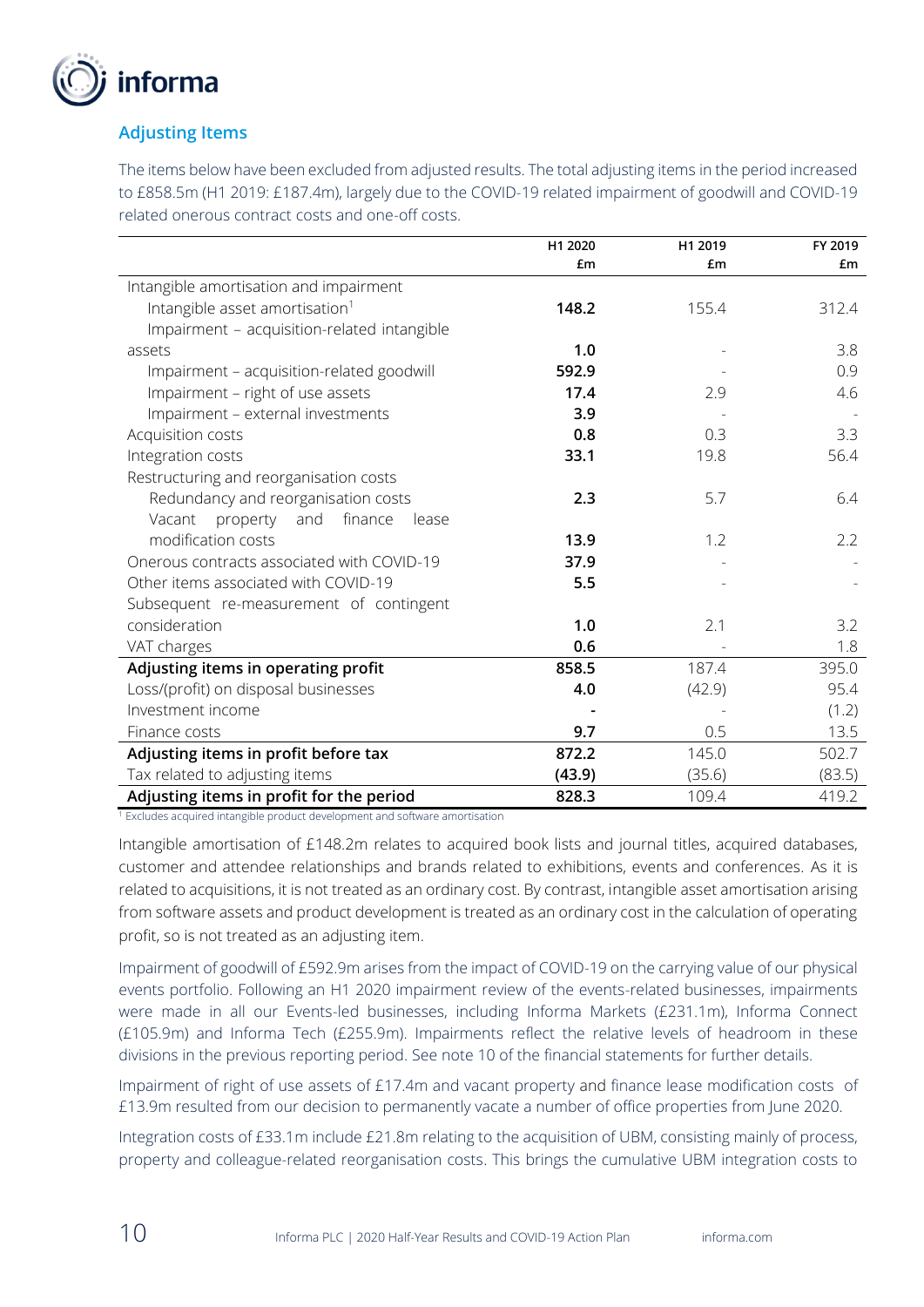## Adjusting Items

The items below have been excluded from adjusted results. The total adjusting items in the period increased to £858.5m (H1 2019: £187.4m), largely due to the COVID-19 related impairment of goodwill and COVID-19 related onerous contract costs and one-off costs.

| | H1 2020 £m | H1 2019 £m | FY 2019 £m |
|---|---|---|---|
| Intangible amortisation and impairment | | | |
| Intangible asset amortisation[1] | **148.2** | 155.4 | 312.4 |
| Impairment – acquisition-related intangible assets | **1.0** | - | 3.8 |
| Impairment – acquisition-related goodwill | **592.9** | - | 0.9 |
| Impairment – right of use assets | **17.4** | 2.9 | 4.6 |
| Impairment – external investments | **3.9** | - | - |
| Acquisition costs | **0.8** | 0.3 | 3.3 |
| Integration costs | **33.1** | 19.8 | 56.4 |
| Restructuring and reorganisation costs | | | |
| Redundancy and reorganisation costs | **2.3** | 5.7 | 6.4 |
| Vacant property and finance lease modification costs | **13.9** | 1.2 | 2.2 |
| Onerous contracts associated with COVID-19 | **37.9** | - | - |
| Other items associated with COVID-19 | **5.5** | - | - |
| Subsequent re-measurement of contingent consideration | **1.0** | 2.1 | 3.2 |
| VAT charges | **0.6** | - | 1.8 |
| **Adjusting items in operating profit** | **858.5** | 187.4 | 395.0 |
| Loss/(profit) on disposal businesses | **4.0** | (42.9) | 95.4 |
| Investment income | **-** | - | (1.2) |
| Finance costs | **9.7** | 0.5 | 13.5 |
| **Adjusting items in profit before tax** | **872.2** | 145.0 | 502.7 |
| Tax related to adjusting items | **(43.9)** | (35.6) | (83.5) |
| **Adjusting items in profit for the period** | **828.3** | 109.4 | 419.2 |

[1] Excludes acquired intangible product development and software amortisation

Intangible amortisation of £148.2m relates to acquired book lists and journal titles, acquired databases, customer and attendee relationships and brands related to exhibitions, events and conferences. As it is related to acquisitions, it is not treated as an ordinary cost. By contrast, intangible asset amortisation arising from software assets and product development is treated as an ordinary cost in the calculation of operating profit, so is not treated as an adjusting item.

Impairment of goodwill of £592.9m arises from the impact of COVID-19 on the carrying value of our physical events portfolio. Following an H1 2020 impairment review of the events-related businesses, impairments were made in all our Events-led businesses, including Informa Markets (£231.1m), Informa Connect (£105.9m) and Informa Tech (£255.9m). Impairments reflect the relative levels of headroom in these divisions in the previous reporting period. See note 10 of the financial statements for further details.

Impairment of right of use assets of £17.4m and vacant property and finance lease modification costs of £13.9m resulted from our decision to permanently vacate a number of office properties from June 2020.

Integration costs of £33.1m include £21.8m relating to the acquisition of UBM, consisting mainly of process, property and colleague-related reorganisation costs. This brings the cumulative UBM integration costs to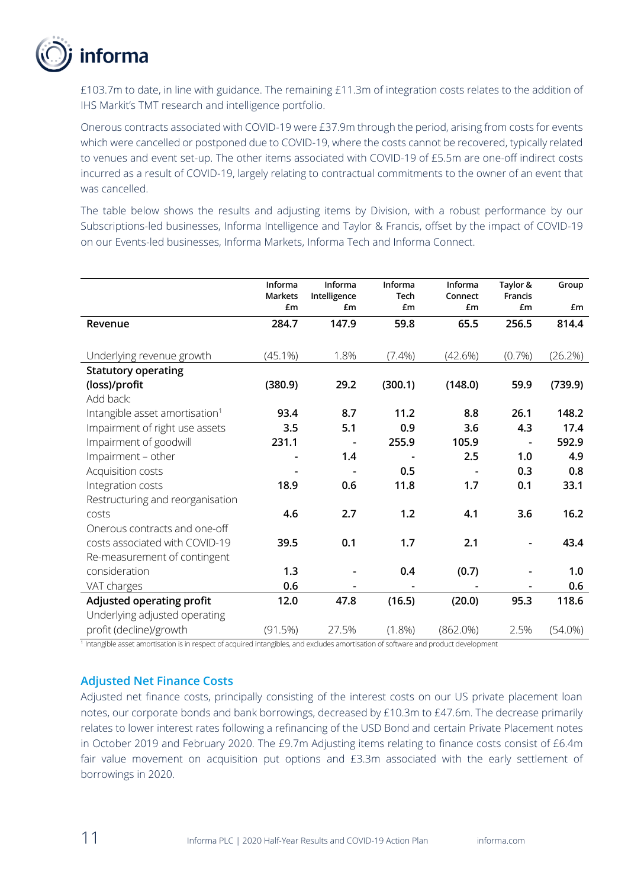£103.7m to date, in line with guidance. The remaining £11.3m of integration costs relates to the addition of IHS Markit's TMT research and intelligence portfolio.

Onerous contracts associated with COVID-19 were £37.9m through the period, arising from costs for events which were cancelled or postponed due to COVID-19, where the costs cannot be recovered, typically related to venues and event set-up. The other items associated with COVID-19 of £5.5m are one-off indirect costs incurred as a result of COVID-19, largely relating to contractual commitments to the owner of an event that was cancelled.

The table below shows the results and adjusting items by Division, with a robust performance by our Subscriptions-led businesses, Informa Intelligence and Taylor & Francis, offset by the impact of COVID-19 on our Events-led businesses, Informa Markets, Informa Tech and Informa Connect.

| | Informa Markets £m | Informa Intelligence £m | Informa Tech £m | Informa Connect £m | Taylor & Francis £m | Group £m |
|---|---|---|---|---|---|---|
| **Revenue** | **284.7** | **147.9** | **59.8** | **65.5** | **256.5** | **814.4** |
| Underlying revenue growth | (45.1%) | 1.8% | (7.4%) | (42.6%) | (0.7%) | (26.2%) |
| **Statutory operating (loss)/profit** | **(380.9)** | **29.2** | **(300.1)** | **(148.0)** | **59.9** | **(739.9)** |
| Add back: | | | | | | |
| Intangible asset amortisation[1] | **93.4** | **8.7** | **11.2** | **8.8** | **26.1** | **148.2** |
| Impairment of right use assets | **3.5** | **5.1** | **0.9** | **3.6** | **4.3** | **17.4** |
| Impairment of goodwill | **231.1** | - | **255.9** | **105.9** | - | **592.9** |
| Impairment – other | - | **1.4** | - | **2.5** | **1.0** | **4.9** |
| Acquisition costs | - | - | **0.5** | - | **0.3** | **0.8** |
| Integration costs | **18.9** | **0.6** | **11.8** | **1.7** | **0.1** | **33.1** |
| Restructuring and reorganisation costs | **4.6** | **2.7** | **1.2** | **4.1** | **3.6** | **16.2** |
| Onerous contracts and one-off costs associated with COVID-19 | **39.5** | **0.1** | **1.7** | **2.1** | - | **43.4** |
| Re-measurement of contingent consideration | **1.3** | - | **0.4** | **(0.7)** | - | **1.0** |
| VAT charges | **0.6** | - | - | - | - | **0.6** |
| **Adjusted operating profit** | **12.0** | **47.8** | **(16.5)** | **(20.0)** | **95.3** | **118.6** |
| Underlying adjusted operating profit (decline)/growth | (91.5%) | 27.5% | (1.8%) | (862.0%) | 2.5% | (54.0%) |

[1] Intangible asset amortisation is in respect of acquired intangibles, and excludes amortisation of software and product development

## Adjusted Net Finance Costs

Adjusted net finance costs, principally consisting of the interest costs on our US private placement loan notes, our corporate bonds and bank borrowings, decreased by £10.3m to £47.6m. The decrease primarily relates to lower interest rates following a refinancing of the USD Bond and certain Private Placement notes in October 2019 and February 2020. The £9.7m Adjusting items relating to finance costs consist of £6.4m fair value movement on acquisition put options and £3.3m associated with the early settlement of borrowings in 2020.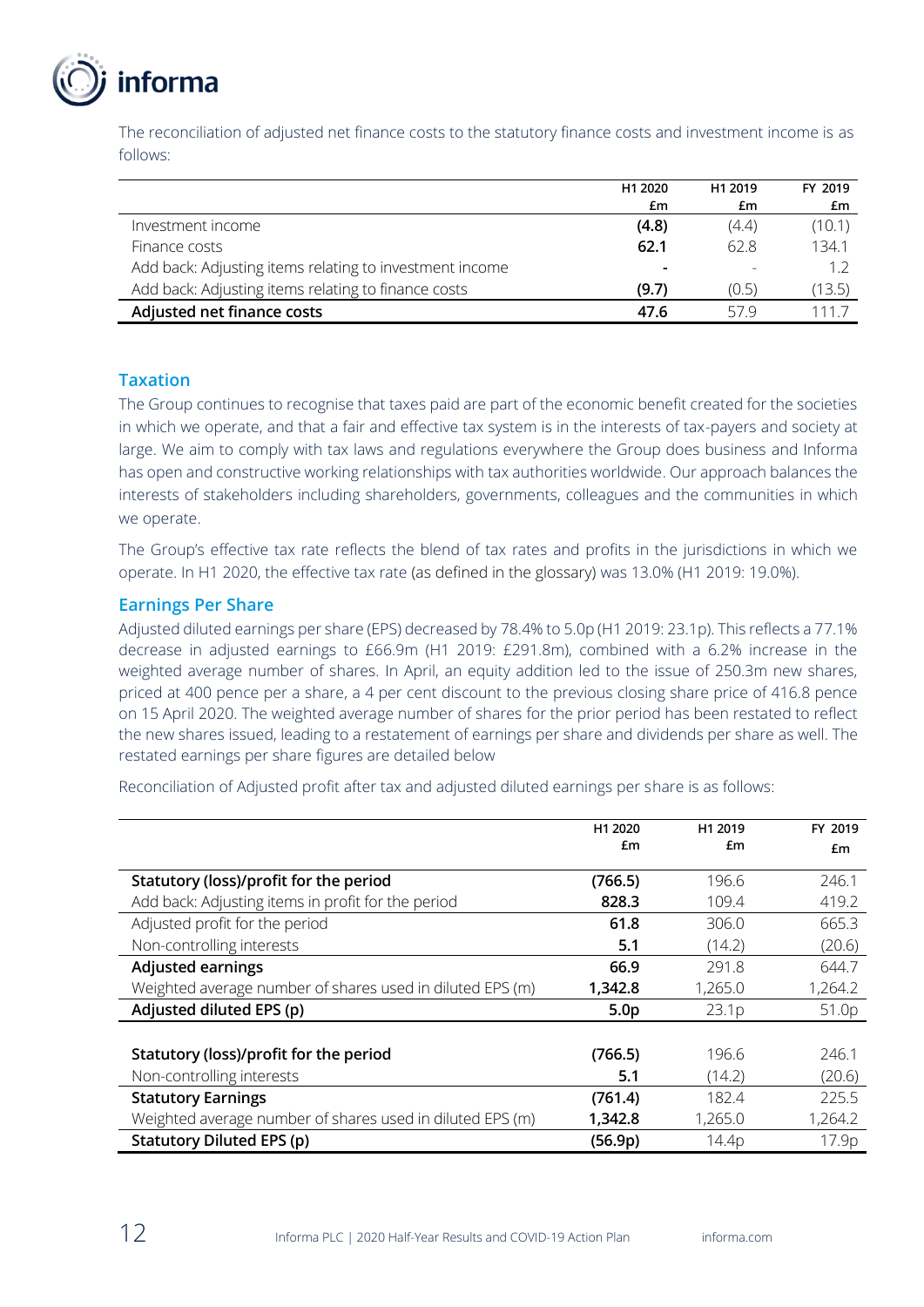The reconciliation of adjusted net finance costs to the statutory finance costs and investment income is as follows:

| | H1 2020 £m | H1 2019 £m | FY 2019 £m |
|---|---|---|---|
| Investment income | **(4.8)** | (4.4) | (10.1) |
| Finance costs | **62.1** | 62.8 | 134.1 |
| Add back: Adjusting items relating to investment income | **-** | - | 1.2 |
| Add back: Adjusting items relating to finance costs | **(9.7)** | (0.5) | (13.5) |
| **Adjusted net finance costs** | **47.6** | 57.9 | 111.7 |

## Taxation

The Group continues to recognise that taxes paid are part of the economic benefit created for the societies in which we operate, and that a fair and effective tax system is in the interests of tax-payers and society at large. We aim to comply with tax laws and regulations everywhere the Group does business and Informa has open and constructive working relationships with tax authorities worldwide. Our approach balances the interests of stakeholders including shareholders, governments, colleagues and the communities in which we operate.

The Group's effective tax rate reflects the blend of tax rates and profits in the jurisdictions in which we operate. In H1 2020, the effective tax rate (as defined in the glossary) was 13.0% (H1 2019: 19.0%).

## Earnings Per Share

Adjusted diluted earnings per share (EPS) decreased by 78.4% to 5.0p (H1 2019: 23.1p). This reflects a 77.1% decrease in adjusted earnings to £66.9m (H1 2019: £291.8m), combined with a 6.2% increase in the weighted average number of shares. In April, an equity addition led to the issue of 250.3m new shares, priced at 400 pence per a share, a 4 per cent discount to the previous closing share price of 416.8 pence on 15 April 2020. The weighted average number of shares for the prior period has been restated to reflect the new shares issued, leading to a restatement of earnings per share and dividends per share as well. The restated earnings per share figures are detailed below

Reconciliation of Adjusted profit after tax and adjusted diluted earnings per share is as follows:

| | H1 2020 £m | H1 2019 £m | FY 2019 £m |
|---|---|---|---|
| **Statutory (loss)/profit for the period** | **(766.5)** | 196.6 | 246.1 |
| Add back: Adjusting items in profit for the period | **828.3** | 109.4 | 419.2 |
| Adjusted profit for the period | **61.8** | 306.0 | 665.3 |
| Non-controlling interests | **5.1** | (14.2) | (20.6) |
| **Adjusted earnings** | **66.9** | 291.8 | 644.7 |
| Weighted average number of shares used in diluted EPS (m) | **1,342.8** | 1,265.0 | 1,264.2 |
| **Adjusted diluted EPS (p)** | **5.0p** | 23.1p | 51.0p |
| | | | |
| **Statutory (loss)/profit for the period** | **(766.5)** | 196.6 | 246.1 |
| Non-controlling interests | **5.1** | (14.2) | (20.6) |
| **Statutory Earnings** | **(761.4)** | 182.4 | 225.5 |
| Weighted average number of shares used in diluted EPS (m) | **1,342.8** | 1,265.0 | 1,264.2 |
| **Statutory Diluted EPS (p)** | **(56.9p)** | 14.4p | 17.9p |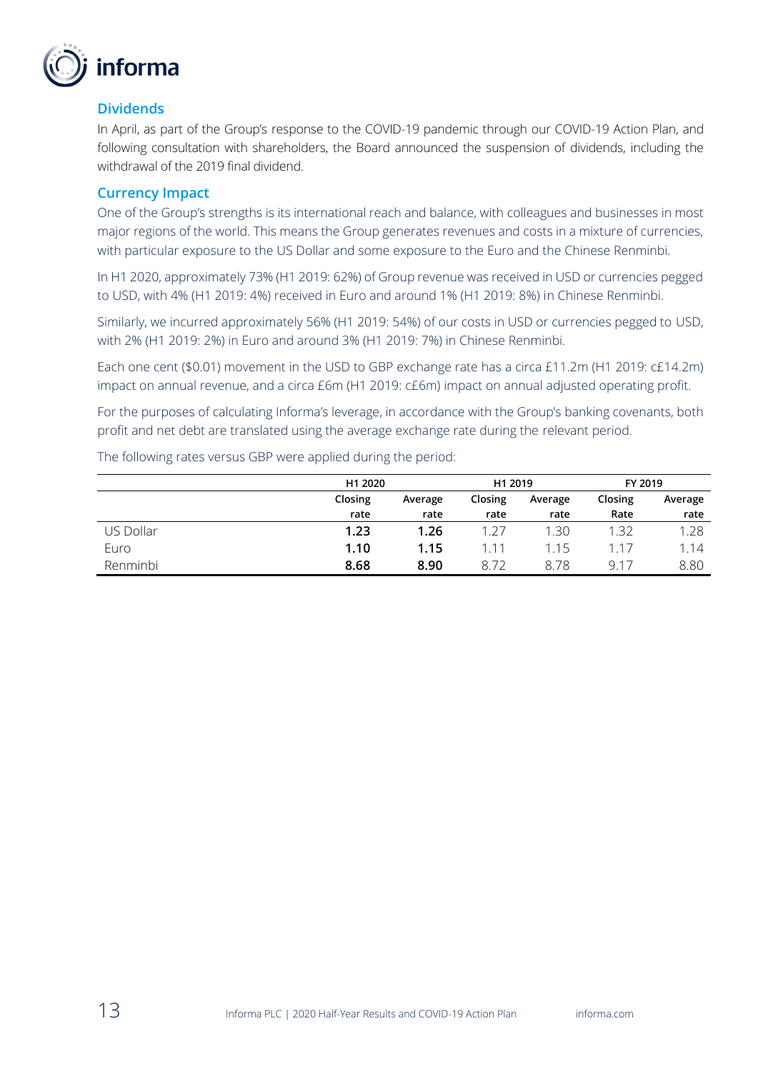## Dividends

In April, as part of the Group's response to the COVID-19 pandemic through our COVID-19 Action Plan, and following consultation with shareholders, the Board announced the suspension of dividends, including the withdrawal of the 2019 final dividend.

## Currency Impact

One of the Group's strengths is its international reach and balance, with colleagues and businesses in most major regions of the world. This means the Group generates revenues and costs in a mixture of currencies, with particular exposure to the US Dollar and some exposure to the Euro and the Chinese Renminbi.

In H1 2020, approximately 73% (H1 2019: 62%) of Group revenue was received in USD or currencies pegged to USD, with 4% (H1 2019: 4%) received in Euro and around 1% (H1 2019: 8%) in Chinese Renminbi.

Similarly, we incurred approximately 56% (H1 2019: 54%) of our costs in USD or currencies pegged to USD, with 2% (H1 2019: 2%) in Euro and around 3% (H1 2019: 7%) in Chinese Renminbi.

Each one cent ($0.01) movement in the USD to GBP exchange rate has a circa £11.2m (H1 2019: c£14.2m) impact on annual revenue, and a circa £6m (H1 2019: c£6m) impact on annual adjusted operating profit.

For the purposes of calculating Informa's leverage, in accordance with the Group's banking covenants, both profit and net debt are translated using the average exchange rate during the relevant period.

The following rates versus GBP were applied during the period:

| | H1 2020 | | H1 2019 | | FY 2019 | |
|---|---|---|---|---|---|---|
| | Closing rate | Average rate | Closing rate | Average rate | Closing Rate | Average rate |
| US Dollar | **1.23** | **1.26** | 1.27 | 1.30 | 1.32 | 1.28 |
| Euro | **1.10** | **1.15** | 1.11 | 1.15 | 1.17 | 1.14 |
| Renminbi | **8.68** | **8.90** | 8.72 | 8.78 | 9.17 | 8.80 |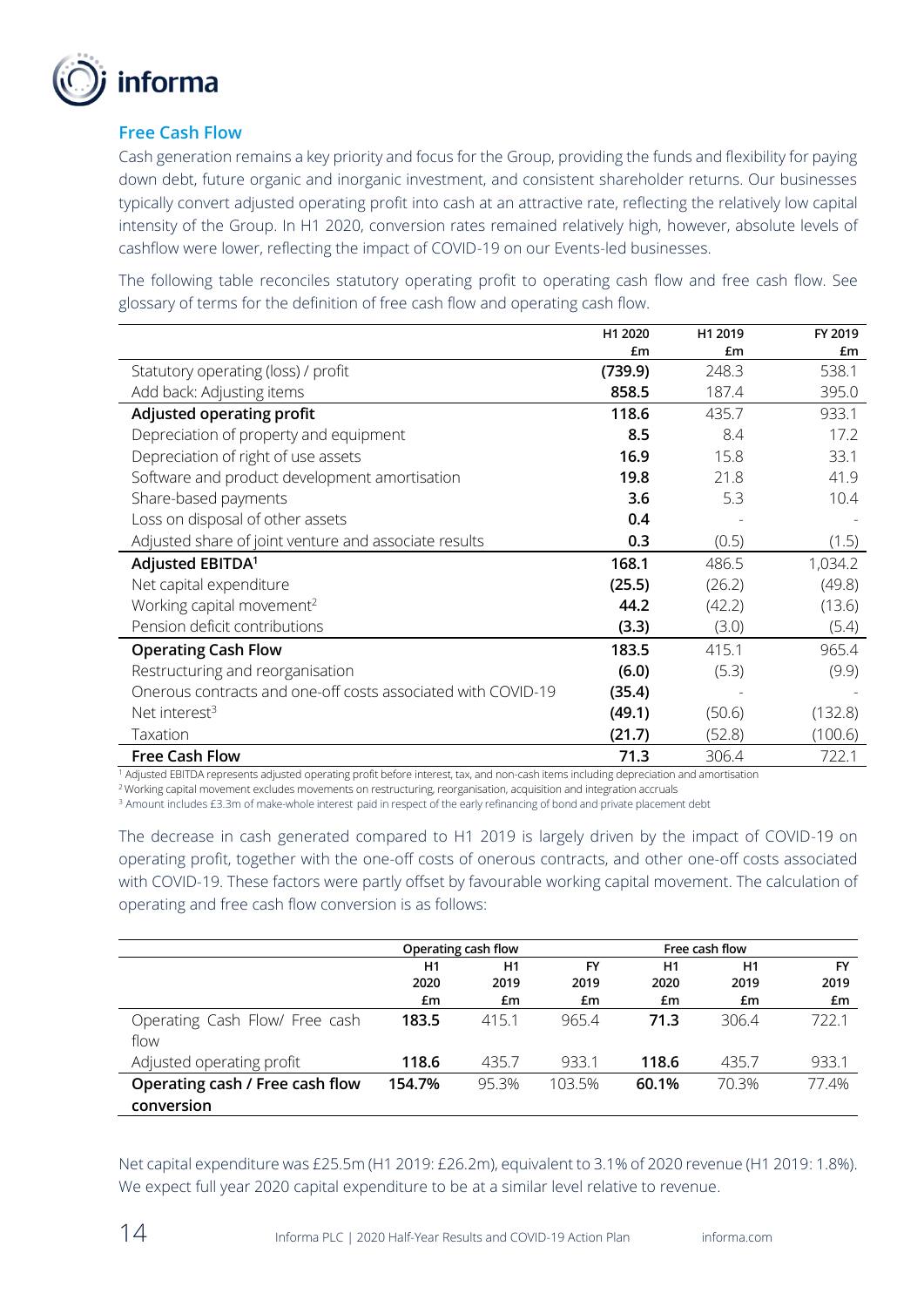## Free Cash Flow

Cash generation remains a key priority and focus for the Group, providing the funds and flexibility for paying down debt, future organic and inorganic investment, and consistent shareholder returns. Our businesses typically convert adjusted operating profit into cash at an attractive rate, reflecting the relatively low capital intensity of the Group. In H1 2020, conversion rates remained relatively high, however, absolute levels of cashflow were lower, reflecting the impact of COVID-19 on our Events-led businesses.

The following table reconciles statutory operating profit to operating cash flow and free cash flow. See glossary of terms for the definition of free cash flow and operating cash flow.

| | H1 2020 £m | H1 2019 £m | FY 2019 £m |
|---|---|---|---|
| Statutory operating (loss) / profit | **(739.9)** | 248.3 | 538.1 |
| Add back: Adjusting items | **858.5** | 187.4 | 395.0 |
| **Adjusted operating profit** | **118.6** | 435.7 | 933.1 |
| Depreciation of property and equipment | **8.5** | 8.4 | 17.2 |
| Depreciation of right of use assets | **16.9** | 15.8 | 33.1 |
| Software and product development amortisation | **19.8** | 21.8 | 41.9 |
| Share-based payments | **3.6** | 5.3 | 10.4 |
| Loss on disposal of other assets | **0.4** | - | - |
| Adjusted share of joint venture and associate results | **0.3** | (0.5) | (1.5) |
| **Adjusted EBITDA[1]** | **168.1** | 486.5 | 1,034.2 |
| Net capital expenditure | **(25.5)** | (26.2) | (49.8) |
| Working capital movement[2] | **44.2** | (42.2) | (13.6) |
| Pension deficit contributions | **(3.3)** | (3.0) | (5.4) |
| **Operating Cash Flow** | **183.5** | 415.1 | 965.4 |
| Restructuring and reorganisation | **(6.0)** | (5.3) | (9.9) |
| Onerous contracts and one-off costs associated with COVID-19 | **(35.4)** | - | - |
| Net interest[3] | **(49.1)** | (50.6) | (132.8) |
| Taxation | **(21.7)** | (52.8) | (100.6) |
| **Free Cash Flow** | **71.3** | 306.4 | 722.1 |

[1] Adjusted EBITDA represents adjusted operating profit before interest, tax, and non-cash items including depreciation and amortisation
[2] Working capital movement excludes movements on restructuring, reorganisation, acquisition and integration accruals
[3] Amount includes £3.3m of make-whole interest paid in respect of the early refinancing of bond and private placement debt

The decrease in cash generated compared to H1 2019 is largely driven by the impact of COVID-19 on operating profit, together with the one-off costs of onerous contracts, and other one-off costs associated with COVID-19. These factors were partly offset by favourable working capital movement. The calculation of operating and free cash flow conversion is as follows:

| | Operating cash flow | | | Free cash flow | | |
|---|---|---|---|---|---|---|
| | H1 2020 £m | H1 2019 £m | FY 2019 £m | H1 2020 £m | H1 2019 £m | FY 2019 £m |
| Operating Cash Flow/ Free cash flow | **183.5** | 415.1 | 965.4 | **71.3** | 306.4 | 722.1 |
| Adjusted operating profit | **118.6** | 435.7 | 933.1 | **118.6** | 435.7 | 933.1 |
| **Operating cash / Free cash flow conversion** | **154.7%** | 95.3% | 103.5% | **60.1%** | 70.3% | 77.4% |

Net capital expenditure was £25.5m (H1 2019: £26.2m), equivalent to 3.1% of 2020 revenue (H1 2019: 1.8%). We expect full year 2020 capital expenditure to be at a similar level relative to revenue.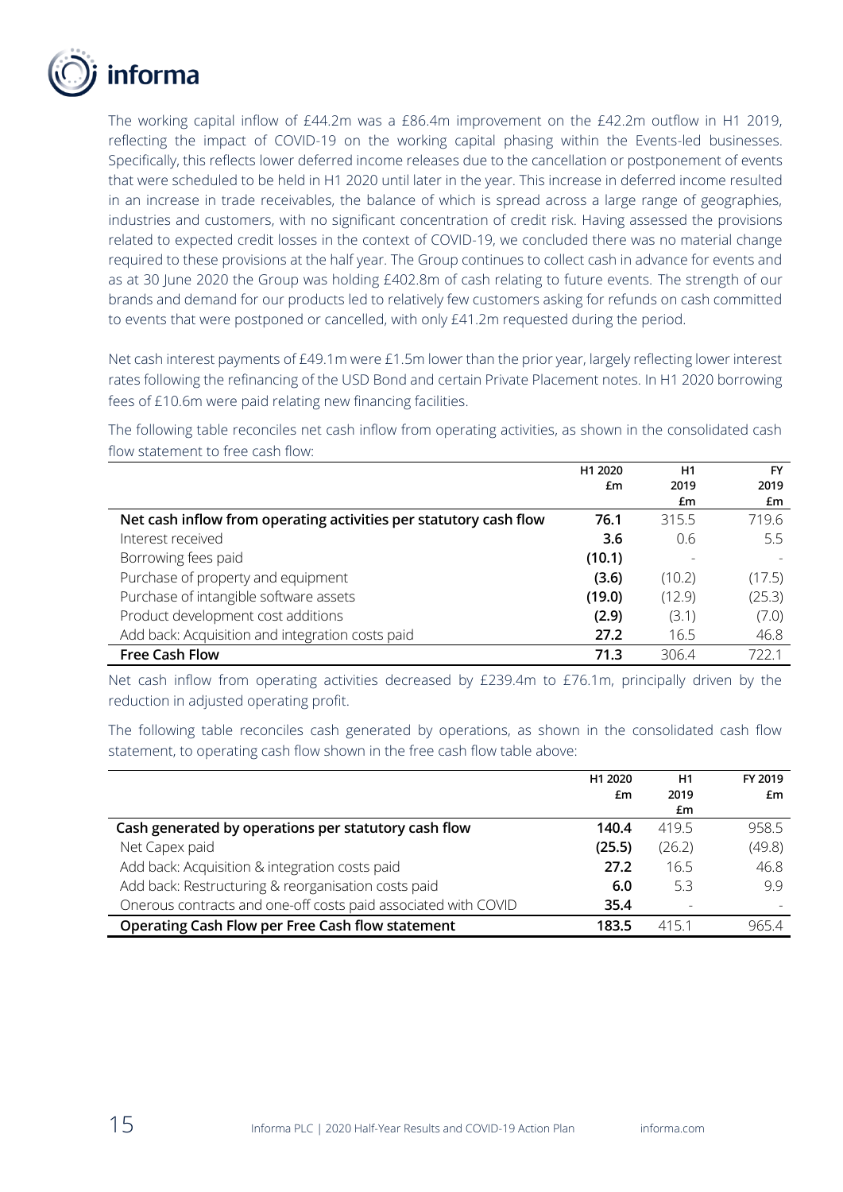The working capital inflow of £44.2m was a £86.4m improvement on the £42.2m outflow in H1 2019, reflecting the impact of COVID-19 on the working capital phasing within the Events-led businesses. Specifically, this reflects lower deferred income releases due to the cancellation or postponement of events that were scheduled to be held in H1 2020 until later in the year. This increase in deferred income resulted in an increase in trade receivables, the balance of which is spread across a large range of geographies, industries and customers, with no significant concentration of credit risk. Having assessed the provisions related to expected credit losses in the context of COVID-19, we concluded there was no material change required to these provisions at the half year. The Group continues to collect cash in advance for events and as at 30 June 2020 the Group was holding £402.8m of cash relating to future events. The strength of our brands and demand for our products led to relatively few customers asking for refunds on cash committed to events that were postponed or cancelled, with only £41.2m requested during the period.

Net cash interest payments of £49.1m were £1.5m lower than the prior year, largely reflecting lower interest rates following the refinancing of the USD Bond and certain Private Placement notes. In H1 2020 borrowing fees of £10.6m were paid relating new financing facilities.

The following table reconciles net cash inflow from operating activities, as shown in the consolidated cash flow statement to free cash flow:

| | H1 2020 £m | H1 2019 £m | FY 2019 £m |
|---|---|---|---|
| **Net cash inflow from operating activities per statutory cash flow** | **76.1** | 315.5 | 719.6 |
| Interest received | **3.6** | 0.6 | 5.5 |
| Borrowing fees paid | **(10.1)** | - | - |
| Purchase of property and equipment | **(3.6)** | (10.2) | (17.5) |
| Purchase of intangible software assets | **(19.0)** | (12.9) | (25.3) |
| Product development cost additions | **(2.9)** | (3.1) | (7.0) |
| Add back: Acquisition and integration costs paid | **27.2** | 16.5 | 46.8 |
| **Free Cash Flow** | **71.3** | 306.4 | 722.1 |

Net cash inflow from operating activities decreased by £239.4m to £76.1m, principally driven by the reduction in adjusted operating profit.

The following table reconciles cash generated by operations, as shown in the consolidated cash flow statement, to operating cash flow shown in the free cash flow table above:

| | H1 2020 £m | H1 2019 £m | FY 2019 £m |
|---|---|---|---|
| **Cash generated by operations per statutory cash flow** | **140.4** | 419.5 | 958.5 |
| Net Capex paid | **(25.5)** | (26.2) | (49.8) |
| Add back: Acquisition & integration costs paid | **27.2** | 16.5 | 46.8 |
| Add back: Restructuring & reorganisation costs paid | **6.0** | 5.3 | 9.9 |
| Onerous contracts and one-off costs paid associated with COVID | **35.4** | - | - |
| **Operating Cash Flow per Free Cash flow statement** | **183.5** | 415.1 | 965.4 |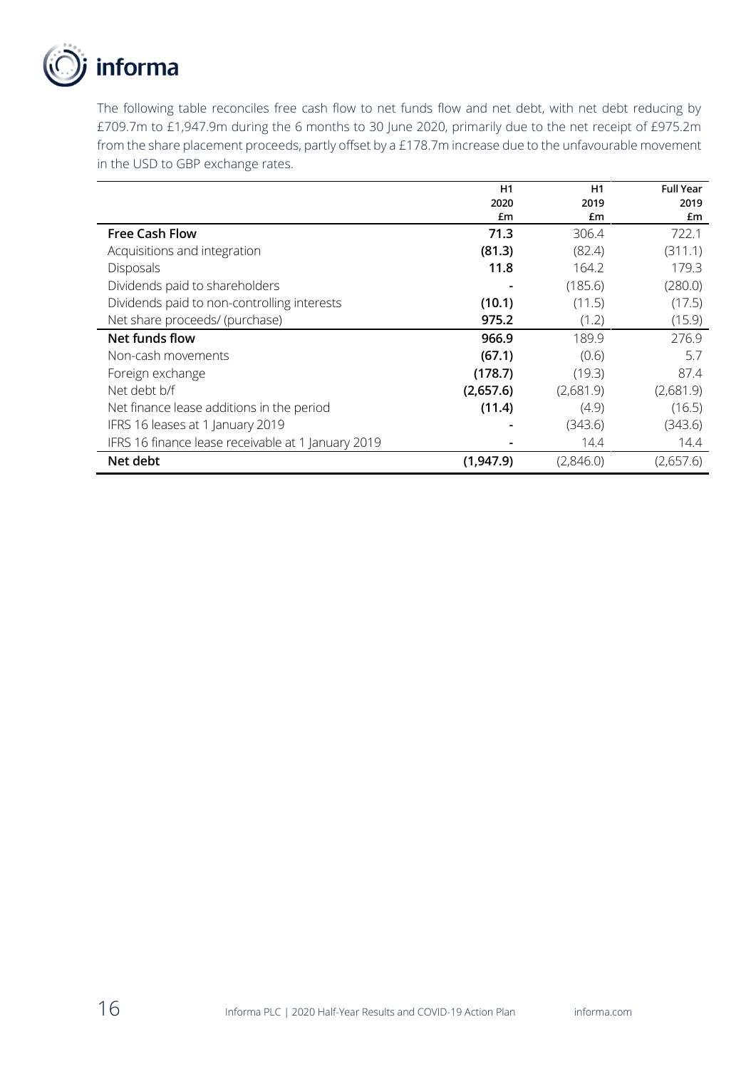The following table reconciles free cash flow to net funds flow and net debt, with net debt reducing by £709.7m to £1,947.9m during the 6 months to 30 June 2020, primarily due to the net receipt of £975.2m from the share placement proceeds, partly offset by a £178.7m increase due to the unfavourable movement in the USD to GBP exchange rates.

| | H1 2020 £m | H1 2019 £m | Full Year 2019 £m |
|---|---|---|---|
| **Free Cash Flow** | **71.3** | 306.4 | 722.1 |
| Acquisitions and integration | **(81.3)** | (82.4) | (311.1) |
| Disposals | **11.8** | 164.2 | 179.3 |
| Dividends paid to shareholders | **-** | (185.6) | (280.0) |
| Dividends paid to non-controlling interests | **(10.1)** | (11.5) | (17.5) |
| Net share proceeds/ (purchase) | **975.2** | (1.2) | (15.9) |
| **Net funds flow** | **966.9** | 189.9 | 276.9 |
| Non-cash movements | **(67.1)** | (0.6) | 5.7 |
| Foreign exchange | **(178.7)** | (19.3) | 87.4 |
| Net debt b/f | **(2,657.6)** | (2,681.9) | (2,681.9) |
| Net finance lease additions in the period | **(11.4)** | (4.9) | (16.5) |
| IFRS 16 leases at 1 January 2019 | **-** | (343.6) | (343.6) |
| IFRS 16 finance lease receivable at 1 January 2019 | **-** | 14.4 | 14.4 |
| **Net debt** | **(1,947.9)** | (2,846.0) | (2,657.6) |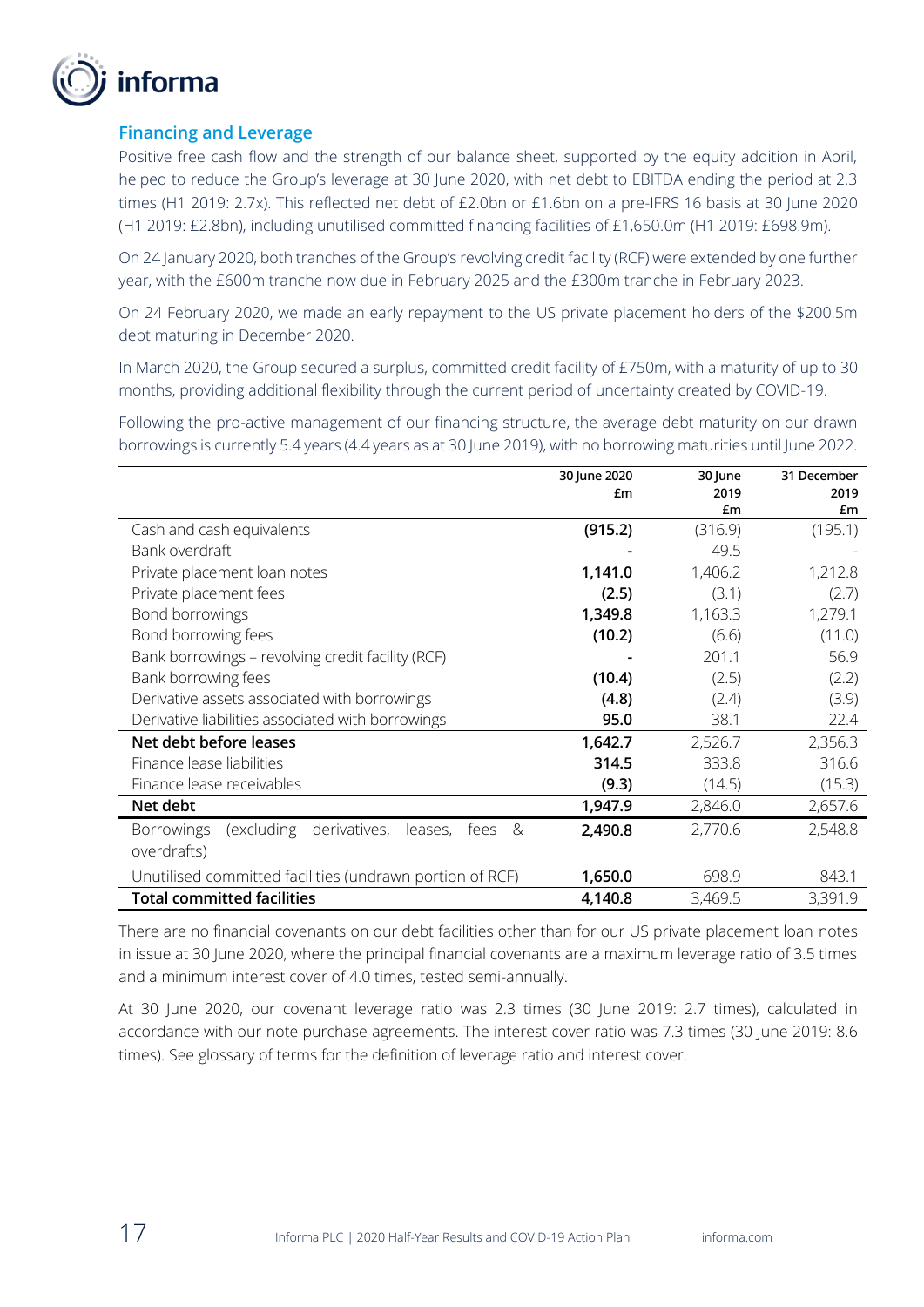## Financing and Leverage

Positive free cash flow and the strength of our balance sheet, supported by the equity addition in April, helped to reduce the Group's leverage at 30 June 2020, with net debt to EBITDA ending the period at 2.3 times (H1 2019: 2.7x). This reflected net debt of £2.0bn or £1.6bn on a pre-IFRS 16 basis at 30 June 2020 (H1 2019: £2.8bn), including unutilised committed financing facilities of £1,650.0m (H1 2019: £698.9m).

On 24 January 2020, both tranches of the Group's revolving credit facility (RCF) were extended by one further year, with the £600m tranche now due in February 2025 and the £300m tranche in February 2023.

On 24 February 2020, we made an early repayment to the US private placement holders of the $200.5m debt maturing in December 2020.

In March 2020, the Group secured a surplus, committed credit facility of £750m, with a maturity of up to 30 months, providing additional flexibility through the current period of uncertainty created by COVID-19.

Following the pro-active management of our financing structure, the average debt maturity on our drawn borrowings is currently 5.4 years (4.4 years as at 30 June 2019), with no borrowing maturities until June 2022.

| | 30 June 2020 £m | 30 June 2019 £m | 31 December 2019 £m |
|---|---|---|---|
| Cash and cash equivalents | **(915.2)** | (316.9) | (195.1) |
| Bank overdraft | **-** | 49.5 | - |
| Private placement loan notes | **1,141.0** | 1,406.2 | 1,212.8 |
| Private placement fees | **(2.5)** | (3.1) | (2.7) |
| Bond borrowings | **1,349.8** | 1,163.3 | 1,279.1 |
| Bond borrowing fees | **(10.2)** | (6.6) | (11.0) |
| Bank borrowings – revolving credit facility (RCF) | **-** | 201.1 | 56.9 |
| Bank borrowing fees | **(10.4)** | (2.5) | (2.2) |
| Derivative assets associated with borrowings | **(4.8)** | (2.4) | (3.9) |
| Derivative liabilities associated with borrowings | **95.0** | 38.1 | 22.4 |
| **Net debt before leases** | **1,642.7** | 2,526.7 | 2,356.3 |
| Finance lease liabilities | **314.5** | 333.8 | 316.6 |
| Finance lease receivables | **(9.3)** | (14.5) | (15.3) |
| **Net debt** | **1,947.9** | 2,846.0 | 2,657.6 |
| Borrowings (excluding derivatives, leases, fees & overdrafts) | **2,490.8** | 2,770.6 | 2,548.8 |
| Unutilised committed facilities (undrawn portion of RCF) | **1,650.0** | 698.9 | 843.1 |
| **Total committed facilities** | **4,140.8** | 3,469.5 | 3,391.9 |

There are no financial covenants on our debt facilities other than for our US private placement loan notes in issue at 30 June 2020, where the principal financial covenants are a maximum leverage ratio of 3.5 times and a minimum interest cover of 4.0 times, tested semi-annually.

At 30 June 2020, our covenant leverage ratio was 2.3 times (30 June 2019: 2.7 times), calculated in accordance with our note purchase agreements. The interest cover ratio was 7.3 times (30 June 2019: 8.6 times). See glossary of terms for the definition of leverage ratio and interest cover.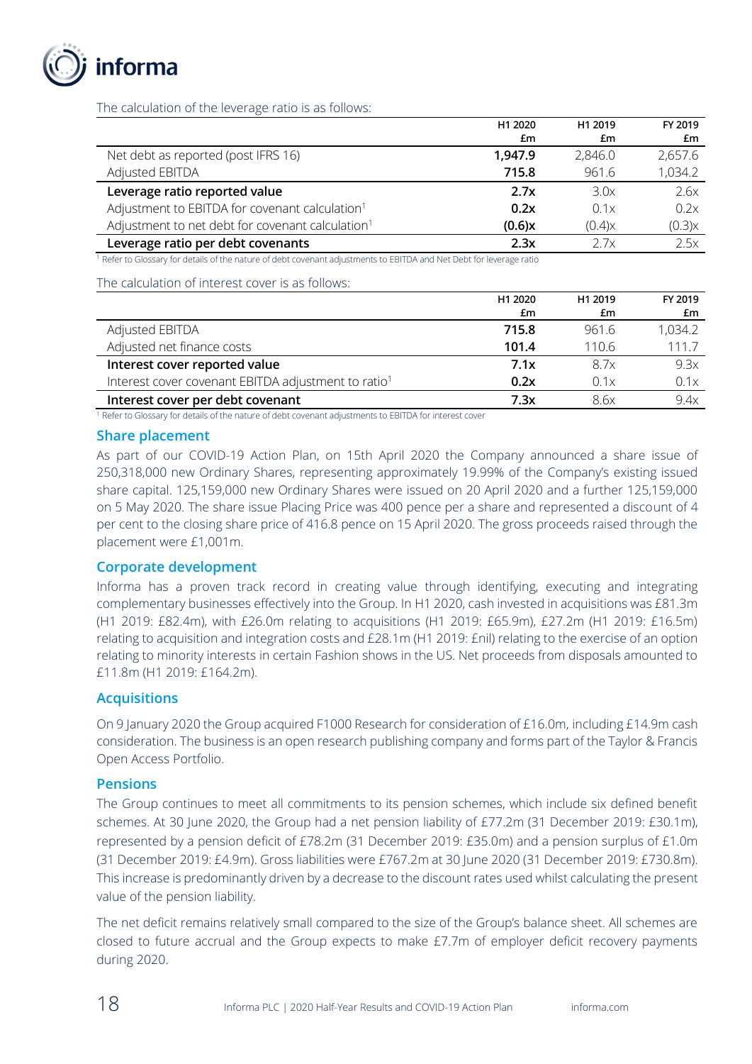The calculation of the leverage ratio is as follows:

| | H1 2020 £m | H1 2019 £m | FY 2019 £m |
|---|---|---|---|
| Net debt as reported (post IFRS 16) | **1,947.9** | 2,846.0 | 2,657.6 |
| Adjusted EBITDA | **715.8** | 961.6 | 1,034.2 |
| **Leverage ratio reported value** | **2.7x** | 3.0x | 2.6x |
| Adjustment to EBITDA for covenant calculation[1] | **0.2x** | 0.1x | 0.2x |
| Adjustment to net debt for covenant calculation[1] | **(0.6)x** | (0.4)x | (0.3)x |
| **Leverage ratio per debt covenants** | **2.3x** | 2.7x | 2.5x |

[1] Refer to Glossary for details of the nature of debt covenant adjustments to EBITDA and Net Debt for leverage ratio

The calculation of interest cover is as follows:

| | H1 2020 £m | H1 2019 £m | FY 2019 £m |
|---|---|---|---|
| Adjusted EBITDA | **715.8** | 961.6 | 1,034.2 |
| Adjusted net finance costs | **101.4** | 110.6 | 111.7 |
| **Interest cover reported value** | **7.1x** | 8.7x | 9.3x |
| Interest cover covenant EBITDA adjustment to ratio[1] | **0.2x** | 0.1x | 0.1x |
| **Interest cover per debt covenant** | **7.3x** | 8.6x | 9.4x |

[1] Refer to Glossary for details of the nature of debt covenant adjustments to EBITDA for interest cover

## Share placement

As part of our COVID-19 Action Plan, on 15th April 2020 the Company announced a share issue of 250,318,000 new Ordinary Shares, representing approximately 19.99% of the Company's existing issued share capital. 125,159,000 new Ordinary Shares were issued on 20 April 2020 and a further 125,159,000 on 5 May 2020. The share issue Placing Price was 400 pence per a share and represented a discount of 4 per cent to the closing share price of 416.8 pence on 15 April 2020. The gross proceeds raised through the placement were £1,001m.

## Corporate development

Informa has a proven track record in creating value through identifying, executing and integrating complementary businesses effectively into the Group. In H1 2020, cash invested in acquisitions was £81.3m (H1 2019: £82.4m), with £26.0m relating to acquisitions (H1 2019: £65.9m), £27.2m (H1 2019: £16.5m) relating to acquisition and integration costs and £28.1m (H1 2019: £nil) relating to the exercise of an option relating to minority interests in certain Fashion shows in the US. Net proceeds from disposals amounted to £11.8m (H1 2019: £164.2m).

## Acquisitions

On 9 January 2020 the Group acquired F1000 Research for consideration of £16.0m, including £14.9m cash consideration. The business is an open research publishing company and forms part of the Taylor & Francis Open Access Portfolio.

## Pensions

The Group continues to meet all commitments to its pension schemes, which include six defined benefit schemes. At 30 June 2020, the Group had a net pension liability of £77.2m (31 December 2019: £30.1m), represented by a pension deficit of £78.2m (31 December 2019: £35.0m) and a pension surplus of £1.0m (31 December 2019: £4.9m). Gross liabilities were £767.2m at 30 June 2020 (31 December 2019: £730.8m). This increase is predominantly driven by a decrease to the discount rates used whilst calculating the present value of the pension liability.

The net deficit remains relatively small compared to the size of the Group's balance sheet. All schemes are closed to future accrual and the Group expects to make £7.7m of employer deficit recovery payments during 2020.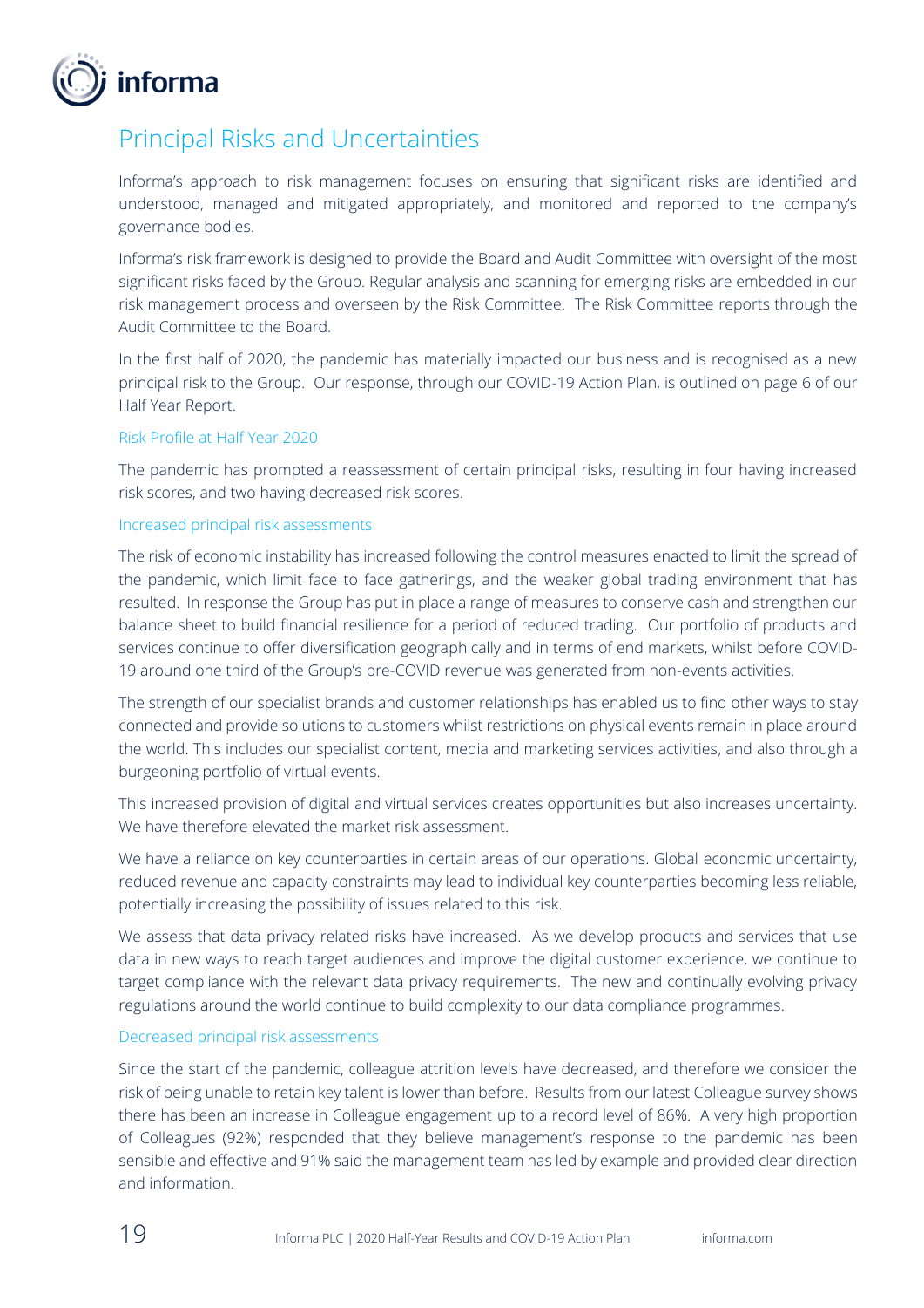# Principal Risks and Uncertainties

Informa's approach to risk management focuses on ensuring that significant risks are identified and understood, managed and mitigated appropriately, and monitored and reported to the company's governance bodies.

Informa's risk framework is designed to provide the Board and Audit Committee with oversight of the most significant risks faced by the Group. Regular analysis and scanning for emerging risks are embedded in our risk management process and overseen by the Risk Committee. The Risk Committee reports through the Audit Committee to the Board.

In the first half of 2020, the pandemic has materially impacted our business and is recognised as a new principal risk to the Group. Our response, through our COVID-19 Action Plan, is outlined on page 6 of our Half Year Report.

## Risk Profile at Half Year 2020

The pandemic has prompted a reassessment of certain principal risks, resulting in four having increased risk scores, and two having decreased risk scores.

### Increased principal risk assessments

The risk of economic instability has increased following the control measures enacted to limit the spread of the pandemic, which limit face to face gatherings, and the weaker global trading environment that has resulted. In response the Group has put in place a range of measures to conserve cash and strengthen our balance sheet to build financial resilience for a period of reduced trading. Our portfolio of products and services continue to offer diversification geographically and in terms of end markets, whilst before COVID-19 around one third of the Group's pre-COVID revenue was generated from non-events activities.

The strength of our specialist brands and customer relationships has enabled us to find other ways to stay connected and provide solutions to customers whilst restrictions on physical events remain in place around the world. This includes our specialist content, media and marketing services activities, and also through a burgeoning portfolio of virtual events.

This increased provision of digital and virtual services creates opportunities but also increases uncertainty. We have therefore elevated the market risk assessment.

We have a reliance on key counterparties in certain areas of our operations. Global economic uncertainty, reduced revenue and capacity constraints may lead to individual key counterparties becoming less reliable, potentially increasing the possibility of issues related to this risk.

We assess that data privacy related risks have increased. As we develop products and services that use data in new ways to reach target audiences and improve the digital customer experience, we continue to target compliance with the relevant data privacy requirements. The new and continually evolving privacy regulations around the world continue to build complexity to our data compliance programmes.

### Decreased principal risk assessments

Since the start of the pandemic, colleague attrition levels have decreased, and therefore we consider the risk of being unable to retain key talent is lower than before. Results from our latest Colleague survey shows there has been an increase in Colleague engagement up to a record level of 86%. A very high proportion of Colleagues (92%) responded that they believe management's response to the pandemic has been sensible and effective and 91% said the management team has led by example and provided clear direction and information.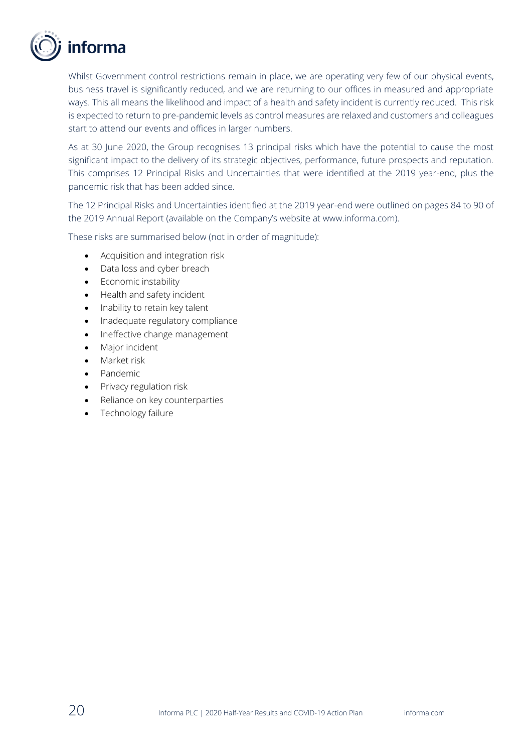Whilst Government control restrictions remain in place, we are operating very few of our physical events, business travel is significantly reduced, and we are returning to our offices in measured and appropriate ways. This all means the likelihood and impact of a health and safety incident is currently reduced. This risk is expected to return to pre-pandemic levels as control measures are relaxed and customers and colleagues start to attend our events and offices in larger numbers.

As at 30 June 2020, the Group recognises 13 principal risks which have the potential to cause the most significant impact to the delivery of its strategic objectives, performance, future prospects and reputation. This comprises 12 Principal Risks and Uncertainties that were identified at the 2019 year-end, plus the pandemic risk that has been added since.

The 12 Principal Risks and Uncertainties identified at the 2019 year-end were outlined on pages 84 to 90 of the 2019 Annual Report (available on the Company's website at www.informa.com).

These risks are summarised below (not in order of magnitude):

- Acquisition and integration risk
- Data loss and cyber breach
- Economic instability
- Health and safety incident
- Inability to retain key talent
- Inadequate regulatory compliance
- Ineffective change management
- Major incident
- Market risk
- Pandemic
- Privacy regulation risk
- Reliance on key counterparties
- Technology failure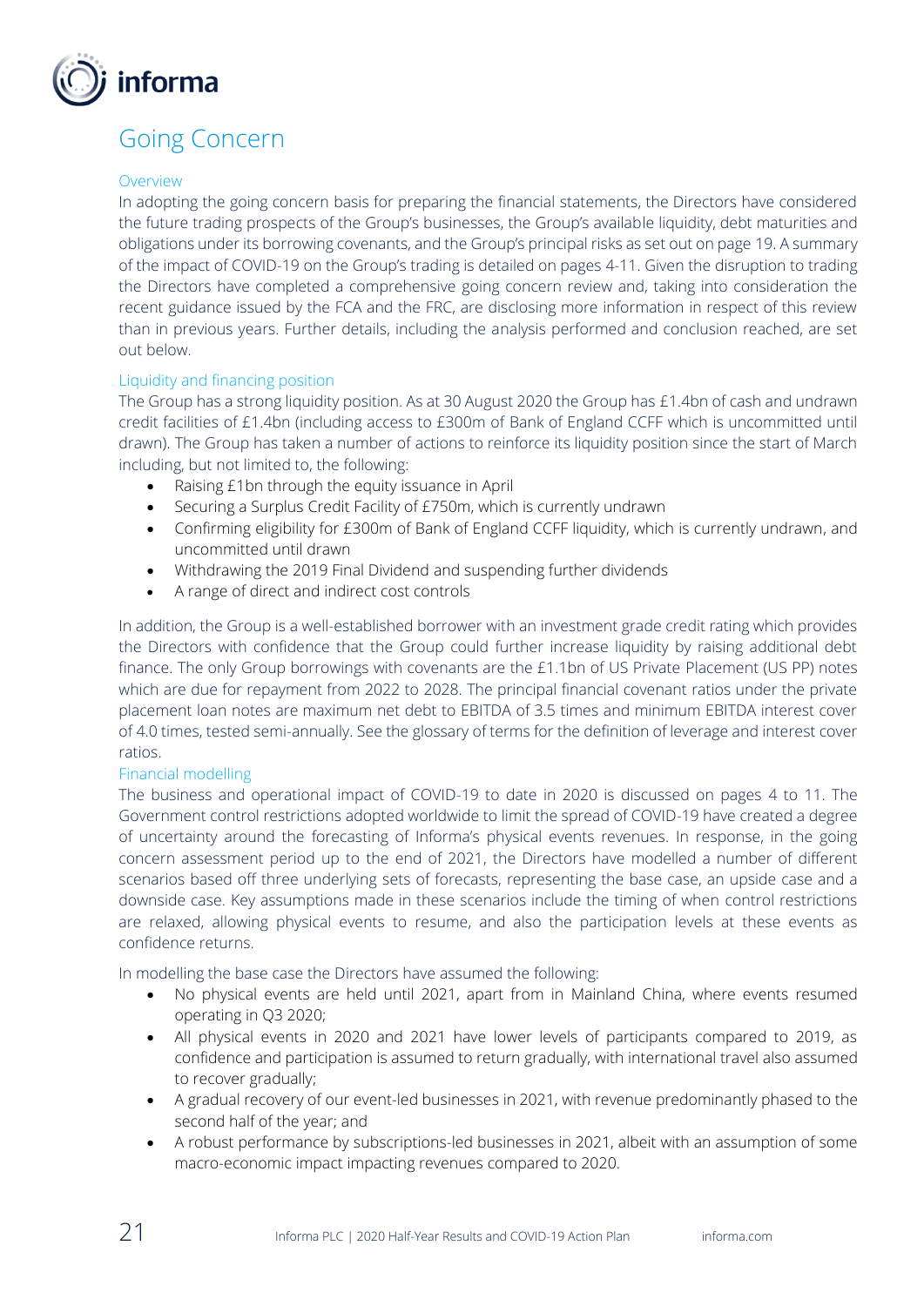# Going Concern

## Overview

In adopting the going concern basis for preparing the financial statements, the Directors have considered the future trading prospects of the Group's businesses, the Group's available liquidity, debt maturities and obligations under its borrowing covenants, and the Group's principal risks as set out on page 19. A summary of the impact of COVID-19 on the Group's trading is detailed on pages 4-11. Given the disruption to trading the Directors have completed a comprehensive going concern review and, taking into consideration the recent guidance issued by the FCA and the FRC, are disclosing more information in respect of this review than in previous years. Further details, including the analysis performed and conclusion reached, are set out below.

## Liquidity and financing position

The Group has a strong liquidity position. As at 30 August 2020 the Group has £1.4bn of cash and undrawn credit facilities of £1.4bn (including access to £300m of Bank of England CCFF which is uncommitted until drawn). The Group has taken a number of actions to reinforce its liquidity position since the start of March including, but not limited to, the following:

- Raising £1bn through the equity issuance in April
- Securing a Surplus Credit Facility of £750m, which is currently undrawn
- Confirming eligibility for £300m of Bank of England CCFF liquidity, which is currently undrawn, and uncommitted until drawn
- Withdrawing the 2019 Final Dividend and suspending further dividends
- A range of direct and indirect cost controls

In addition, the Group is a well-established borrower with an investment grade credit rating which provides the Directors with confidence that the Group could further increase liquidity by raising additional debt finance. The only Group borrowings with covenants are the £1.1bn of US Private Placement (US PP) notes which are due for repayment from 2022 to 2028. The principal financial covenant ratios under the private placement loan notes are maximum net debt to EBITDA of 3.5 times and minimum EBITDA interest cover of 4.0 times, tested semi-annually. See the glossary of terms for the definition of leverage and interest cover ratios.

## Financial modelling

The business and operational impact of COVID-19 to date in 2020 is discussed on pages 4 to 11. The Government control restrictions adopted worldwide to limit the spread of COVID-19 have created a degree of uncertainty around the forecasting of Informa's physical events revenues. In response, in the going concern assessment period up to the end of 2021, the Directors have modelled a number of different scenarios based off three underlying sets of forecasts, representing the base case, an upside case and a downside case. Key assumptions made in these scenarios include the timing of when control restrictions are relaxed, allowing physical events to resume, and also the participation levels at these events as confidence returns.

In modelling the base case the Directors have assumed the following:

- No physical events are held until 2021, apart from in Mainland China, where events resumed operating in Q3 2020;
- All physical events in 2020 and 2021 have lower levels of participants compared to 2019, as confidence and participation is assumed to return gradually, with international travel also assumed to recover gradually;
- A gradual recovery of our event-led businesses in 2021, with revenue predominantly phased to the second half of the year; and
- A robust performance by subscriptions-led businesses in 2021, albeit with an assumption of some macro-economic impact impacting revenues compared to 2020.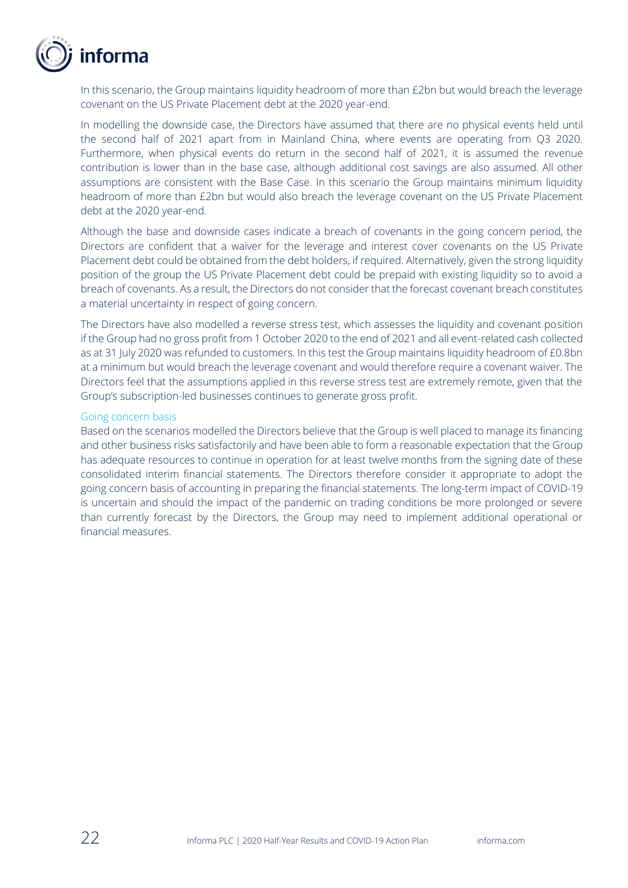In this scenario, the Group maintains liquidity headroom of more than £2bn but would breach the leverage covenant on the US Private Placement debt at the 2020 year-end.

In modelling the downside case, the Directors have assumed that there are no physical events held until the second half of 2021 apart from in Mainland China, where events are operating from Q3 2020. Furthermore, when physical events do return in the second half of 2021, it is assumed the revenue contribution is lower than in the base case, although additional cost savings are also assumed. All other assumptions are consistent with the Base Case. In this scenario the Group maintains minimum liquidity headroom of more than £2bn but would also breach the leverage covenant on the US Private Placement debt at the 2020 year-end.

Although the base and downside cases indicate a breach of covenants in the going concern period, the Directors are confident that a waiver for the leverage and interest cover covenants on the US Private Placement debt could be obtained from the debt holders, if required. Alternatively, given the strong liquidity position of the group the US Private Placement debt could be prepaid with existing liquidity so to avoid a breach of covenants. As a result, the Directors do not consider that the forecast covenant breach constitutes a material uncertainty in respect of going concern.

The Directors have also modelled a reverse stress test, which assesses the liquidity and covenant position if the Group had no gross profit from 1 October 2020 to the end of 2021 and all event-related cash collected as at 31 July 2020 was refunded to customers. In this test the Group maintains liquidity headroom of £0.8bn at a minimum but would breach the leverage covenant and would therefore require a covenant waiver. The Directors feel that the assumptions applied in this reverse stress test are extremely remote, given that the Group's subscription-led businesses continues to generate gross profit.

### Going concern basis

Based on the scenarios modelled the Directors believe that the Group is well placed to manage its financing and other business risks satisfactorily and have been able to form a reasonable expectation that the Group has adequate resources to continue in operation for at least twelve months from the signing date of these consolidated interim financial statements. The Directors therefore consider it appropriate to adopt the going concern basis of accounting in preparing the financial statements. The long-term impact of COVID-19 is uncertain and should the impact of the pandemic on trading conditions be more prolonged or severe than currently forecast by the Directors, the Group may need to implement additional operational or financial measures.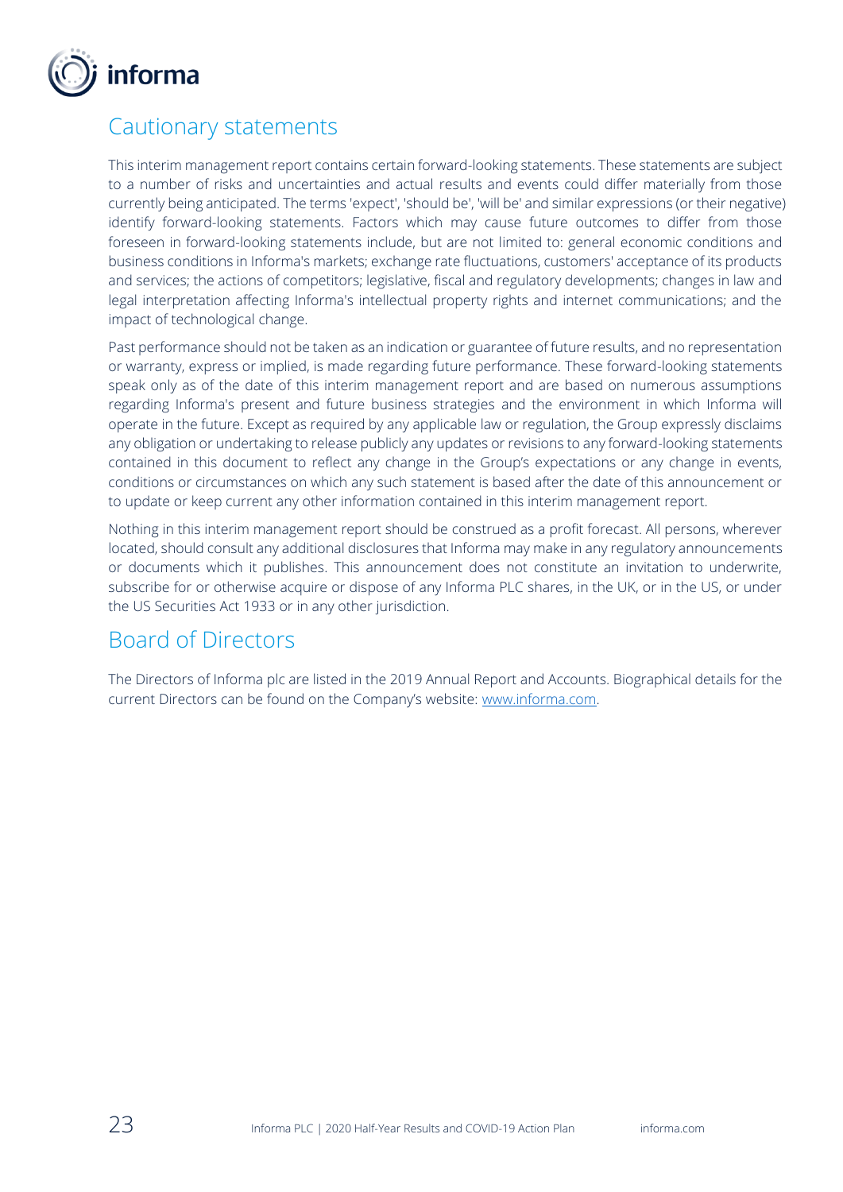## Cautionary statements

This interim management report contains certain forward-looking statements. These statements are subject to a number of risks and uncertainties and actual results and events could differ materially from those currently being anticipated. The terms 'expect', 'should be', 'will be' and similar expressions (or their negative) identify forward-looking statements. Factors which may cause future outcomes to differ from those foreseen in forward-looking statements include, but are not limited to: general economic conditions and business conditions in Informa's markets; exchange rate fluctuations, customers' acceptance of its products and services; the actions of competitors; legislative, fiscal and regulatory developments; changes in law and legal interpretation affecting Informa's intellectual property rights and internet communications; and the impact of technological change.

Past performance should not be taken as an indication or guarantee of future results, and no representation or warranty, express or implied, is made regarding future performance. These forward-looking statements speak only as of the date of this interim management report and are based on numerous assumptions regarding Informa's present and future business strategies and the environment in which Informa will operate in the future. Except as required by any applicable law or regulation, the Group expressly disclaims any obligation or undertaking to release publicly any updates or revisions to any forward-looking statements contained in this document to reflect any change in the Group's expectations or any change in events, conditions or circumstances on which any such statement is based after the date of this announcement or to update or keep current any other information contained in this interim management report.

Nothing in this interim management report should be construed as a profit forecast. All persons, wherever located, should consult any additional disclosures that Informa may make in any regulatory announcements or documents which it publishes. This announcement does not constitute an invitation to underwrite, subscribe for or otherwise acquire or dispose of any Informa PLC shares, in the UK, or in the US, or under the US Securities Act 1933 or in any other jurisdiction.

## Board of Directors

The Directors of Informa plc are listed in the 2019 Annual Report and Accounts. Biographical details for the current Directors can be found on the Company's website: www.informa.com.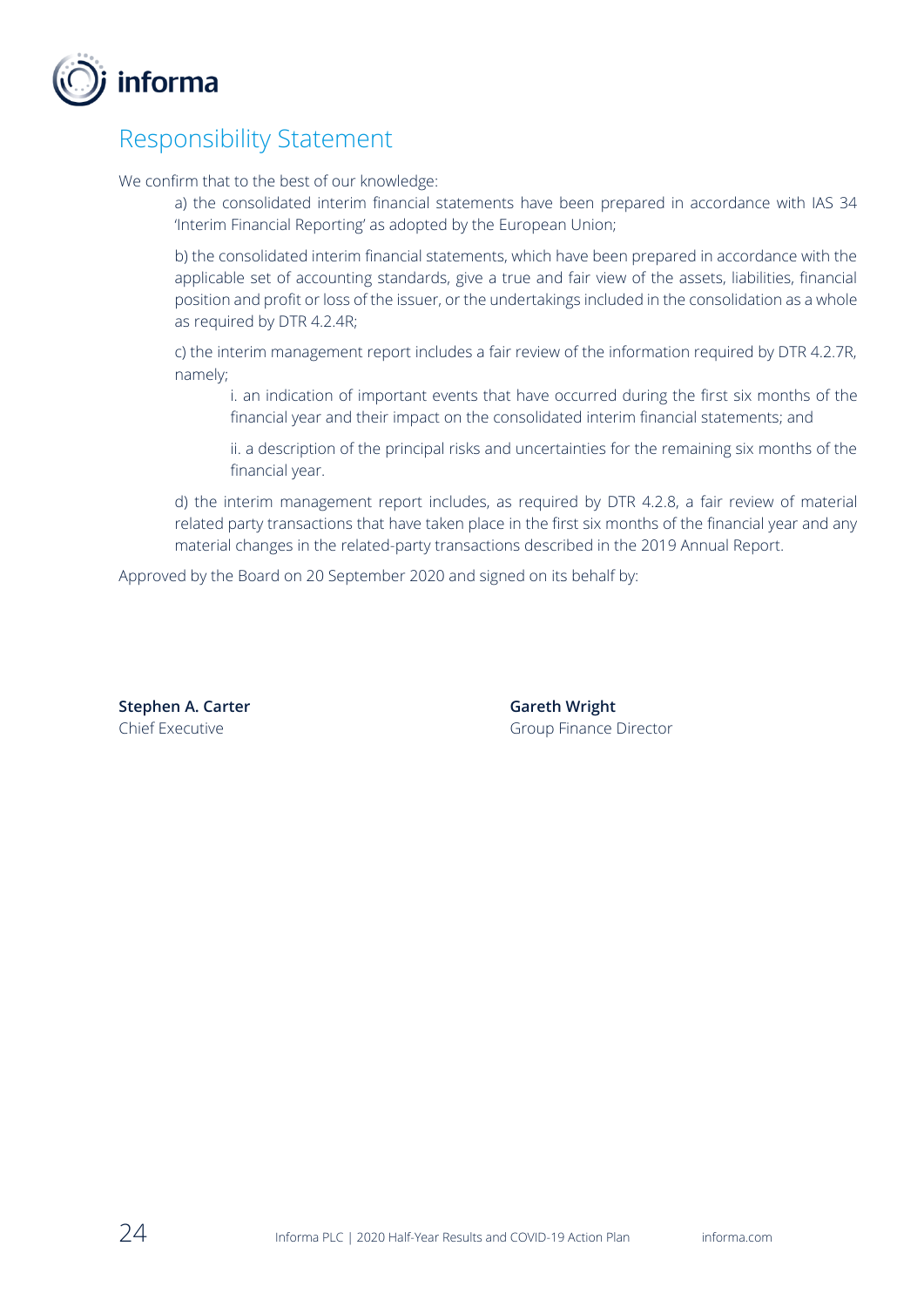# Responsibility Statement

We confirm that to the best of our knowledge:

a) the consolidated interim financial statements have been prepared in accordance with IAS 34 'Interim Financial Reporting' as adopted by the European Union;

b) the consolidated interim financial statements, which have been prepared in accordance with the applicable set of accounting standards, give a true and fair view of the assets, liabilities, financial position and profit or loss of the issuer, or the undertakings included in the consolidation as a whole as required by DTR 4.2.4R;

c) the interim management report includes a fair review of the information required by DTR 4.2.7R, namely;

i. an indication of important events that have occurred during the first six months of the financial year and their impact on the consolidated interim financial statements; and

ii. a description of the principal risks and uncertainties for the remaining six months of the financial year.

d) the interim management report includes, as required by DTR 4.2.8, a fair review of material related party transactions that have taken place in the first six months of the financial year and any material changes in the related-party transactions described in the 2019 Annual Report.

Approved by the Board on 20 September 2020 and signed on its behalf by:

**Stephen A. Carter**
Chief Executive

**Gareth Wright**
Group Finance Director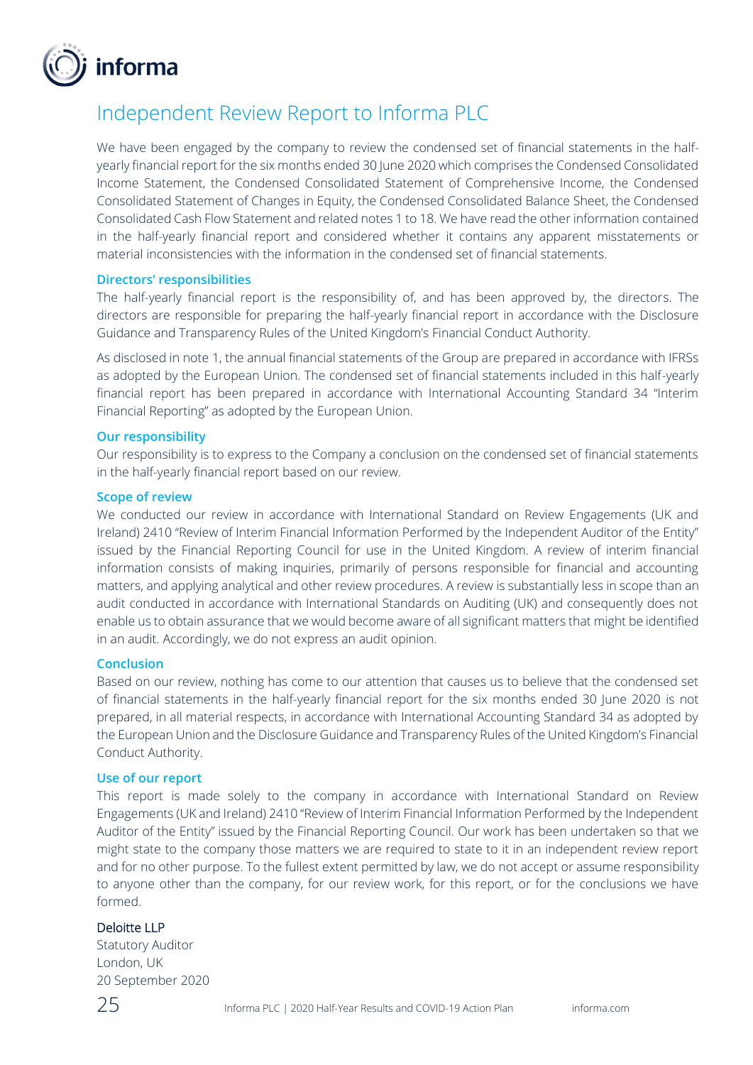# Independent Review Report to Informa PLC

We have been engaged by the company to review the condensed set of financial statements in the half-yearly financial report for the six months ended 30 June 2020 which comprises the Condensed Consolidated Income Statement, the Condensed Consolidated Statement of Comprehensive Income, the Condensed Consolidated Statement of Changes in Equity, the Condensed Consolidated Balance Sheet, the Condensed Consolidated Cash Flow Statement and related notes 1 to 18. We have read the other information contained in the half-yearly financial report and considered whether it contains any apparent misstatements or material inconsistencies with the information in the condensed set of financial statements.

### Directors' responsibilities

The half-yearly financial report is the responsibility of, and has been approved by, the directors. The directors are responsible for preparing the half-yearly financial report in accordance with the Disclosure Guidance and Transparency Rules of the United Kingdom's Financial Conduct Authority.

As disclosed in note 1, the annual financial statements of the Group are prepared in accordance with IFRSs as adopted by the European Union. The condensed set of financial statements included in this half-yearly financial report has been prepared in accordance with International Accounting Standard 34 "Interim Financial Reporting" as adopted by the European Union.

### Our responsibility

Our responsibility is to express to the Company a conclusion on the condensed set of financial statements in the half-yearly financial report based on our review.

### Scope of review

We conducted our review in accordance with International Standard on Review Engagements (UK and Ireland) 2410 "Review of Interim Financial Information Performed by the Independent Auditor of the Entity" issued by the Financial Reporting Council for use in the United Kingdom. A review of interim financial information consists of making inquiries, primarily of persons responsible for financial and accounting matters, and applying analytical and other review procedures. A review is substantially less in scope than an audit conducted in accordance with International Standards on Auditing (UK) and consequently does not enable us to obtain assurance that we would become aware of all significant matters that might be identified in an audit. Accordingly, we do not express an audit opinion.

### Conclusion

Based on our review, nothing has come to our attention that causes us to believe that the condensed set of financial statements in the half-yearly financial report for the six months ended 30 June 2020 is not prepared, in all material respects, in accordance with International Accounting Standard 34 as adopted by the European Union and the Disclosure Guidance and Transparency Rules of the United Kingdom's Financial Conduct Authority.

### Use of our report

This report is made solely to the company in accordance with International Standard on Review Engagements (UK and Ireland) 2410 "Review of Interim Financial Information Performed by the Independent Auditor of the Entity" issued by the Financial Reporting Council. Our work has been undertaken so that we might state to the company those matters we are required to state to it in an independent review report and for no other purpose. To the fullest extent permitted by law, we do not accept or assume responsibility to anyone other than the company, for our review work, for this report, or for the conclusions we have formed.

Deloitte LLP
Statutory Auditor
London, UK
20 September 2020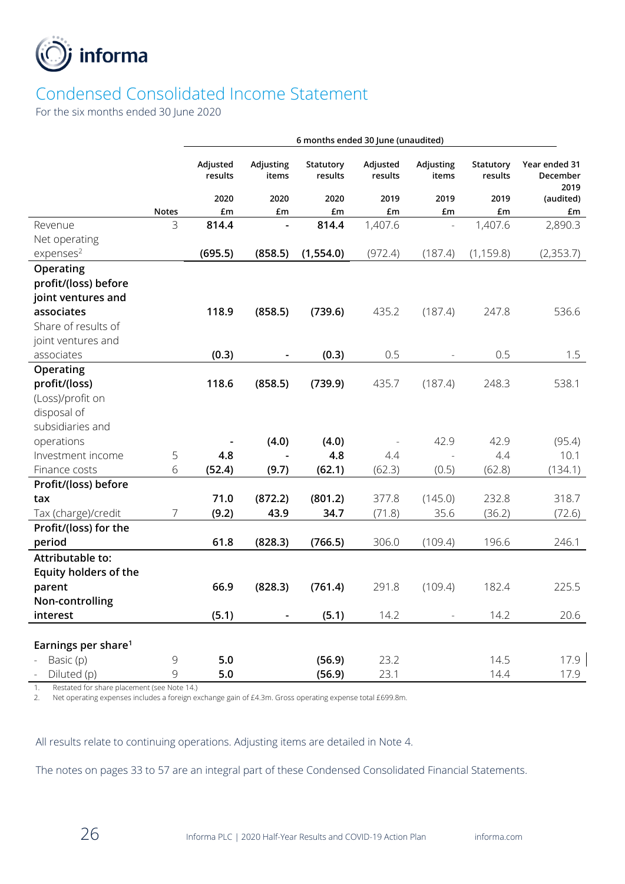# Condensed Consolidated Income Statement

For the six months ended 30 June 2020

| | | 6 months ended 30 June (unaudited) | | | | | | |
|---|---|---|---|---|---|---|---|---|
| | | Adjusted results | Adjusting items | Statutory results | Adjusted results | Adjusting items | Statutory results | Year ended 31 December 2019 |
| | | 2020 | 2020 | 2020 | 2019 | 2019 | 2019 | (audited) |
| | Notes | £m | £m | £m | £m | £m | £m | £m |
| Revenue | 3 | **814.4** | **-** | **814.4** | 1,407.6 | - | 1,407.6 | 2,890.3 |
| Net operating expenses[2] | | **(695.5)** | **(858.5)** | **(1,554.0)** | (972.4) | (187.4) | (1,159.8) | (2,353.7) |
| **Operating profit/(loss) before joint ventures and associates** | | **118.9** | **(858.5)** | **(739.6)** | 435.2 | (187.4) | 247.8 | 536.6 |
| Share of results of joint ventures and associates | | **(0.3)** | **-** | **(0.3)** | 0.5 | - | 0.5 | 1.5 |
| **Operating profit/(loss)** | | **118.6** | **(858.5)** | **(739.9)** | 435.7 | (187.4) | 248.3 | 538.1 |
| (Loss)/profit on disposal of subsidiaries and operations | | **-** | **(4.0)** | **(4.0)** | - | 42.9 | 42.9 | (95.4) |
| Investment income | 5 | **4.8** | **-** | **4.8** | 4.4 | - | 4.4 | 10.1 |
| Finance costs | 6 | **(52.4)** | **(9.7)** | **(62.1)** | (62.3) | (0.5) | (62.8) | (134.1) |
| **Profit/(loss) before tax** | | **71.0** | **(872.2)** | **(801.2)** | 377.8 | (145.0) | 232.8 | 318.7 |
| Tax (charge)/credit | 7 | **(9.2)** | **43.9** | **34.7** | (71.8) | 35.6 | (36.2) | (72.6) |
| **Profit/(loss) for the period** | | **61.8** | **(828.3)** | **(766.5)** | 306.0 | (109.4) | 196.6 | 246.1 |
| **Attributable to:** | | | | | | | | |
| **Equity holders of the parent** | | **66.9** | **(828.3)** | **(761.4)** | 291.8 | (109.4) | 182.4 | 225.5 |
| **Non-controlling interest** | | **(5.1)** | **-** | **(5.1)** | 14.2 | - | 14.2 | 20.6 |
| | | | | | | | | |
| **Earnings per share[1]** | | | | | | | | |
| - Basic (p) | 9 | **5.0** | | **(56.9)** | 23.2 | | 14.5 | 17.9 |
| - Diluted (p) | 9 | **5.0** | | **(56.9)** | 23.1 | | 14.4 | 17.9 |

1. Restated for share placement (see Note 14.)
2. Net operating expenses includes a foreign exchange gain of £4.3m. Gross operating expense total £699.8m.

All results relate to continuing operations. Adjusting items are detailed in Note 4.

The notes on pages 33 to 57 are an integral part of these Condensed Consolidated Financial Statements.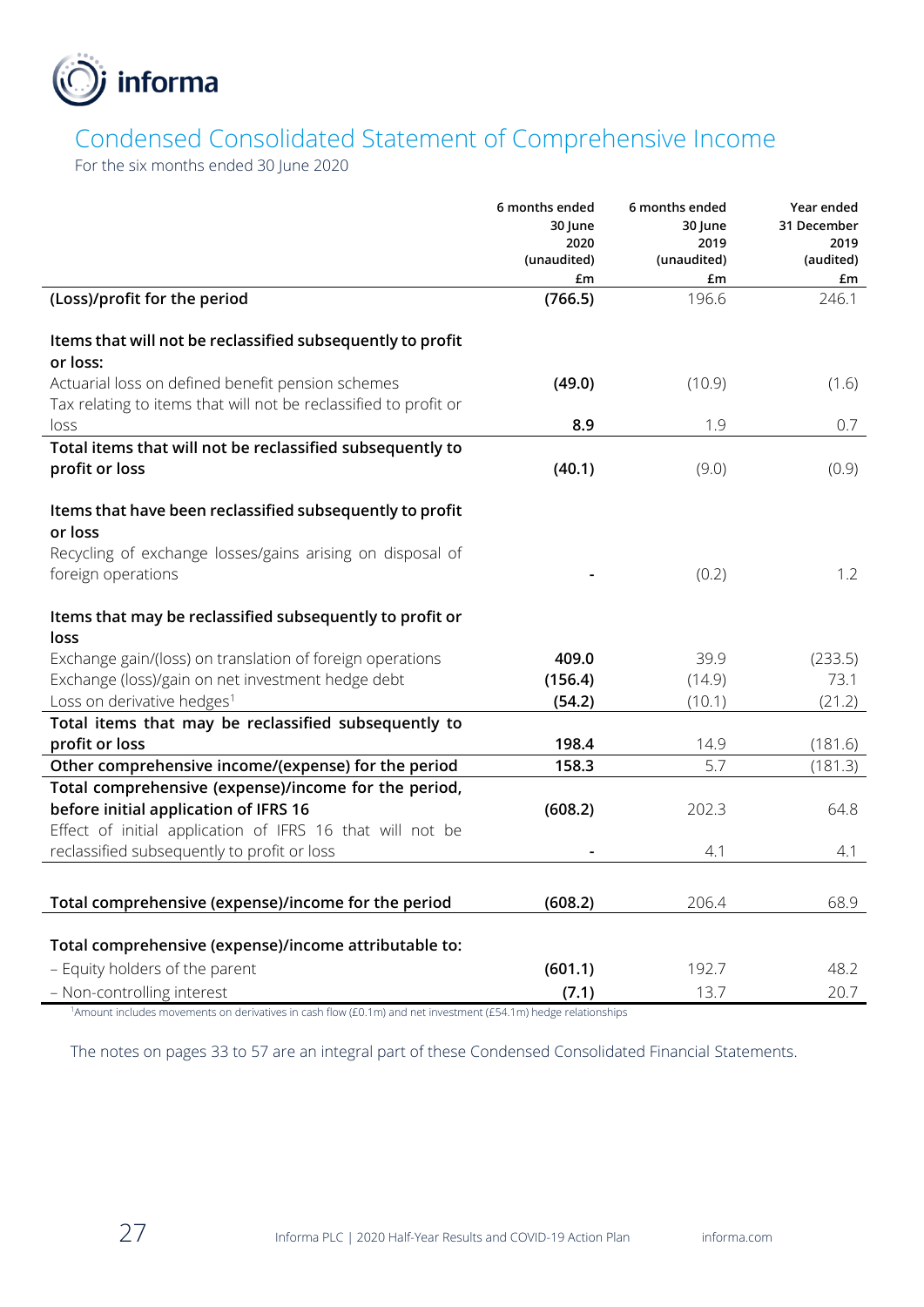# Condensed Consolidated Statement of Comprehensive Income

For the six months ended 30 June 2020

| | 6 months ended 30 June 2020 (unaudited) £m | 6 months ended 30 June 2019 (unaudited) £m | Year ended 31 December 2019 (audited) £m |
|---|---|---|---|
| **(Loss)/profit for the period** | **(766.5)** | 196.6 | 246.1 |
| **Items that will not be reclassified subsequently to profit or loss:** | | | |
| Actuarial loss on defined benefit pension schemes | **(49.0)** | (10.9) | (1.6) |
| Tax relating to items that will not be reclassified to profit or loss | **8.9** | 1.9 | 0.7 |
| **Total items that will not be reclassified subsequently to profit or loss** | **(40.1)** | (9.0) | (0.9) |
| **Items that have been reclassified subsequently to profit or loss** | | | |
| Recycling of exchange losses/gains arising on disposal of foreign operations | - | (0.2) | 1.2 |
| **Items that may be reclassified subsequently to profit or loss** | | | |
| Exchange gain/(loss) on translation of foreign operations | **409.0** | 39.9 | (233.5) |
| Exchange (loss)/gain on net investment hedge debt | **(156.4)** | (14.9) | 73.1 |
| Loss on derivative hedges[1] | **(54.2)** | (10.1) | (21.2) |
| **Total items that may be reclassified subsequently to profit or loss** | **198.4** | 14.9 | (181.6) |
| **Other comprehensive income/(expense) for the period** | **158.3** | 5.7 | (181.3) |
| **Total comprehensive (expense)/income for the period, before initial application of IFRS 16** | **(608.2)** | 202.3 | 64.8 |
| Effect of initial application of IFRS 16 that will not be reclassified subsequently to profit or loss | - | 4.1 | 4.1 |
| **Total comprehensive (expense)/income for the period** | **(608.2)** | 206.4 | 68.9 |
| **Total comprehensive (expense)/income attributable to:** | | | |
| – Equity holders of the parent | **(601.1)** | 192.7 | 48.2 |
| – Non-controlling interest | **(7.1)** | 13.7 | 20.7 |

[1]Amount includes movements on derivatives in cash flow (£0.1m) and net investment (£54.1m) hedge relationships

The notes on pages 33 to 57 are an integral part of these Condensed Consolidated Financial Statements.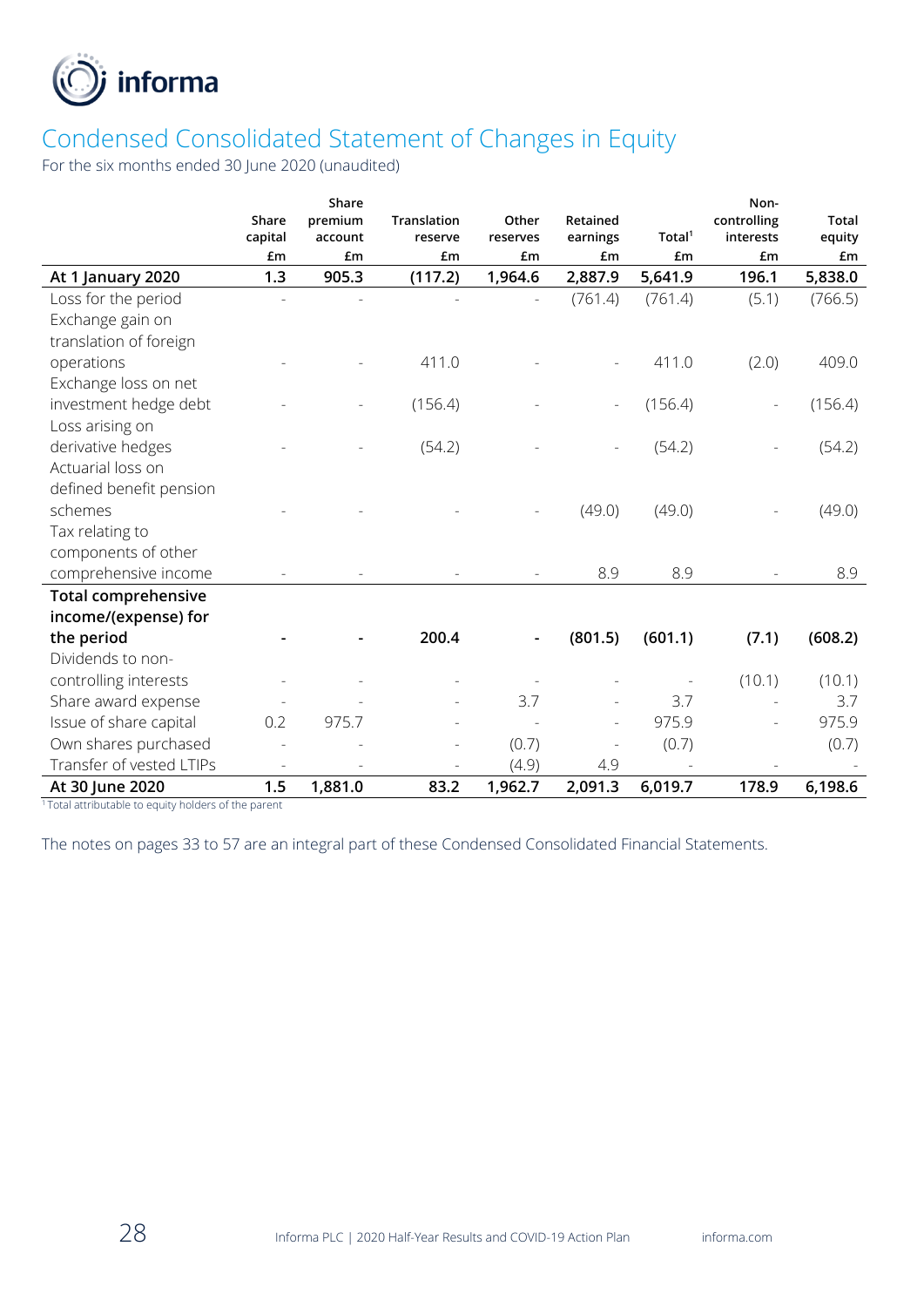# Condensed Consolidated Statement of Changes in Equity

For the six months ended 30 June 2020 (unaudited)

| | Share capital £m | Share premium account £m | Translation reserve £m | Other reserves £m | Retained earnings £m | Total[1] £m | Non-controlling interests £m | Total equity £m |
|---|---|---|---|---|---|---|---|---|
| **At 1 January 2020** | **1.3** | **905.3** | **(117.2)** | **1,964.6** | **2,887.9** | **5,641.9** | **196.1** | **5,838.0** |
| Loss for the period | - | - | - | - | (761.4) | (761.4) | (5.1) | (766.5) |
| Exchange gain on translation of foreign operations | - | - | 411.0 | - | - | 411.0 | (2.0) | 409.0 |
| Exchange loss on net investment hedge debt | - | - | (156.4) | - | - | (156.4) | - | (156.4) |
| Loss arising on derivative hedges | - | - | (54.2) | - | - | (54.2) | - | (54.2) |
| Actuarial loss on defined benefit pension schemes | - | - | - | - | (49.0) | (49.0) | - | (49.0) |
| Tax relating to components of other comprehensive income | - | - | - | - | 8.9 | 8.9 | - | 8.9 |
| **Total comprehensive income/(expense) for the period** | **-** | **-** | **200.4** | **-** | **(801.5)** | **(601.1)** | **(7.1)** | **(608.2)** |
| Dividends to non-controlling interests | - | - | - | - | - | - | (10.1) | (10.1) |
| Share award expense | - | - | - | 3.7 | - | 3.7 | - | 3.7 |
| Issue of share capital | 0.2 | 975.7 | - | - | - | 975.9 | - | 975.9 |
| Own shares purchased | - | - | - | (0.7) | - | (0.7) | - | (0.7) |
| Transfer of vested LTIPs | - | - | - | (4.9) | 4.9 | - | - | - |
| **At 30 June 2020** | **1.5** | **1,881.0** | **83.2** | **1,962.7** | **2,091.3** | **6,019.7** | **178.9** | **6,198.6** |

[1] Total attributable to equity holders of the parent

The notes on pages 33 to 57 are an integral part of these Condensed Consolidated Financial Statements.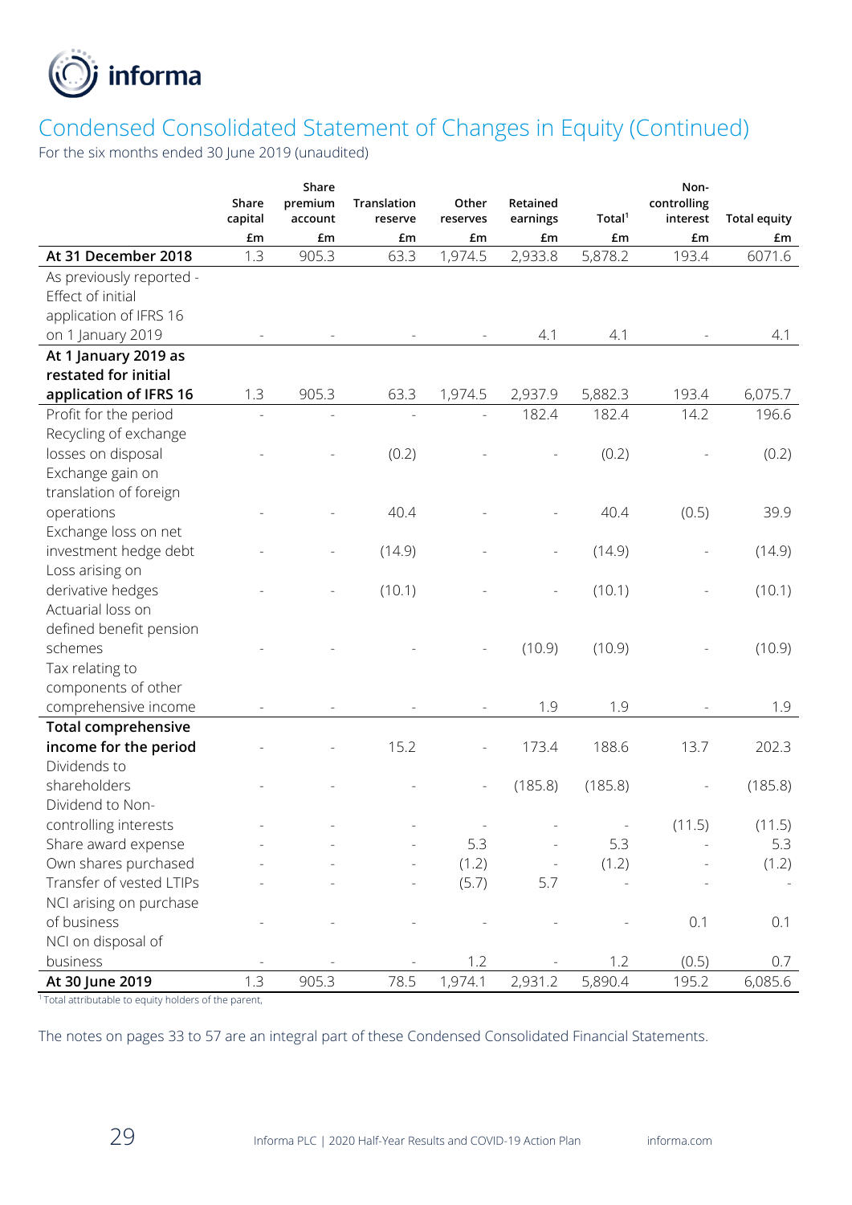# Condensed Consolidated Statement of Changes in Equity (Continued)

For the six months ended 30 June 2019 (unaudited)

| | Share capital | Share premium account | Translation reserve | Other reserves | Retained earnings | Total[1] | Non-controlling interest | Total equity |
|---|---|---|---|---|---|---|---|---|
| | £m | £m | £m | £m | £m | £m | £m | £m |
| **At 31 December 2018** | 1.3 | 905.3 | 63.3 | 1,974.5 | 2,933.8 | 5,878.2 | 193.4 | 6071.6 |
| As previously reported - Effect of initial application of IFRS 16 on 1 January 2019 | - | - | - | - | 4.1 | 4.1 | - | 4.1 |
| **At 1 January 2019 as restated for initial application of IFRS 16** | 1.3 | 905.3 | 63.3 | 1,974.5 | 2,937.9 | 5,882.3 | 193.4 | 6,075.7 |
| Profit for the period | - | - | - | - | 182.4 | 182.4 | 14.2 | 196.6 |
| Recycling of exchange losses on disposal | - | - | (0.2) | - | - | (0.2) | - | (0.2) |
| Exchange gain on translation of foreign operations | - | - | 40.4 | - | - | 40.4 | (0.5) | 39.9 |
| Exchange loss on net investment hedge debt | - | - | (14.9) | - | - | (14.9) | - | (14.9) |
| Loss arising on derivative hedges | - | - | (10.1) | - | - | (10.1) | - | (10.1) |
| Actuarial loss on defined benefit pension schemes | - | - | - | - | (10.9) | (10.9) | - | (10.9) |
| Tax relating to components of other comprehensive income | - | - | - | - | 1.9 | 1.9 | - | 1.9 |
| **Total comprehensive income for the period** | - | - | 15.2 | - | 173.4 | 188.6 | 13.7 | 202.3 |
| Dividends to shareholders | - | - | - | - | (185.8) | (185.8) | - | (185.8) |
| Dividend to Non-controlling interests | - | - | - | - | - | - | (11.5) | (11.5) |
| Share award expense | - | - | - | 5.3 | - | 5.3 | - | 5.3 |
| Own shares purchased | - | - | - | (1.2) | - | (1.2) | - | (1.2) |
| Transfer of vested LTIPs | - | - | - | (5.7) | 5.7 | - | - | - |
| NCI arising on purchase of business | - | - | - | - | - | - | 0.1 | 0.1 |
| NCI on disposal of business | - | - | - | 1.2 | - | 1.2 | (0.5) | 0.7 |
| **At 30 June 2019** | 1.3 | 905.3 | 78.5 | 1,974.1 | 2,931.2 | 5,890.4 | 195.2 | 6,085.6 |

[1] Total attributable to equity holders of the parent,

The notes on pages 33 to 57 are an integral part of these Condensed Consolidated Financial Statements.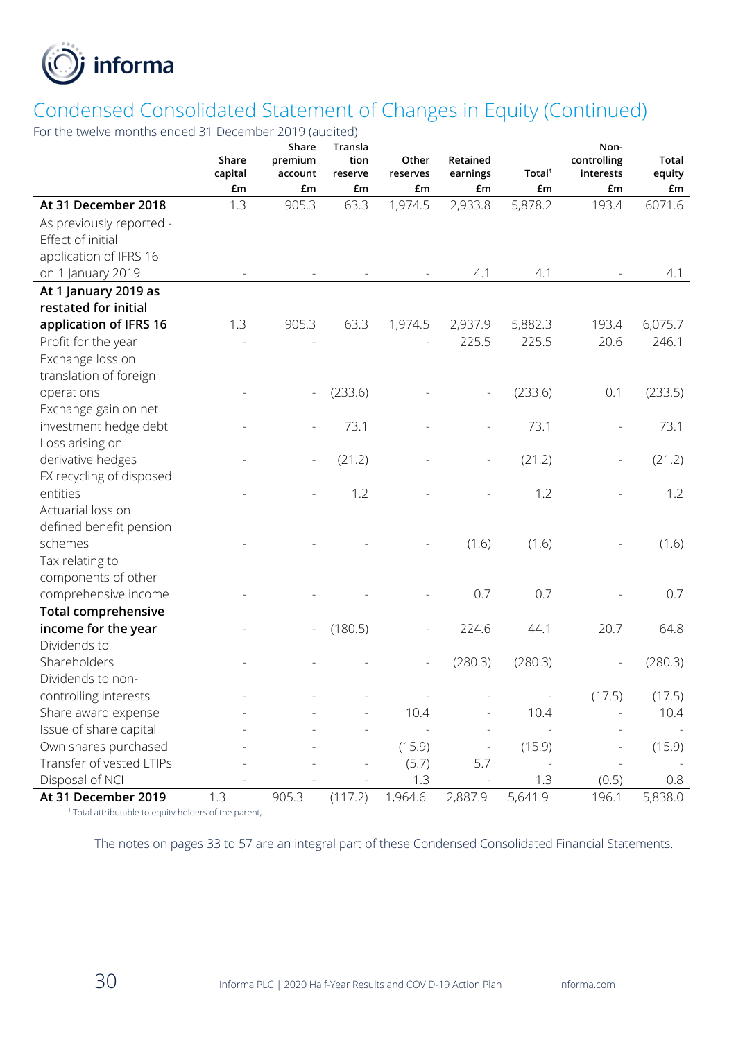## Condensed Consolidated Statement of Changes in Equity (Continued)

For the twelve months ended 31 December 2019 (audited)

| | Share capital £m | Share premium account £m | Translation reserve £m | Other reserves £m | Retained earnings £m | Total[1] £m | Non-controlling interests £m | Total equity £m |
|---|---|---|---|---|---|---|---|---|
| **At 31 December 2018** | 1.3 | 905.3 | 63.3 | 1,974.5 | 2,933.8 | 5,878.2 | 193.4 | 6071.6 |
| As previously reported - Effect of initial application of IFRS 16 on 1 January 2019 | - | - | - | - | 4.1 | 4.1 | - | 4.1 |
| **At 1 January 2019 as restated for initial application of IFRS 16** | 1.3 | 905.3 | 63.3 | 1,974.5 | 2,937.9 | 5,882.3 | 193.4 | 6,075.7 |
| Profit for the year | - | - | | - | 225.5 | 225.5 | 20.6 | 246.1 |
| Exchange loss on translation of foreign operations | - | - | (233.6) | - | - | (233.6) | 0.1 | (233.5) |
| Exchange gain on net investment hedge debt | - | - | 73.1 | - | - | 73.1 | - | 73.1 |
| Loss arising on derivative hedges | - | - | (21.2) | - | - | (21.2) | - | (21.2) |
| FX recycling of disposed entities | - | - | 1.2 | - | - | 1.2 | - | 1.2 |
| Actuarial loss on defined benefit pension schemes | - | - | - | - | (1.6) | (1.6) | - | (1.6) |
| Tax relating to components of other comprehensive income | - | - | - | - | 0.7 | 0.7 | - | 0.7 |
| **Total comprehensive income for the year** | - | - | (180.5) | - | 224.6 | 44.1 | 20.7 | 64.8 |
| Dividends to Shareholders | - | - | - | - | (280.3) | (280.3) | - | (280.3) |
| Dividends to non-controlling interests | - | - | - | - | - | - | (17.5) | (17.5) |
| Share award expense | - | - | - | 10.4 | - | 10.4 | - | 10.4 |
| Issue of share capital | - | - | - | - | - | - | - | - |
| Own shares purchased | - | - | | (15.9) | - | (15.9) | - | (15.9) |
| Transfer of vested LTIPs | - | - | - | (5.7) | 5.7 | - | - | - |
| Disposal of NCI | - | - | - | 1.3 | - | 1.3 | (0.5) | 0.8 |
| **At 31 December 2019** | 1.3 | 905.3 | (117.2) | 1,964.6 | 2,887.9 | 5,641.9 | 196.1 | 5,838.0 |

[1] Total attributable to equity holders of the parent,

The notes on pages 33 to 57 are an integral part of these Condensed Consolidated Financial Statements.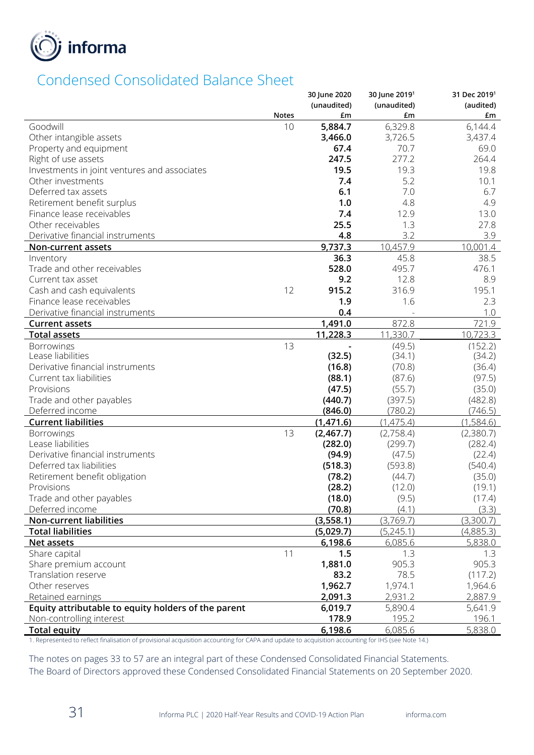# Condensed Consolidated Balance Sheet

| | Notes | 30 June 2020 (unaudited) £m | 30 June 2019[1] (unaudited) £m | 31 Dec 2019[1] (audited) £m |
|---|---|---|---|---|
| Goodwill | 10 | **5,884.7** | 6,329.8 | 6,144.4 |
| Other intangible assets | | **3,466.0** | 3,726.5 | 3,437.4 |
| Property and equipment | | **67.4** | 70.7 | 69.0 |
| Right of use assets | | **247.5** | 277.2 | 264.4 |
| Investments in joint ventures and associates | | **19.5** | 19.3 | 19.8 |
| Other investments | | **7.4** | 5.2 | 10.1 |
| Deferred tax assets | | **6.1** | 7.0 | 6.7 |
| Retirement benefit surplus | | **1.0** | 4.8 | 4.9 |
| Finance lease receivables | | **7.4** | 12.9 | 13.0 |
| Other receivables | | **25.5** | 1.3 | 27.8 |
| Derivative financial instruments | | **4.8** | 3.2 | 3.9 |
| **Non-current assets** | | **9,737.3** | 10,457.9 | 10,001.4 |
| Inventory | | **36.3** | 45.8 | 38.5 |
| Trade and other receivables | | **528.0** | 495.7 | 476.1 |
| Current tax asset | | **9.2** | 12.8 | 8.9 |
| Cash and cash equivalents | 12 | **915.2** | 316.9 | 195.1 |
| Finance lease receivables | | **1.9** | 1.6 | 2.3 |
| Derivative financial instruments | | **0.4** | - | 1.0 |
| **Current assets** | | **1,491.0** | 872.8 | 721.9 |
| **Total assets** | | **11,228.3** | 11,330.7 | 10,723.3 |
| Borrowings | 13 | **-** | (49.5) | (152.2) |
| Lease liabilities | | **(32.5)** | (34.1) | (34.2) |
| Derivative financial instruments | | **(16.8)** | (70.8) | (36.4) |
| Current tax liabilities | | **(88.1)** | (87.6) | (97.5) |
| Provisions | | **(47.5)** | (55.7) | (35.0) |
| Trade and other payables | | **(440.7)** | (397.5) | (482.8) |
| Deferred income | | **(846.0)** | (780.2) | (746.5) |
| **Current liabilities** | | **(1,471.6)** | (1,475.4) | (1,584.6) |
| Borrowings | 13 | **(2,467.7)** | (2,758.4) | (2,380.7) |
| Lease liabilities | | **(282.0)** | (299.7) | (282.4) |
| Derivative financial instruments | | **(94.9)** | (47.5) | (22.4) |
| Deferred tax liabilities | | **(518.3)** | (593.8) | (540.4) |
| Retirement benefit obligation | | **(78.2)** | (44.7) | (35.0) |
| Provisions | | **(28.2)** | (12.0) | (19.1) |
| Trade and other payables | | **(18.0)** | (9.5) | (17.4) |
| Deferred income | | **(70.8)** | (4.1) | (3.3) |
| **Non-current liabilities** | | **(3,558.1)** | (3,769.7) | (3,300.7) |
| **Total liabilities** | | **(5,029.7)** | (5,245.1) | (4,885.3) |
| **Net assets** | | **6,198.6** | 6,085.6 | 5,838.0 |
| Share capital | 11 | **1.5** | 1.3 | 1.3 |
| Share premium account | | **1,881.0** | 905.3 | 905.3 |
| Translation reserve | | **83.2** | 78.5 | (117.2) |
| Other reserves | | **1,962.7** | 1,974.1 | 1,964.6 |
| Retained earnings | | **2,091.3** | 2,931.2 | 2,887.9 |
| **Equity attributable to equity holders of the parent** | | **6,019.7** | 5,890.4 | 5,641.9 |
| Non-controlling interest | | **178.9** | 195.2 | 196.1 |
| **Total equity** | | **6,198.6** | 6,085.6 | 5,838.0 |

1. Represented to reflect finalisation of provisional acquisition accounting for CAPA and update to acquisition accounting for IHS (see Note 14.)

The notes on pages 33 to 57 are an integral part of these Condensed Consolidated Financial Statements.

The Board of Directors approved these Condensed Consolidated Financial Statements on 20 September 2020.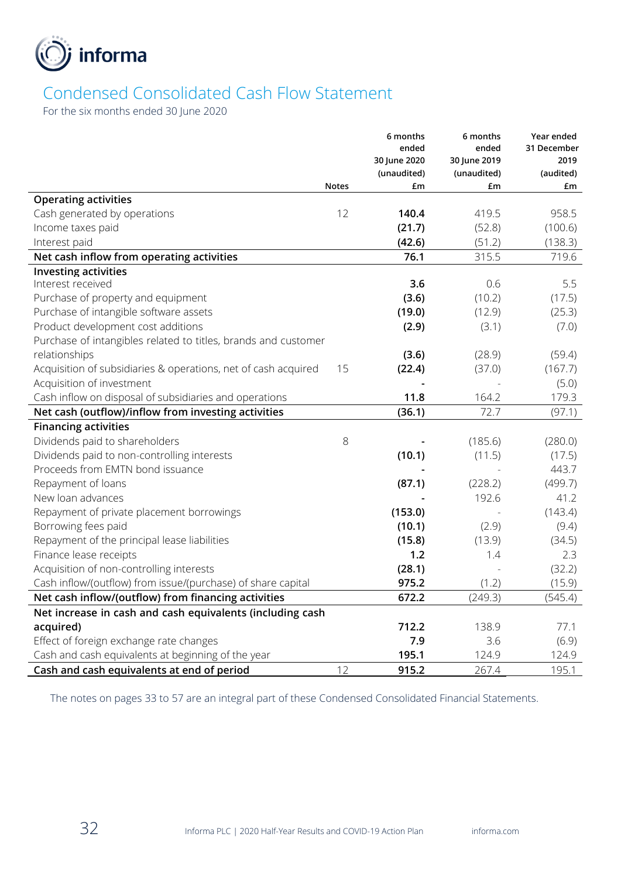# Condensed Consolidated Cash Flow Statement

For the six months ended 30 June 2020

| | Notes | 6 months ended 30 June 2020 (unaudited) £m | 6 months ended 30 June 2019 (unaudited) £m | Year ended 31 December 2019 (audited) £m |
|---|---|---|---|---|
| **Operating activities** | | | | |
| Cash generated by operations | 12 | **140.4** | 419.5 | 958.5 |
| Income taxes paid | | **(21.7)** | (52.8) | (100.6) |
| Interest paid | | **(42.6)** | (51.2) | (138.3) |
| **Net cash inflow from operating activities** | | **76.1** | 315.5 | 719.6 |
| **Investing activities** | | | | |
| Interest received | | **3.6** | 0.6 | 5.5 |
| Purchase of property and equipment | | **(3.6)** | (10.2) | (17.5) |
| Purchase of intangible software assets | | **(19.0)** | (12.9) | (25.3) |
| Product development cost additions | | **(2.9)** | (3.1) | (7.0) |
| Purchase of intangibles related to titles, brands and customer relationships | | **(3.6)** | (28.9) | (59.4) |
| Acquisition of subsidiaries & operations, net of cash acquired | 15 | **(22.4)** | (37.0) | (167.7) |
| Acquisition of investment | | **-** | - | (5.0) |
| Cash inflow on disposal of subsidiaries and operations | | **11.8** | 164.2 | 179.3 |
| **Net cash (outflow)/inflow from investing activities** | | **(36.1)** | 72.7 | (97.1) |
| **Financing activities** | | | | |
| Dividends paid to shareholders | 8 | **-** | (185.6) | (280.0) |
| Dividends paid to non-controlling interests | | **(10.1)** | (11.5) | (17.5) |
| Proceeds from EMTN bond issuance | | **-** | - | 443.7 |
| Repayment of loans | | **(87.1)** | (228.2) | (499.7) |
| New loan advances | | **-** | 192.6 | 41.2 |
| Repayment of private placement borrowings | | **(153.0)** | - | (143.4) |
| Borrowing fees paid | | **(10.1)** | (2.9) | (9.4) |
| Repayment of the principal lease liabilities | | **(15.8)** | (13.9) | (34.5) |
| Finance lease receipts | | **1.2** | 1.4 | 2.3 |
| Acquisition of non-controlling interests | | **(28.1)** | - | (32.2) |
| Cash inflow/(outflow) from issue/(purchase) of share capital | | **975.2** | (1.2) | (15.9) |
| **Net cash inflow/(outflow) from financing activities** | | **672.2** | (249.3) | (545.4) |
| **Net increase in cash and cash equivalents (including cash acquired)** | | **712.2** | 138.9 | 77.1 |
| Effect of foreign exchange rate changes | | **7.9** | 3.6 | (6.9) |
| Cash and cash equivalents at beginning of the year | | **195.1** | 124.9 | 124.9 |
| **Cash and cash equivalents at end of period** | 12 | **915.2** | 267.4 | 195.1 |

The notes on pages 33 to 57 are an integral part of these Condensed Consolidated Financial Statements.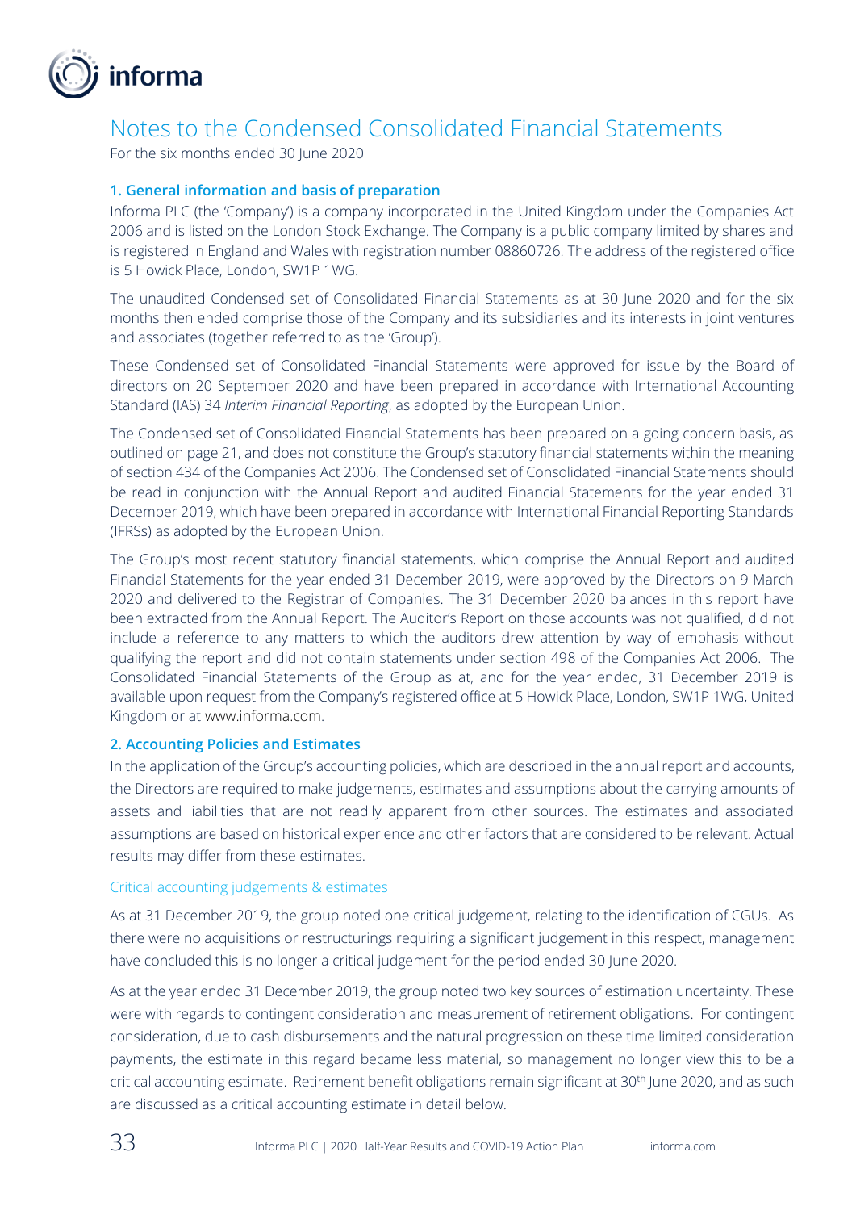# Notes to the Condensed Consolidated Financial Statements

For the six months ended 30 June 2020

## 1. General information and basis of preparation

Informa PLC (the 'Company') is a company incorporated in the United Kingdom under the Companies Act 2006 and is listed on the London Stock Exchange. The Company is a public company limited by shares and is registered in England and Wales with registration number 08860726. The address of the registered office is 5 Howick Place, London, SW1P 1WG.

The unaudited Condensed set of Consolidated Financial Statements as at 30 June 2020 and for the six months then ended comprise those of the Company and its subsidiaries and its interests in joint ventures and associates (together referred to as the 'Group').

These Condensed set of Consolidated Financial Statements were approved for issue by the Board of directors on 20 September 2020 and have been prepared in accordance with International Accounting Standard (IAS) 34 *Interim Financial Reporting*, as adopted by the European Union.

The Condensed set of Consolidated Financial Statements has been prepared on a going concern basis, as outlined on page 21, and does not constitute the Group's statutory financial statements within the meaning of section 434 of the Companies Act 2006. The Condensed set of Consolidated Financial Statements should be read in conjunction with the Annual Report and audited Financial Statements for the year ended 31 December 2019, which have been prepared in accordance with International Financial Reporting Standards (IFRSs) as adopted by the European Union.

The Group's most recent statutory financial statements, which comprise the Annual Report and audited Financial Statements for the year ended 31 December 2019, were approved by the Directors on 9 March 2020 and delivered to the Registrar of Companies. The 31 December 2020 balances in this report have been extracted from the Annual Report. The Auditor's Report on those accounts was not qualified, did not include a reference to any matters to which the auditors drew attention by way of emphasis without qualifying the report and did not contain statements under section 498 of the Companies Act 2006. The Consolidated Financial Statements of the Group as at, and for the year ended, 31 December 2019 is available upon request from the Company's registered office at 5 Howick Place, London, SW1P 1WG, United Kingdom or at www.informa.com.

## 2. Accounting Policies and Estimates

In the application of the Group's accounting policies, which are described in the annual report and accounts, the Directors are required to make judgements, estimates and assumptions about the carrying amounts of assets and liabilities that are not readily apparent from other sources. The estimates and associated assumptions are based on historical experience and other factors that are considered to be relevant. Actual results may differ from these estimates.

### Critical accounting judgements & estimates

As at 31 December 2019, the group noted one critical judgement, relating to the identification of CGUs. As there were no acquisitions or restructurings requiring a significant judgement in this respect, management have concluded this is no longer a critical judgement for the period ended 30 June 2020.

As at the year ended 31 December 2019, the group noted two key sources of estimation uncertainty. These were with regards to contingent consideration and measurement of retirement obligations. For contingent consideration, due to cash disbursements and the natural progression on these time limited consideration payments, the estimate in this regard became less material, so management no longer view this to be a critical accounting estimate. Retirement benefit obligations remain significant at 30th June 2020, and as such are discussed as a critical accounting estimate in detail below.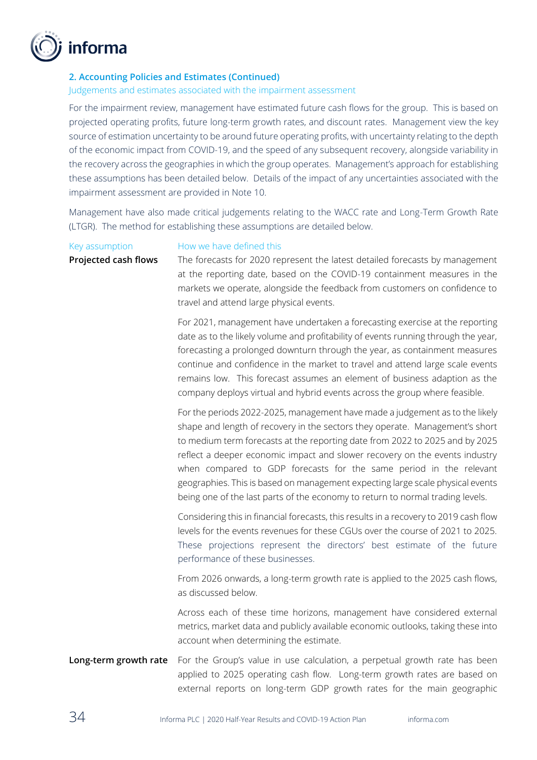## 2. Accounting Policies and Estimates (Continued)

### Judgements and estimates associated with the impairment assessment

For the impairment review, management have estimated future cash flows for the group. This is based on projected operating profits, future long-term growth rates, and discount rates. Management view the key source of estimation uncertainty to be around future operating profits, with uncertainty relating to the depth of the economic impact from COVID-19, and the speed of any subsequent recovery, alongside variability in the recovery across the geographies in which the group operates. Management's approach for establishing these assumptions has been detailed below. Details of the impact of any uncertainties associated with the impairment assessment are provided in Note 10.

Management have also made critical judgements relating to the WACC rate and Long-Term Growth Rate (LTGR). The method for establishing these assumptions are detailed below.

| Key assumption | How we have defined this |
| --- | --- |
| **Projected cash flows** | The forecasts for 2020 represent the latest detailed forecasts by management at the reporting date, based on the COVID-19 containment measures in the markets we operate, alongside the feedback from customers on confidence to travel and attend large physical events.<br><br>For 2021, management have undertaken a forecasting exercise at the reporting date as to the likely volume and profitability of events running through the year, forecasting a prolonged downturn through the year, as containment measures continue and confidence in the market to travel and attend large scale events remains low. This forecast assumes an element of business adaption as the company deploys virtual and hybrid events across the group where feasible.<br><br>For the periods 2022-2025, management have made a judgement as to the likely shape and length of recovery in the sectors they operate. Management's short to medium term forecasts at the reporting date from 2022 to 2025 and by 2025 reflect a deeper economic impact and slower recovery on the events industry when compared to GDP forecasts for the same period in the relevant geographies. This is based on management expecting large scale physical events being one of the last parts of the economy to return to normal trading levels.<br><br>Considering this in financial forecasts, this results in a recovery to 2019 cash flow levels for the events revenues for these CGUs over the course of 2021 to 2025. These projections represent the directors' best estimate of the future performance of these businesses.<br><br>From 2026 onwards, a long-term growth rate is applied to the 2025 cash flows, as discussed below.<br><br>Across each of these time horizons, management have considered external metrics, market data and publicly available economic outlooks, taking these into account when determining the estimate. |
| **Long-term growth rate** | For the Group's value in use calculation, a perpetual growth rate has been applied to 2025 operating cash flow. Long-term growth rates are based on external reports on long-term GDP growth rates for the main geographic |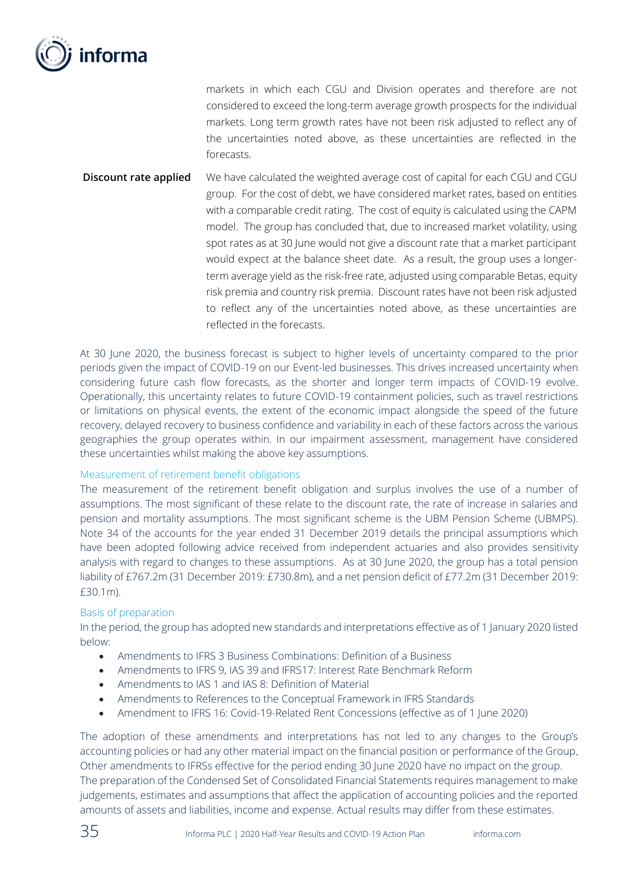markets in which each CGU and Division operates and therefore are not considered to exceed the long-term average growth prospects for the individual markets. Long term growth rates have not been risk adjusted to reflect any of the uncertainties noted above, as these uncertainties are reflected in the forecasts.

**Discount rate applied** We have calculated the weighted average cost of capital for each CGU and CGU group. For the cost of debt, we have considered market rates, based on entities with a comparable credit rating. The cost of equity is calculated using the CAPM model. The group has concluded that, due to increased market volatility, using spot rates as at 30 June would not give a discount rate that a market participant would expect at the balance sheet date. As a result, the group uses a longer-term average yield as the risk-free rate, adjusted using comparable Betas, equity risk premia and country risk premia. Discount rates have not been risk adjusted to reflect any of the uncertainties noted above, as these uncertainties are reflected in the forecasts.

At 30 June 2020, the business forecast is subject to higher levels of uncertainty compared to the prior periods given the impact of COVID-19 on our Event-led businesses. This drives increased uncertainty when considering future cash flow forecasts, as the shorter and longer term impacts of COVID-19 evolve. Operationally, this uncertainty relates to future COVID-19 containment policies, such as travel restrictions or limitations on physical events, the extent of the economic impact alongside the speed of the future recovery, delayed recovery to business confidence and variability in each of these factors across the various geographies the group operates within. In our impairment assessment, management have considered these uncertainties whilst making the above key assumptions.

### Measurement of retirement benefit obligations

The measurement of the retirement benefit obligation and surplus involves the use of a number of assumptions. The most significant of these relate to the discount rate, the rate of increase in salaries and pension and mortality assumptions. The most significant scheme is the UBM Pension Scheme (UBMPS). Note 34 of the accounts for the year ended 31 December 2019 details the principal assumptions which have been adopted following advice received from independent actuaries and also provides sensitivity analysis with regard to changes to these assumptions. As at 30 June 2020, the group has a total pension liability of £767.2m (31 December 2019: £730.8m), and a net pension deficit of £77.2m (31 December 2019: £30.1m).

### Basis of preparation

In the period, the group has adopted new standards and interpretations effective as of 1 January 2020 listed below:

- Amendments to IFRS 3 Business Combinations: Definition of a Business
- Amendments to IFRS 9, IAS 39 and IFRS17: Interest Rate Benchmark Reform
- Amendments to IAS 1 and IAS 8: Definition of Material
- Amendments to References to the Conceptual Framework in IFRS Standards
- Amendment to IFRS 16: Covid-19-Related Rent Concessions (effective as of 1 June 2020)

The adoption of these amendments and interpretations has not led to any changes to the Group's accounting policies or had any other material impact on the financial position or performance of the Group. Other amendments to IFRSs effective for the period ending 30 June 2020 have no impact on the group.
The preparation of the Condensed Set of Consolidated Financial Statements requires management to make judgements, estimates and assumptions that affect the application of accounting policies and the reported amounts of assets and liabilities, income and expense. Actual results may differ from these estimates.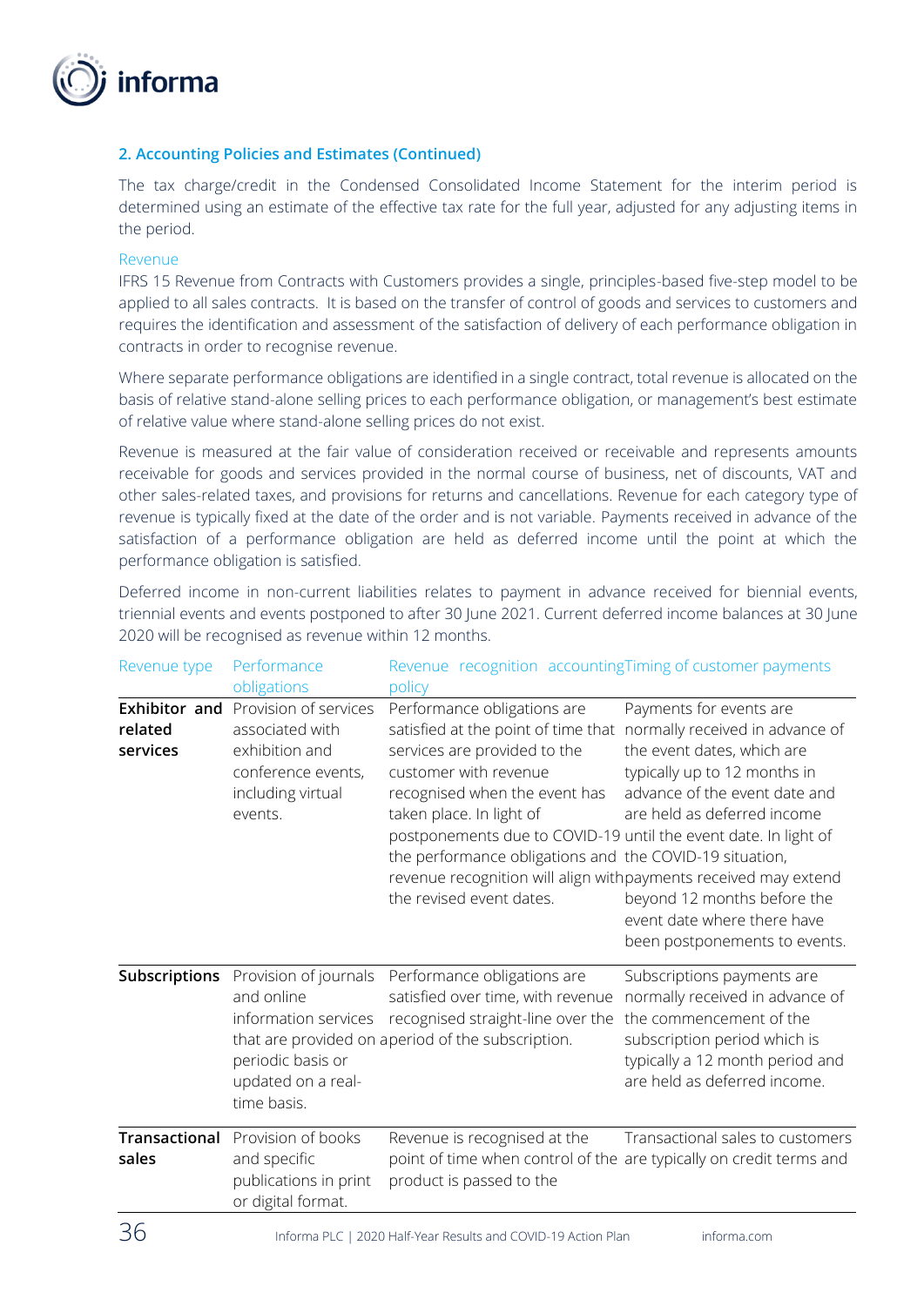## 2. Accounting Policies and Estimates (Continued)

The tax charge/credit in the Condensed Consolidated Income Statement for the interim period is determined using an estimate of the effective tax rate for the full year, adjusted for any adjusting items in the period.

### Revenue

IFRS 15 Revenue from Contracts with Customers provides a single, principles-based five-step model to be applied to all sales contracts. It is based on the transfer of control of goods and services to customers and requires the identification and assessment of the satisfaction of delivery of each performance obligation in contracts in order to recognise revenue.

Where separate performance obligations are identified in a single contract, total revenue is allocated on the basis of relative stand-alone selling prices to each performance obligation, or management's best estimate of relative value where stand-alone selling prices do not exist.

Revenue is measured at the fair value of consideration received or receivable and represents amounts receivable for goods and services provided in the normal course of business, net of discounts, VAT and other sales-related taxes, and provisions for returns and cancellations. Revenue for each category type of revenue is typically fixed at the date of the order and is not variable. Payments received in advance of the satisfaction of a performance obligation are held as deferred income until the point at which the performance obligation is satisfied.

Deferred income in non-current liabilities relates to payment in advance received for biennial events, triennial events and events postponed to after 30 June 2021. Current deferred income balances at 30 June 2020 will be recognised as revenue within 12 months.

| Revenue type | Performance obligations | Revenue recognition accounting policy | Timing of customer payments |
|---|---|---|---|
| **Exhibitor and related services** | Provision of services associated with exhibition and conference events, including virtual events. | Performance obligations are satisfied at the point of time that services are provided to the customer with revenue recognised when the event has taken place. In light of postponements due to COVID-19 the performance obligations and revenue recognition will align with the revised event dates. | Payments for events are normally received in advance of the event dates, which are typically up to 12 months in advance of the event date and are held as deferred income until the event date. In light of the COVID-19 situation, payments received may extend beyond 12 months before the event date where there have been postponements to events. |
| **Subscriptions** | Provision of journals and online information services that are provided on a periodic basis or updated on a real-time basis. | Performance obligations are satisfied over time, with revenue recognised straight-line over the period of the subscription. | Subscriptions payments are normally received in advance of the commencement of the subscription period which is typically a 12 month period and are held as deferred income. |
| **Transactional sales** | Provision of books and specific publications in print or digital format. | Revenue is recognised at the point of time when control of the product is passed to the | Transactional sales to customers are typically on credit terms and |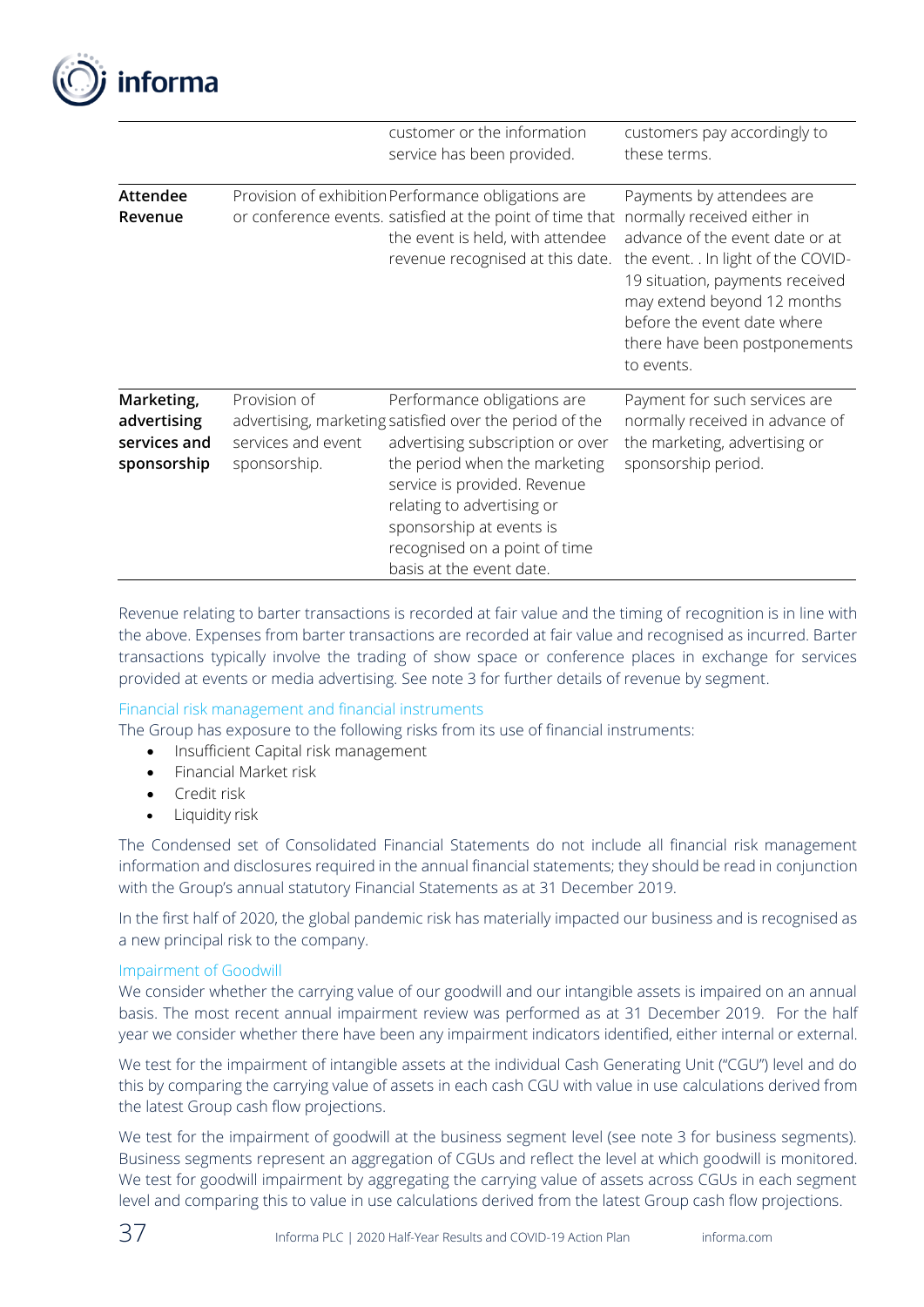| | | | |
|---|---|---|---|
| | | customer or the information service has been provided. | customers pay accordingly to these terms. |
| **Attendee Revenue** | Provision of exhibition or conference events. | Performance obligations are satisfied at the point of time that the event is held, with attendee revenue recognised at this date. | Payments by attendees are normally received either in advance of the event date or at the event. . In light of the COVID-19 situation, payments received may extend beyond 12 months before the event date where there have been postponements to events. |
| **Marketing, advertising services and sponsorship** | Provision of advertising, marketing services and event sponsorship. | Performance obligations are satisfied over the period of the advertising subscription or over the period when the marketing service is provided. Revenue relating to advertising or sponsorship at events is recognised on a point of time basis at the event date. | Payment for such services are normally received in advance of the marketing, advertising or sponsorship period. |

Revenue relating to barter transactions is recorded at fair value and the timing of recognition is in line with the above. Expenses from barter transactions are recorded at fair value and recognised as incurred. Barter transactions typically involve the trading of show space or conference places in exchange for services provided at events or media advertising. See note 3 for further details of revenue by segment.

### Financial risk management and financial instruments

The Group has exposure to the following risks from its use of financial instruments:

- Insufficient Capital risk management
- Financial Market risk
- Credit risk
- Liquidity risk

The Condensed set of Consolidated Financial Statements do not include all financial risk management information and disclosures required in the annual financial statements; they should be read in conjunction with the Group's annual statutory Financial Statements as at 31 December 2019.

In the first half of 2020, the global pandemic risk has materially impacted our business and is recognised as a new principal risk to the company.

### Impairment of Goodwill

We consider whether the carrying value of our goodwill and our intangible assets is impaired on an annual basis. The most recent annual impairment review was performed as at 31 December 2019. For the half year we consider whether there have been any impairment indicators identified, either internal or external.

We test for the impairment of intangible assets at the individual Cash Generating Unit ("CGU") level and do this by comparing the carrying value of assets in each cash CGU with value in use calculations derived from the latest Group cash flow projections.

We test for the impairment of goodwill at the business segment level (see note 3 for business segments). Business segments represent an aggregation of CGUs and reflect the level at which goodwill is monitored. We test for goodwill impairment by aggregating the carrying value of assets across CGUs in each segment level and comparing this to value in use calculations derived from the latest Group cash flow projections.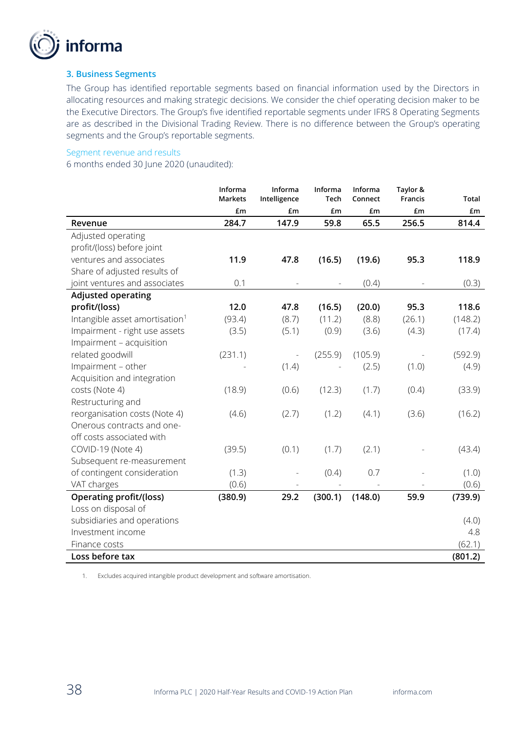### 3. Business Segments

The Group has identified reportable segments based on financial information used by the Directors in allocating resources and making strategic decisions. We consider the chief operating decision maker to be the Executive Directors. The Group's five identified reportable segments under IFRS 8 Operating Segments are as described in the Divisional Trading Review. There is no difference between the Group's operating segments and the Group's reportable segments.

Segment revenue and results

6 months ended 30 June 2020 (unaudited):

| | Informa Markets | Informa Intelligence | Informa Tech | Informa Connect | Taylor & Francis | Total |
|---|---|---|---|---|---|---|
| | £m | £m | £m | £m | £m | £m |
| **Revenue** | **284.7** | **147.9** | **59.8** | **65.5** | **256.5** | **814.4** |
| Adjusted operating profit/(loss) before joint ventures and associates | **11.9** | **47.8** | **(16.5)** | **(19.6)** | **95.3** | **118.9** |
| Share of adjusted results of joint ventures and associates | 0.1 | - | - | (0.4) | - | (0.3) |
| **Adjusted operating profit/(loss)** | **12.0** | **47.8** | **(16.5)** | **(20.0)** | **95.3** | **118.6** |
| Intangible asset amortisation[1] | (93.4) | (8.7) | (11.2) | (8.8) | (26.1) | (148.2) |
| Impairment - right use assets | (3.5) | (5.1) | (0.9) | (3.6) | (4.3) | (17.4) |
| Impairment – acquisition related goodwill | (231.1) | - | (255.9) | (105.9) | - | (592.9) |
| Impairment – other | - | (1.4) | - | (2.5) | (1.0) | (4.9) |
| Acquisition and integration costs (Note 4) | (18.9) | (0.6) | (12.3) | (1.7) | (0.4) | (33.9) |
| Restructuring and reorganisation costs (Note 4) | (4.6) | (2.7) | (1.2) | (4.1) | (3.6) | (16.2) |
| Onerous contracts and one-off costs associated with COVID-19 (Note 4) | (39.5) | (0.1) | (1.7) | (2.1) | - | (43.4) |
| Subsequent re-measurement of contingent consideration | (1.3) | - | (0.4) | 0.7 | - | (1.0) |
| VAT charges | (0.6) | - | - | - | - | (0.6) |
| **Operating profit/(loss)** | **(380.9)** | **29.2** | **(300.1)** | **(148.0)** | **59.9** | **(739.9)** |
| Loss on disposal of subsidiaries and operations | | | | | | (4.0) |
| Investment income | | | | | | 4.8 |
| Finance costs | | | | | | (62.1) |
| **Loss before tax** | | | | | | **(801.2)** |

1. Excludes acquired intangible product development and software amortisation.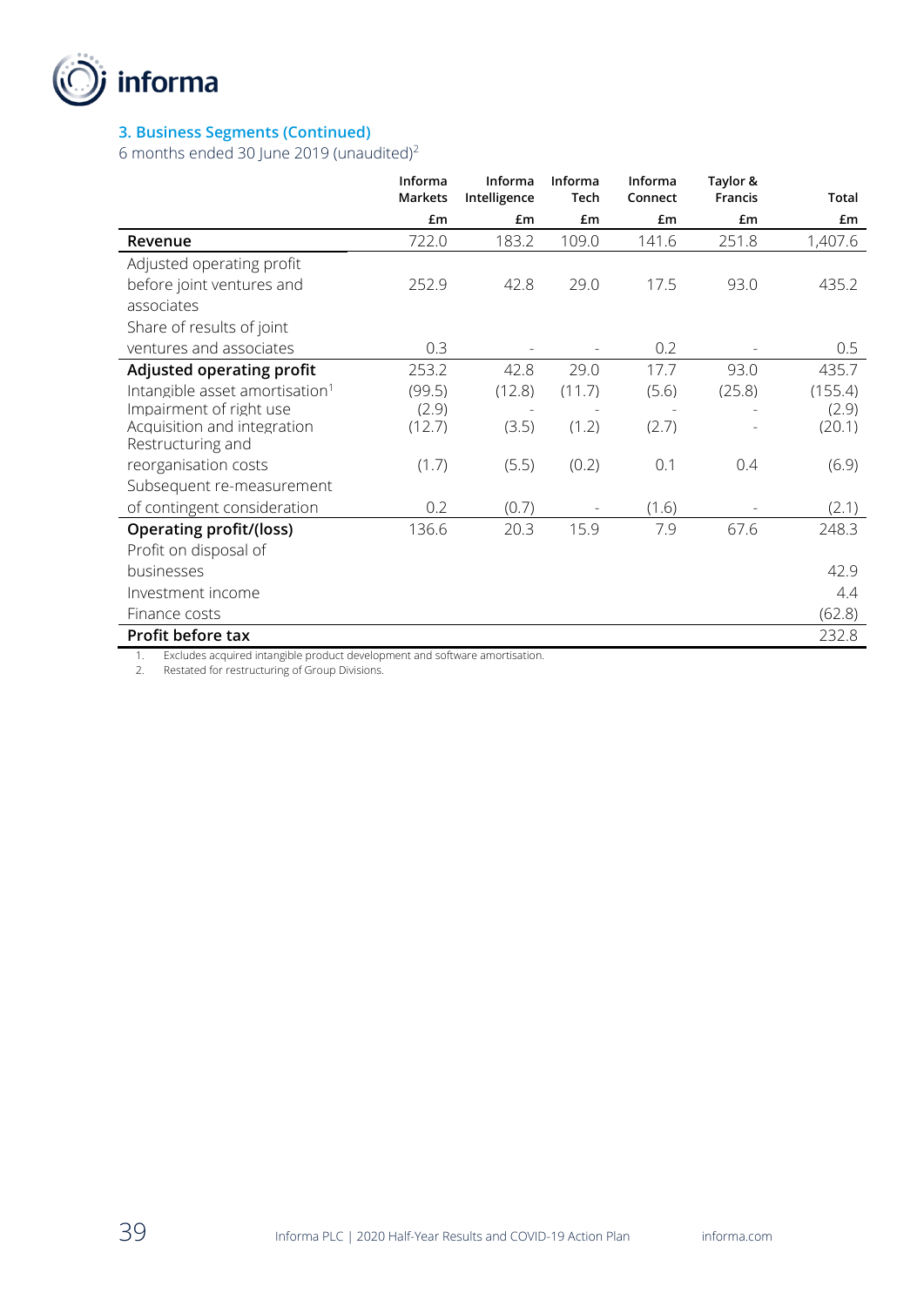### 3. Business Segments (Continued)

6 months ended 30 June 2019 (unaudited)[2]

| | Informa Markets | Informa Intelligence | Informa Tech | Informa Connect | Taylor & Francis | Total |
|---|---|---|---|---|---|---|
| | £m | £m | £m | £m | £m | £m |
| **Revenue** | 722.0 | 183.2 | 109.0 | 141.6 | 251.8 | 1,407.6 |
| Adjusted operating profit before joint ventures and associates | 252.9 | 42.8 | 29.0 | 17.5 | 93.0 | 435.2 |
| Share of results of joint ventures and associates | 0.3 | - | - | 0.2 | - | 0.5 |
| **Adjusted operating profit** | 253.2 | 42.8 | 29.0 | 17.7 | 93.0 | 435.7 |
| Intangible asset amortisation[1] | (99.5) | (12.8) | (11.7) | (5.6) | (25.8) | (155.4) |
| Impairment of right use | (2.9) | - | - | - | - | (2.9) |
| Acquisition and integration | (12.7) | (3.5) | (1.2) | (2.7) | - | (20.1) |
| Restructuring and reorganisation costs | (1.7) | (5.5) | (0.2) | 0.1 | 0.4 | (6.9) |
| Subsequent re-measurement of contingent consideration | 0.2 | (0.7) | - | (1.6) | - | (2.1) |
| **Operating profit/(loss)** | 136.6 | 20.3 | 15.9 | 7.9 | 67.6 | 248.3 |
| Profit on disposal of businesses | | | | | | 42.9 |
| Investment income | | | | | | 4.4 |
| Finance costs | | | | | | (62.8) |
| **Profit before tax** | | | | | | 232.8 |

1. Excludes acquired intangible product development and software amortisation.
2. Restated for restructuring of Group Divisions.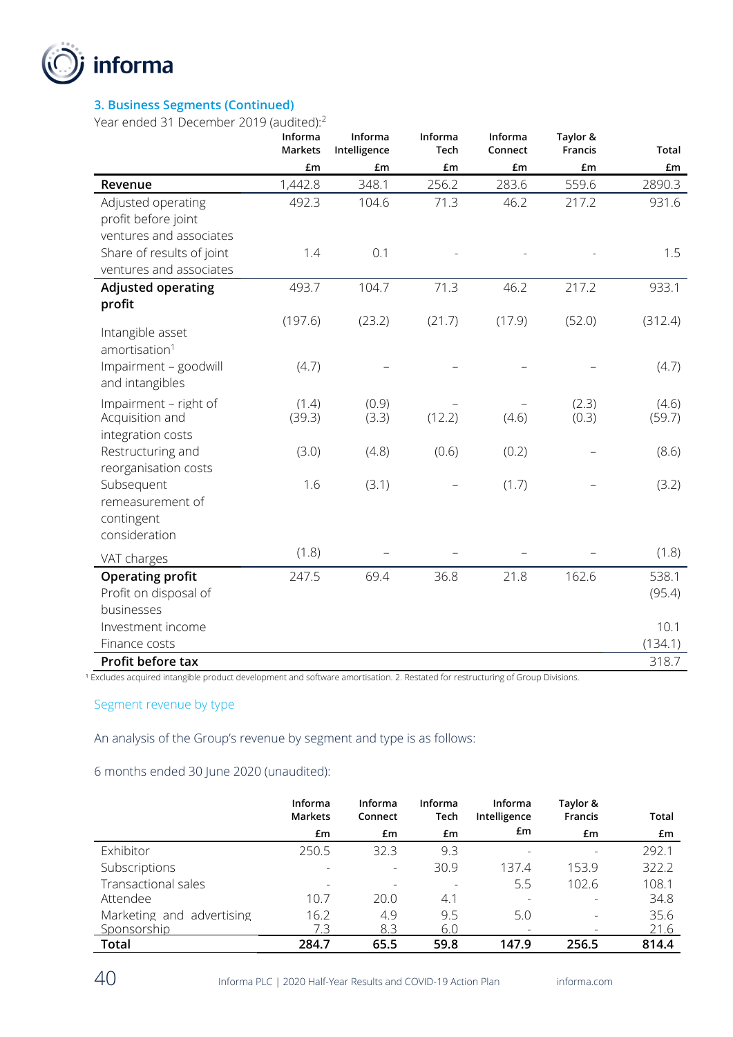### 3. Business Segments (Continued)

Year ended 31 December 2019 (audited):[2]

| | Informa Markets | Informa Intelligence | Informa Tech | Informa Connect | Taylor & Francis | Total |
|---|---|---|---|---|---|---|
| | £m | £m | £m | £m | £m | £m |
| **Revenue** | 1,442.8 | 348.1 | 256.2 | 283.6 | 559.6 | 2890.3 |
| Adjusted operating profit before joint ventures and associates | 492.3 | 104.6 | 71.3 | 46.2 | 217.2 | 931.6 |
| Share of results of joint ventures and associates | 1.4 | 0.1 | - | - | - | 1.5 |
| **Adjusted operating profit** | 493.7 | 104.7 | 71.3 | 46.2 | 217.2 | 933.1 |
| Intangible asset amortisation[1] | (197.6) | (23.2) | (21.7) | (17.9) | (52.0) | (312.4) |
| Impairment – goodwill and intangibles | (4.7) | – | – | – | – | (4.7) |
| Impairment – right of | (1.4) | (0.9) | – | – | (2.3) | (4.6) |
| Acquisition and integration costs | (39.3) | (3.3) | (12.2) | (4.6) | (0.3) | (59.7) |
| Restructuring and reorganisation costs | (3.0) | (4.8) | (0.6) | (0.2) | – | (8.6) |
| Subsequent remeasurement of contingent consideration | 1.6 | (3.1) | – | (1.7) | – | (3.2) |
| VAT charges | (1.8) | – | – | – | – | (1.8) |
| **Operating profit** | 247.5 | 69.4 | 36.8 | 21.8 | 162.6 | 538.1 |
| Profit on disposal of businesses | | | | | | (95.4) |
| Investment income | | | | | | 10.1 |
| Finance costs | | | | | | (134.1) |
| **Profit before tax** | | | | | | 318.7 |

[1] Excludes acquired intangible product development and software amortisation. 2. Restated for restructuring of Group Divisions.

#### Segment revenue by type

An analysis of the Group's revenue by segment and type is as follows:

6 months ended 30 June 2020 (unaudited):

| | Informa Markets | Informa Connect | Informa Tech | Informa Intelligence | Taylor & Francis | Total |
|---|---|---|---|---|---|---|
| | £m | £m | £m | £m | £m | £m |
| Exhibitor | 250.5 | 32.3 | 9.3 | - | - | 292.1 |
| Subscriptions | - | - | 30.9 | 137.4 | 153.9 | 322.2 |
| Transactional sales | - | - | - | 5.5 | 102.6 | 108.1 |
| Attendee | 10.7 | 20.0 | 4.1 | - | - | 34.8 |
| Marketing and advertising | 16.2 | 4.9 | 9.5 | 5.0 | - | 35.6 |
| Sponsorship | 7.3 | 8.3 | 6.0 | - | - | 21.6 |
| **Total** | **284.7** | **65.5** | **59.8** | **147.9** | **256.5** | **814.4** |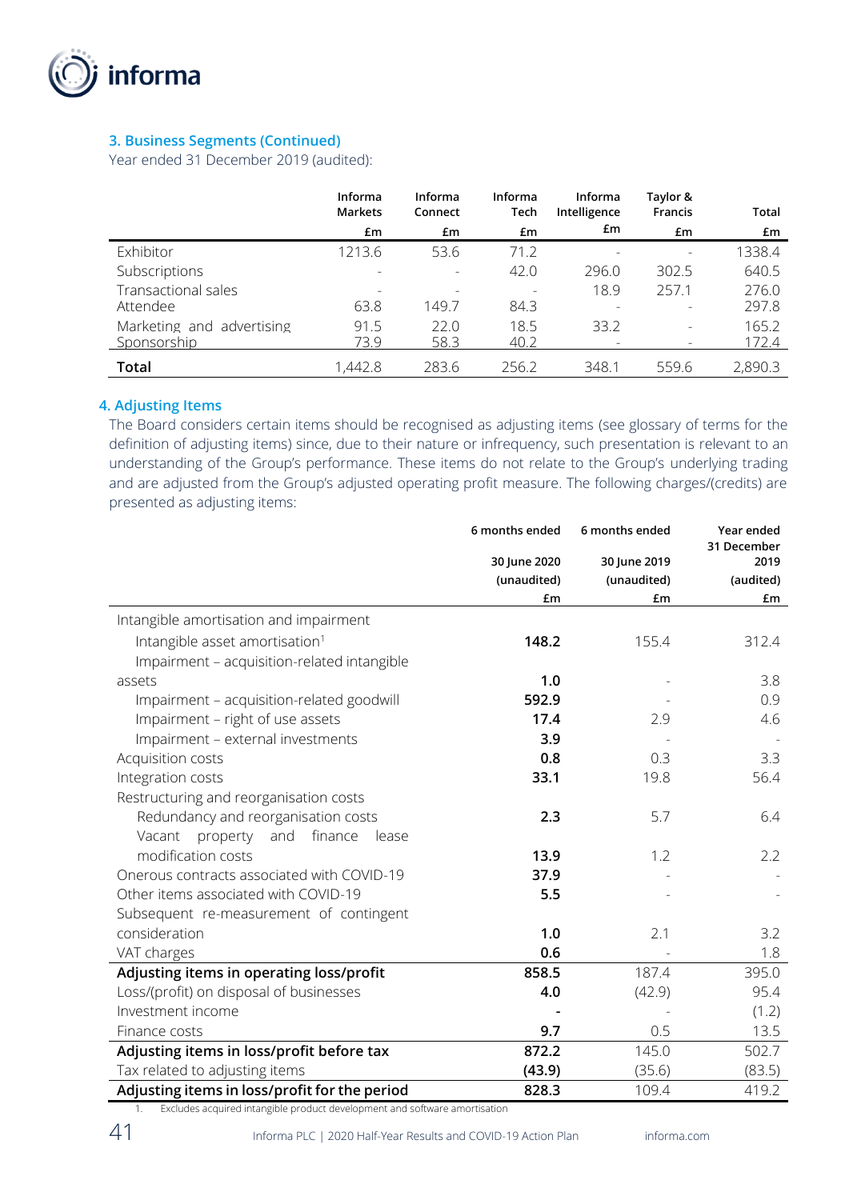### 3. Business Segments (Continued)

Year ended 31 December 2019 (audited):

| | Informa Markets | Informa Connect | Informa Tech | Informa Intelligence | Taylor & Francis | Total |
|---|---|---|---|---|---|---|
| | £m | £m | £m | £m | £m | £m |
| Exhibitor | 1213.6 | 53.6 | 71.2 | - | - | 1338.4 |
| Subscriptions | - | - | 42.0 | 296.0 | 302.5 | 640.5 |
| Transactional sales | - | - | - | 18.9 | 257.1 | 276.0 |
| Attendee | 63.8 | 149.7 | 84.3 | - | - | 297.8 |
| Marketing and advertising | 91.5 | 22.0 | 18.5 | 33.2 | - | 165.2 |
| Sponsorship | 73.9 | 58.3 | 40.2 | - | - | 172.4 |
| **Total** | 1,442.8 | 283.6 | 256.2 | 348.1 | 559.6 | 2,890.3 |

### 4. Adjusting Items

The Board considers certain items should be recognised as adjusting items (see glossary of terms for the definition of adjusting items) since, due to their nature or infrequency, such presentation is relevant to an understanding of the Group's performance. These items do not relate to the Group's underlying trading and are adjusted from the Group's adjusted operating profit measure. The following charges/(credits) are presented as adjusting items:

| | 6 months ended 30 June 2020 (unaudited) | 6 months ended 30 June 2019 (unaudited) | Year ended 31 December 2019 (audited) |
|---|---|---|---|
| | £m | £m | £m |
| Intangible amortisation and impairment | | | |
| Intangible asset amortisation[1] | **148.2** | 155.4 | 312.4 |
| Impairment – acquisition-related intangible assets | **1.0** | - | 3.8 |
| Impairment – acquisition-related goodwill | **592.9** | - | 0.9 |
| Impairment – right of use assets | **17.4** | 2.9 | 4.6 |
| Impairment – external investments | **3.9** | - | - |
| Acquisition costs | **0.8** | 0.3 | 3.3 |
| Integration costs | **33.1** | 19.8 | 56.4 |
| Restructuring and reorganisation costs | | | |
| Redundancy and reorganisation costs | **2.3** | 5.7 | 6.4 |
| Vacant property and finance lease modification costs | **13.9** | 1.2 | 2.2 |
| Onerous contracts associated with COVID-19 | **37.9** | - | - |
| Other items associated with COVID-19 | **5.5** | - | - |
| Subsequent re-measurement of contingent consideration | **1.0** | 2.1 | 3.2 |
| VAT charges | **0.6** | - | 1.8 |
| **Adjusting items in operating loss/profit** | **858.5** | 187.4 | 395.0 |
| Loss/(profit) on disposal of businesses | **4.0** | (42.9) | 95.4 |
| Investment income | **-** | - | (1.2) |
| Finance costs | **9.7** | 0.5 | 13.5 |
| **Adjusting items in loss/profit before tax** | **872.2** | 145.0 | 502.7 |
| Tax related to adjusting items | **(43.9)** | (35.6) | (83.5) |
| **Adjusting items in loss/profit for the period** | **828.3** | 109.4 | 419.2 |

1. Excludes acquired intangible product development and software amortisation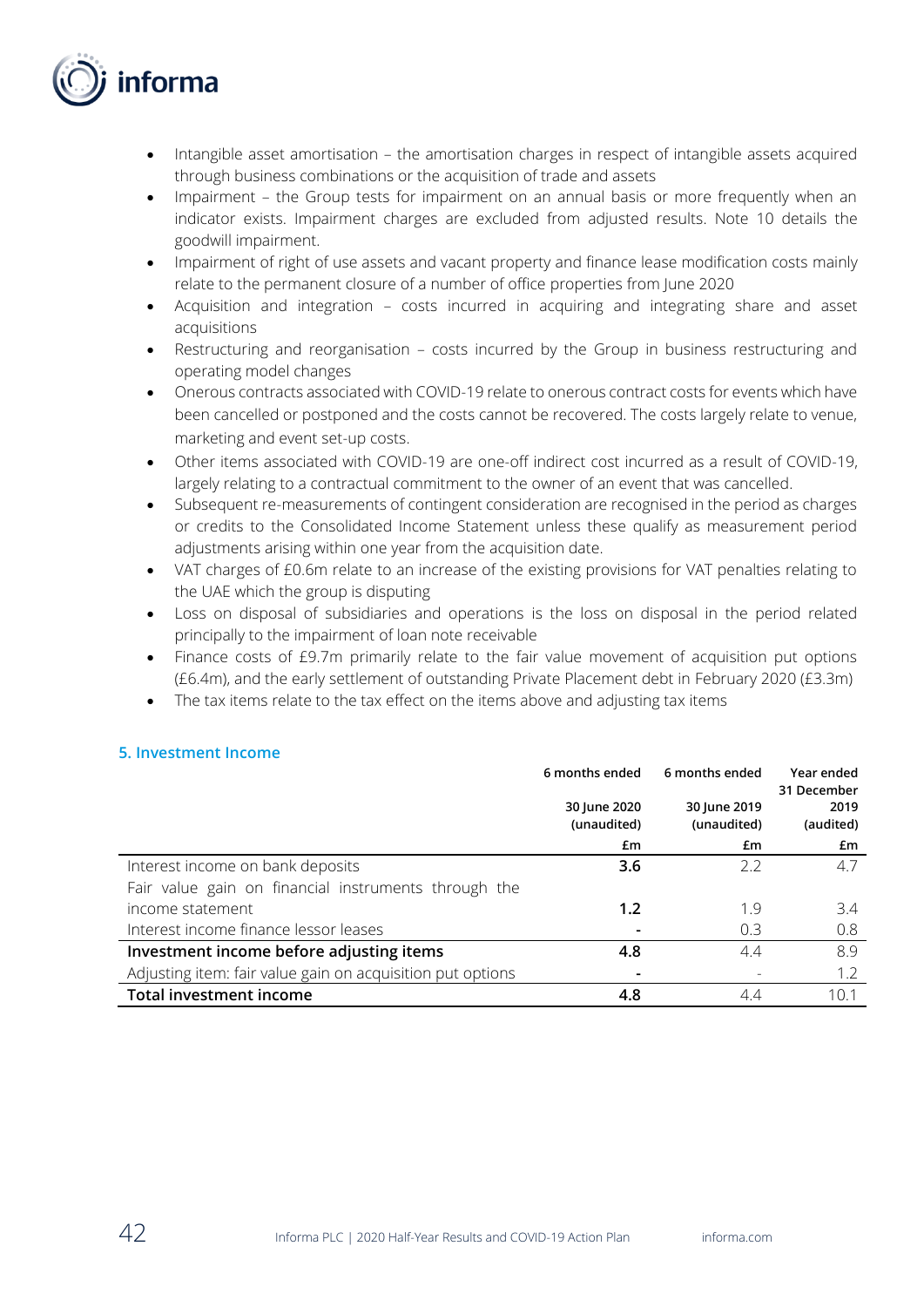- Intangible asset amortisation – the amortisation charges in respect of intangible assets acquired through business combinations or the acquisition of trade and assets
- Impairment – the Group tests for impairment on an annual basis or more frequently when an indicator exists. Impairment charges are excluded from adjusted results. Note 10 details the goodwill impairment.
- Impairment of right of use assets and vacant property and finance lease modification costs mainly relate to the permanent closure of a number of office properties from June 2020
- Acquisition and integration – costs incurred in acquiring and integrating share and asset acquisitions
- Restructuring and reorganisation – costs incurred by the Group in business restructuring and operating model changes
- Onerous contracts associated with COVID-19 relate to onerous contract costs for events which have been cancelled or postponed and the costs cannot be recovered. The costs largely relate to venue, marketing and event set-up costs.
- Other items associated with COVID-19 are one-off indirect cost incurred as a result of COVID-19, largely relating to a contractual commitment to the owner of an event that was cancelled.
- Subsequent re-measurements of contingent consideration are recognised in the period as charges or credits to the Consolidated Income Statement unless these qualify as measurement period adjustments arising within one year from the acquisition date.
- VAT charges of £0.6m relate to an increase of the existing provisions for VAT penalties relating to the UAE which the group is disputing
- Loss on disposal of subsidiaries and operations is the loss on disposal in the period related principally to the impairment of loan note receivable
- Finance costs of £9.7m primarily relate to the fair value movement of acquisition put options (£6.4m), and the early settlement of outstanding Private Placement debt in February 2020 (£3.3m)
- The tax items relate to the tax effect on the items above and adjusting tax items

### 5. Investment Income

| | 6 months ended 30 June 2020 (unaudited) | 6 months ended 30 June 2019 (unaudited) | Year ended 31 December 2019 (audited) |
|---|---|---|---|
| | £m | £m | £m |
| Interest income on bank deposits | **3.6** | 2.2 | 4.7 |
| Fair value gain on financial instruments through the income statement | **1.2** | 1.9 | 3.4 |
| Interest income finance lessor leases | **-** | 0.3 | 0.8 |
| **Investment income before adjusting items** | **4.8** | 4.4 | 8.9 |
| Adjusting item: fair value gain on acquisition put options | **-** | - | 1.2 |
| **Total investment income** | **4.8** | 4.4 | 10.1 |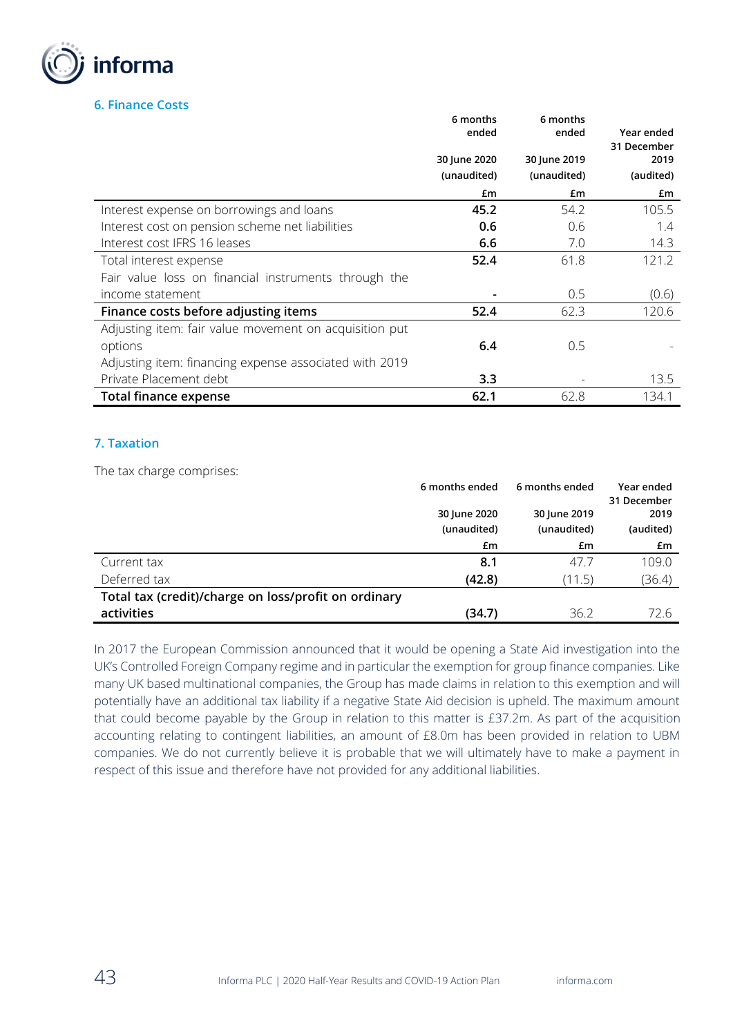### 6. Finance Costs

| | 6 months ended 30 June 2020 (unaudited) | 6 months ended 30 June 2019 (unaudited) | Year ended 31 December 2019 (audited) |
|---|---|---|---|
| | £m | £m | £m |
| Interest expense on borrowings and loans | **45.2** | 54.2 | 105.5 |
| Interest cost on pension scheme net liabilities | **0.6** | 0.6 | 1.4 |
| Interest cost IFRS 16 leases | **6.6** | 7.0 | 14.3 |
| Total interest expense | **52.4** | 61.8 | 121.2 |
| Fair value loss on financial instruments through the income statement | **-** | 0.5 | (0.6) |
| **Finance costs before adjusting items** | **52.4** | 62.3 | 120.6 |
| Adjusting item: fair value movement on acquisition put options | **6.4** | 0.5 | - |
| Adjusting item: financing expense associated with 2019 Private Placement debt | **3.3** | - | 13.5 |
| **Total finance expense** | **62.1** | 62.8 | 134.1 |

### 7. Taxation

The tax charge comprises:

| | 6 months ended 30 June 2020 (unaudited) | 6 months ended 30 June 2019 (unaudited) | Year ended 31 December 2019 (audited) |
|---|---|---|---|
| | £m | £m | £m |
| Current tax | **8.1** | 47.7 | 109.0 |
| Deferred tax | **(42.8)** | (11.5) | (36.4) |
| **Total tax (credit)/charge on loss/profit on ordinary activities** | **(34.7)** | 36.2 | 72.6 |

In 2017 the European Commission announced that it would be opening a State Aid investigation into the UK's Controlled Foreign Company regime and in particular the exemption for group finance companies. Like many UK based multinational companies, the Group has made claims in relation to this exemption and will potentially have an additional tax liability if a negative State Aid decision is upheld. The maximum amount that could become payable by the Group in relation to this matter is £37.2m. As part of the acquisition accounting relating to contingent liabilities, an amount of £8.0m has been provided in relation to UBM companies. We do not currently believe it is probable that we will ultimately have to make a payment in respect of this issue and therefore have not provided for any additional liabilities.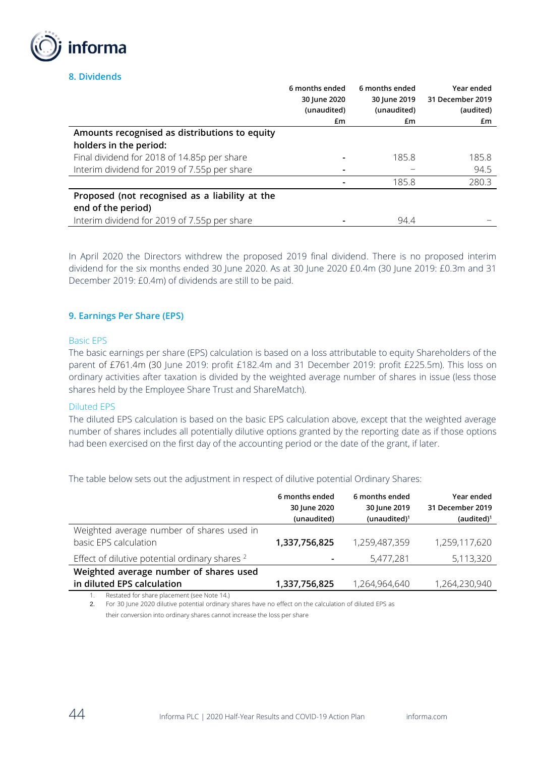## 8. Dividends

| | 6 months ended 30 June 2020 (unaudited) £m | 6 months ended 30 June 2019 (unaudited) £m | Year ended 31 December 2019 (audited) £m |
|---|---|---|---|
| **Amounts recognised as distributions to equity holders in the period:** | | | |
| Final dividend for 2018 of 14.85p per share | - | 185.8 | 185.8 |
| Interim dividend for 2019 of 7.55p per share | - | – | 94.5 |
| | - | 185.8 | 280.3 |
| **Proposed (not recognised as a liability at the end of the period)** | | | |
| Interim dividend for 2019 of 7.55p per share | - | 94.4 | – |

In April 2020 the Directors withdrew the proposed 2019 final dividend. There is no proposed interim dividend for the six months ended 30 June 2020. As at 30 June 2020 £0.4m (30 June 2019: £0.3m and 31 December 2019: £0.4m) of dividends are still to be paid.

## 9. Earnings Per Share (EPS)

### Basic EPS

The basic earnings per share (EPS) calculation is based on a loss attributable to equity Shareholders of the parent of £761.4m (30 June 2019: profit £182.4m and 31 December 2019: profit £225.5m). This loss on ordinary activities after taxation is divided by the weighted average number of shares in issue (less those shares held by the Employee Share Trust and ShareMatch).

### Diluted EPS

The diluted EPS calculation is based on the basic EPS calculation above, except that the weighted average number of shares includes all potentially dilutive options granted by the reporting date as if those options had been exercised on the first day of the accounting period or the date of the grant, if later.

The table below sets out the adjustment in respect of dilutive potential Ordinary Shares:

| | 6 months ended 30 June 2020 (unaudited) | 6 months ended 30 June 2019 (unaudited)[1] | Year ended 31 December 2019 (audited)[1] |
|---|---|---|---|
| Weighted average number of shares used in basic EPS calculation | **1,337,756,825** | 1,259,487,359 | 1,259,117,620 |
| Effect of dilutive potential ordinary shares [2] | - | 5,477,281 | 5,113,320 |
| **Weighted average number of shares used in diluted EPS calculation** | **1,337,756,825** | 1,264,964,640 | 1,264,230,940 |

1. Restated for share placement (see Note 14.)
2. For 30 June 2020 dilutive potential ordinary shares have no effect on the calculation of diluted EPS as their conversion into ordinary shares cannot increase the loss per share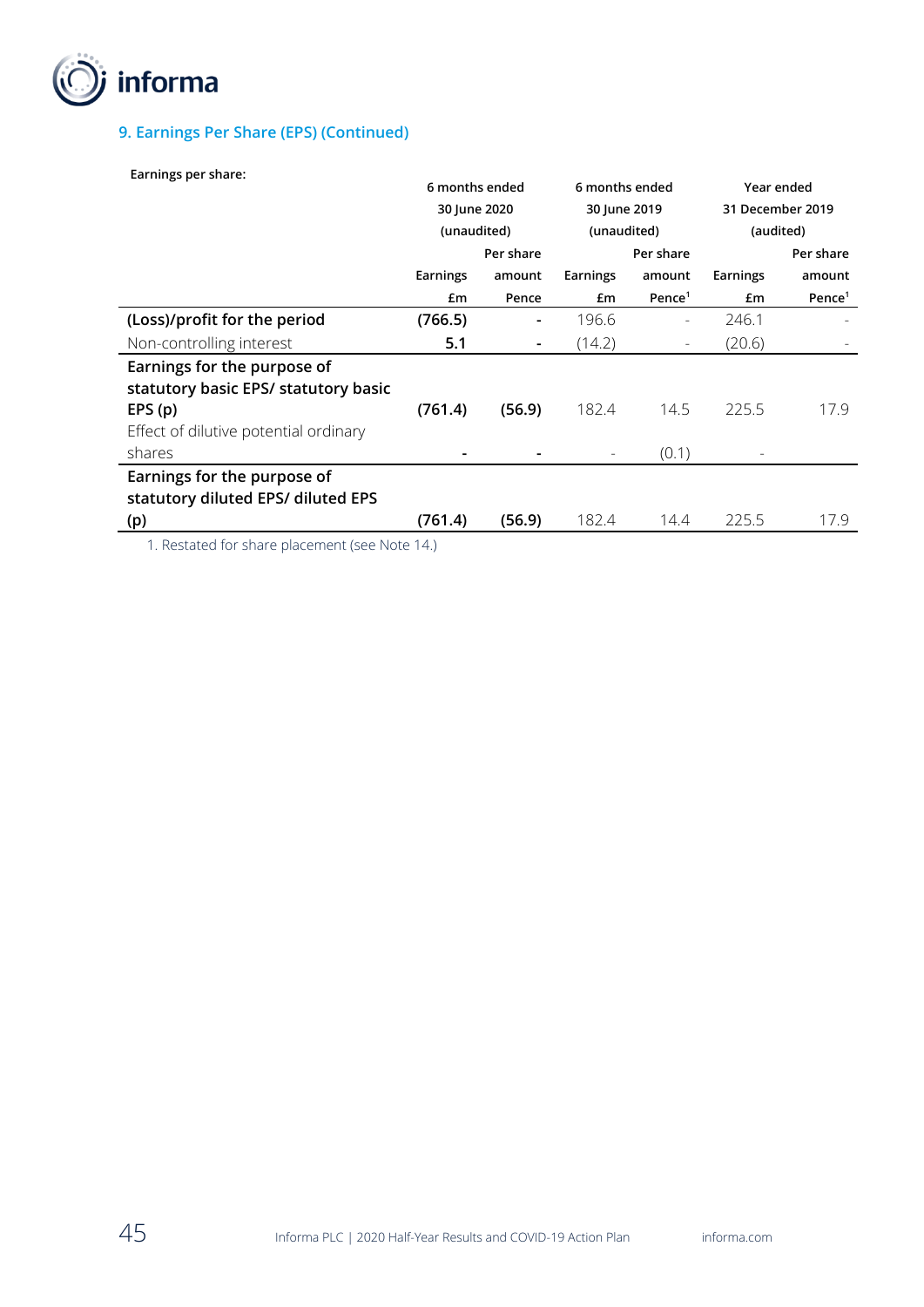## 9. Earnings Per Share (EPS) (Continued)

**Earnings per share:**

| | 6 months ended 30 June 2020 (unaudited) | | 6 months ended 30 June 2019 (unaudited) | | Year ended 31 December 2019 (audited) | |
|---|---|---|---|---|---|---|
| | Earnings £m | Per share amount Pence | Earnings £m | Per share amount Pence[1] | Earnings £m | Per share amount Pence[1] |
| **(Loss)/profit for the period** | **(766.5)** | **-** | 196.6 | - | 246.1 | - |
| Non-controlling interest | **5.1** | **-** | (14.2) | - | (20.6) | - |
| **Earnings for the purpose of statutory basic EPS/ statutory basic EPS (p)** | **(761.4)** | **(56.9)** | 182.4 | 14.5 | 225.5 | 17.9 |
| Effect of dilutive potential ordinary shares | **-** | **-** | - | (0.1) | - | |
| **Earnings for the purpose of statutory diluted EPS/ diluted EPS (p)** | **(761.4)** | **(56.9)** | 182.4 | 14.4 | 225.5 | 17.9 |

1. Restated for share placement (see Note 14.)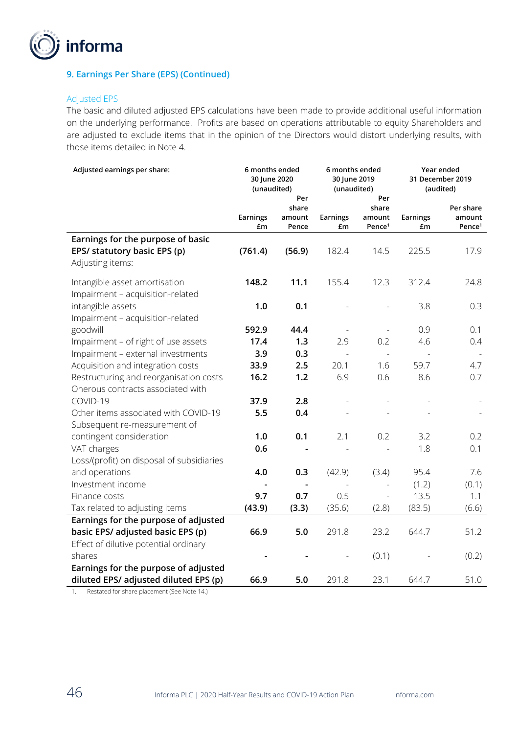## 9. Earnings Per Share (EPS) (Continued)

### Adjusted EPS

The basic and diluted adjusted EPS calculations have been made to provide additional useful information on the underlying performance. Profits are based on operations attributable to equity Shareholders and are adjusted to exclude items that in the opinion of the Directors would distort underlying results, with those items detailed in Note 4.

| Adjusted earnings per share: | 6 months ended 30 June 2020 (unaudited) | | 6 months ended 30 June 2019 (unaudited) | | Year ended 31 December 2019 (audited) | |
|---|---|---|---|---|---|---|
| | Earnings £m | Per share amount Pence | Earnings £m | Per share amount Pence[1] | Earnings £m | Per share amount Pence[1] |
| **Earnings for the purpose of basic EPS/ statutory basic EPS (p)** | **(761.4)** | **(56.9)** | 182.4 | 14.5 | 225.5 | 17.9 |
| Adjusting items: | | | | | | |
| Intangible asset amortisation | **148.2** | **11.1** | 155.4 | 12.3 | 312.4 | 24.8 |
| Impairment – acquisition-related intangible assets | **1.0** | **0.1** | - | - | 3.8 | 0.3 |
| Impairment – acquisition-related goodwill | **592.9** | **44.4** | - | - | 0.9 | 0.1 |
| Impairment – of right of use assets | **17.4** | **1.3** | 2.9 | 0.2 | 4.6 | 0.4 |
| Impairment – external investments | **3.9** | **0.3** | - | - | - | - |
| Acquisition and integration costs | **33.9** | **2.5** | 20.1 | 1.6 | 59.7 | 4.7 |
| Restructuring and reorganisation costs | **16.2** | **1.2** | 6.9 | 0.6 | 8.6 | 0.7 |
| Onerous contracts associated with COVID-19 | **37.9** | **2.8** | - | - | - | - |
| Other items associated with COVID-19 | **5.5** | **0.4** | - | - | - | - |
| Subsequent re-measurement of contingent consideration | **1.0** | **0.1** | 2.1 | 0.2 | 3.2 | 0.2 |
| VAT charges | **0.6** | **-** | - | - | 1.8 | 0.1 |
| Loss/(profit) on disposal of subsidiaries and operations | **4.0** | **0.3** | (42.9) | (3.4) | 95.4 | 7.6 |
| Investment income | **-** | **-** | - | - | (1.2) | (0.1) |
| Finance costs | **9.7** | **0.7** | 0.5 | - | 13.5 | 1.1 |
| Tax related to adjusting items | **(43.9)** | **(3.3)** | (35.6) | (2.8) | (83.5) | (6.6) |
| **Earnings for the purpose of adjusted basic EPS/ adjusted basic EPS (p)** | **66.9** | **5.0** | 291.8 | 23.2 | 644.7 | 51.2 |
| Effect of dilutive potential ordinary shares | **-** | **-** | - | (0.1) | - | (0.2) |
| **Earnings for the purpose of adjusted diluted EPS/ adjusted diluted EPS (p)** | **66.9** | **5.0** | 291.8 | 23.1 | 644.7 | 51.0 |

1. Restated for share placement (See Note 14.)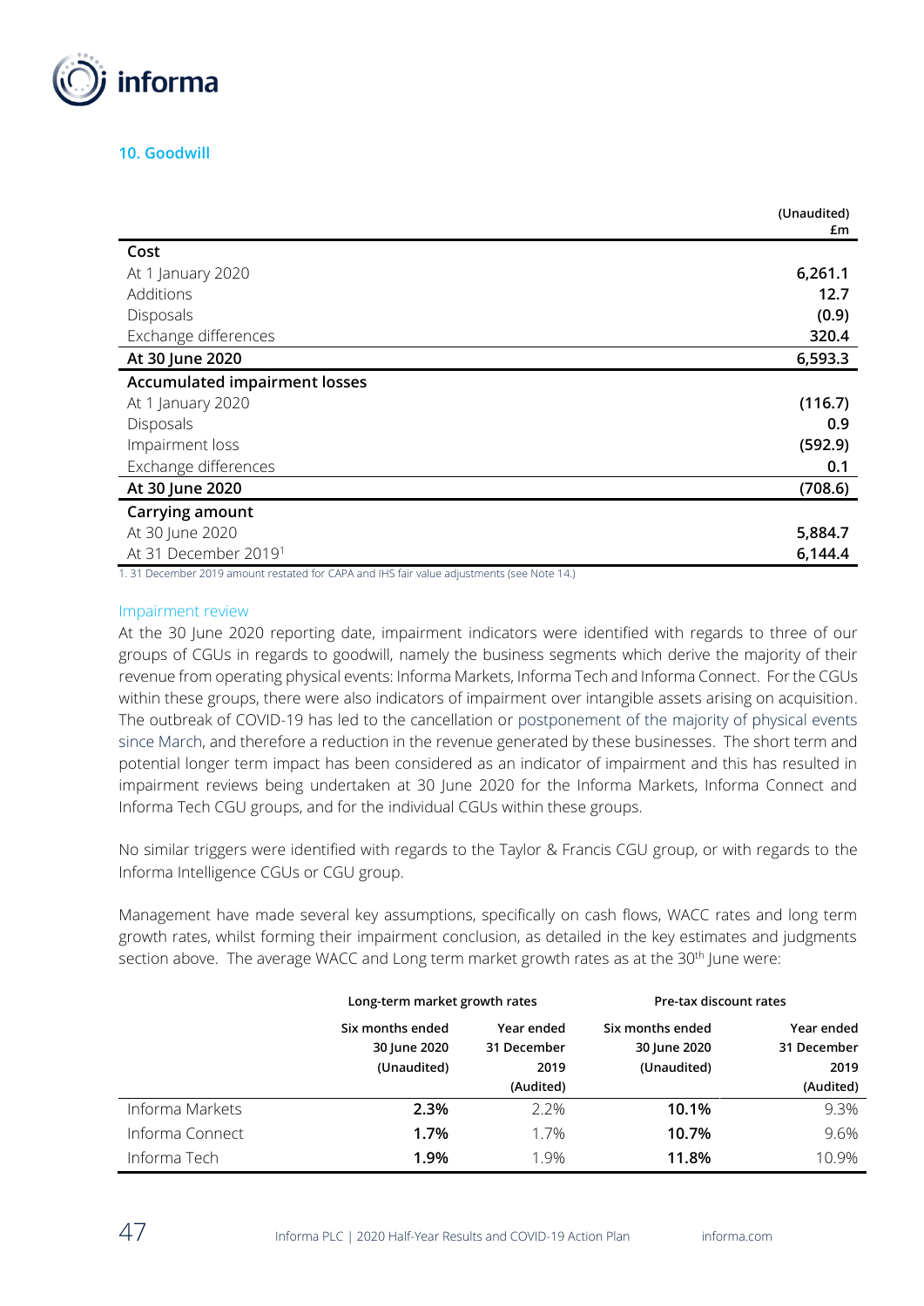## 10. Goodwill

| | (Unaudited) £m |
|---|---|
| **Cost** | |
| At 1 January 2020 | **6,261.1** |
| Additions | **12.7** |
| Disposals | **(0.9)** |
| Exchange differences | **320.4** |
| **At 30 June 2020** | **6,593.3** |
| **Accumulated impairment losses** | |
| At 1 January 2020 | **(116.7)** |
| Disposals | **0.9** |
| Impairment loss | **(592.9)** |
| Exchange differences | **0.1** |
| **At 30 June 2020** | **(708.6)** |
| **Carrying amount** | |
| At 30 June 2020 | **5,884.7** |
| At 31 December 2019[1] | **6,144.4** |

1. 31 December 2019 amount restated for CAPA and IHS fair value adjustments (see Note 14.)

### Impairment review

At the 30 June 2020 reporting date, impairment indicators were identified with regards to three of our groups of CGUs in regards to goodwill, namely the business segments which derive the majority of their revenue from operating physical events: Informa Markets, Informa Tech and Informa Connect. For the CGUs within these groups, there were also indicators of impairment over intangible assets arising on acquisition. The outbreak of COVID-19 has led to the cancellation or postponement of the majority of physical events since March, and therefore a reduction in the revenue generated by these businesses. The short term and potential longer term impact has been considered as an indicator of impairment and this has resulted in impairment reviews being undertaken at 30 June 2020 for the Informa Markets, Informa Connect and Informa Tech CGU groups, and for the individual CGUs within these groups.

No similar triggers were identified with regards to the Taylor & Francis CGU group, or with regards to the Informa Intelligence CGUs or CGU group.

Management have made several key assumptions, specifically on cash flows, WACC rates and long term growth rates, whilst forming their impairment conclusion, as detailed in the key estimates and judgments section above. The average WACC and Long term market growth rates as at the 30th June were:

| | Long-term market growth rates | | Pre-tax discount rates | |
|---|---|---|---|---|
| | Six months ended 30 June 2020 (Unaudited) | Year ended 31 December 2019 (Audited) | Six months ended 30 June 2020 (Unaudited) | Year ended 31 December 2019 (Audited) |
| Informa Markets | **2.3%** | 2.2% | **10.1%** | 9.3% |
| Informa Connect | **1.7%** | 1.7% | **10.7%** | 9.6% |
| Informa Tech | **1.9%** | 1.9% | **11.8%** | 10.9% |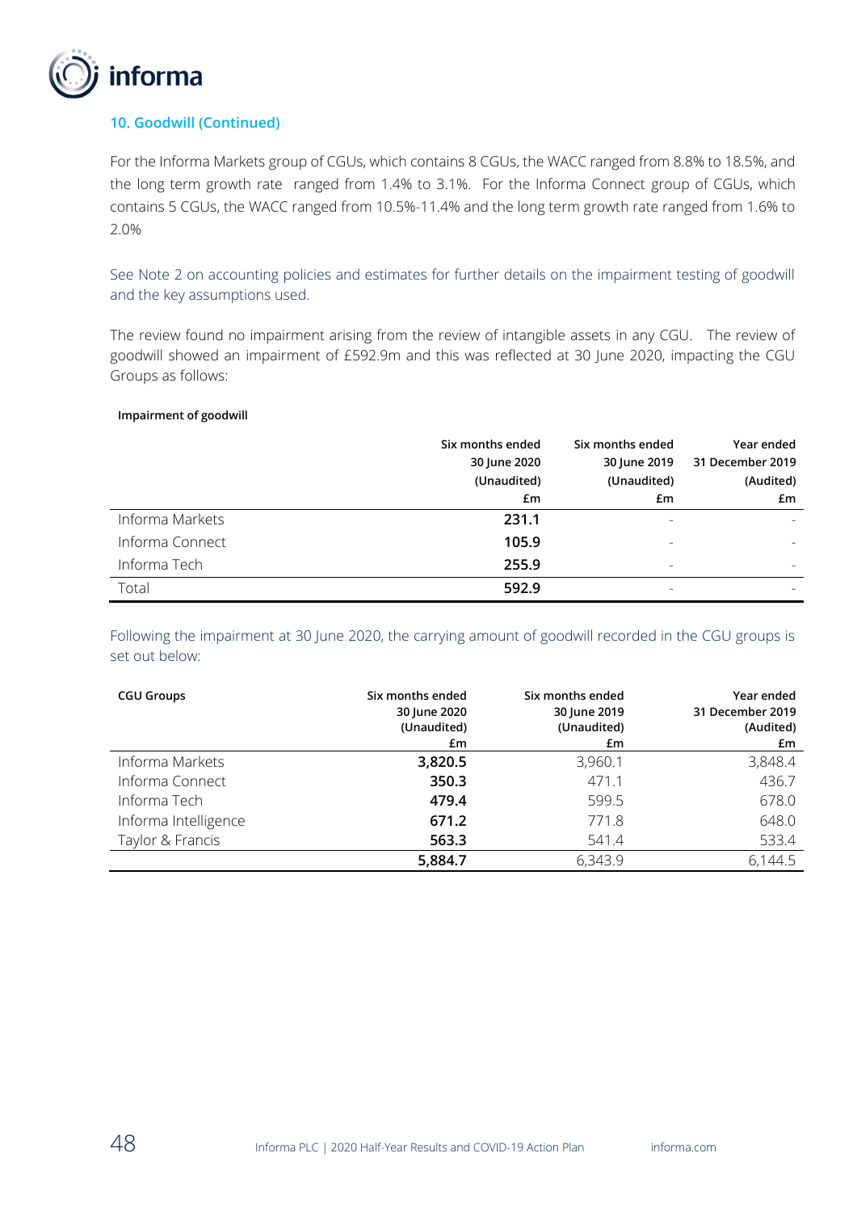### 10. Goodwill (Continued)

For the Informa Markets group of CGUs, which contains 8 CGUs, the WACC ranged from 8.8% to 18.5%, and the long term growth rate ranged from 1.4% to 3.1%. For the Informa Connect group of CGUs, which contains 5 CGUs, the WACC ranged from 10.5%-11.4% and the long term growth rate ranged from 1.6% to 2.0%

See Note 2 on accounting policies and estimates for further details on the impairment testing of goodwill and the key assumptions used.

The review found no impairment arising from the review of intangible assets in any CGU. The review of goodwill showed an impairment of £592.9m and this was reflected at 30 June 2020, impacting the CGU Groups as follows:

**Impairment of goodwill**

| | Six months ended 30 June 2020 (Unaudited) £m | Six months ended 30 June 2019 (Unaudited) £m | Year ended 31 December 2019 (Audited) £m |
|---|---|---|---|
| Informa Markets | **231.1** | - | - |
| Informa Connect | **105.9** | - | - |
| Informa Tech | **255.9** | - | - |
| Total | **592.9** | - | - |

Following the impairment at 30 June 2020, the carrying amount of goodwill recorded in the CGU groups is set out below:

| CGU Groups | Six months ended 30 June 2020 (Unaudited) £m | Six months ended 30 June 2019 (Unaudited) £m | Year ended 31 December 2019 (Audited) £m |
|---|---|---|---|
| Informa Markets | **3,820.5** | 3,960.1 | 3,848.4 |
| Informa Connect | **350.3** | 471.1 | 436.7 |
| Informa Tech | **479.4** | 599.5 | 678.0 |
| Informa Intelligence | **671.2** | 771.8 | 648.0 |
| Taylor & Francis | **563.3** | 541.4 | 533.4 |
| | **5,884.7** | 6,343.9 | 6,144.5 |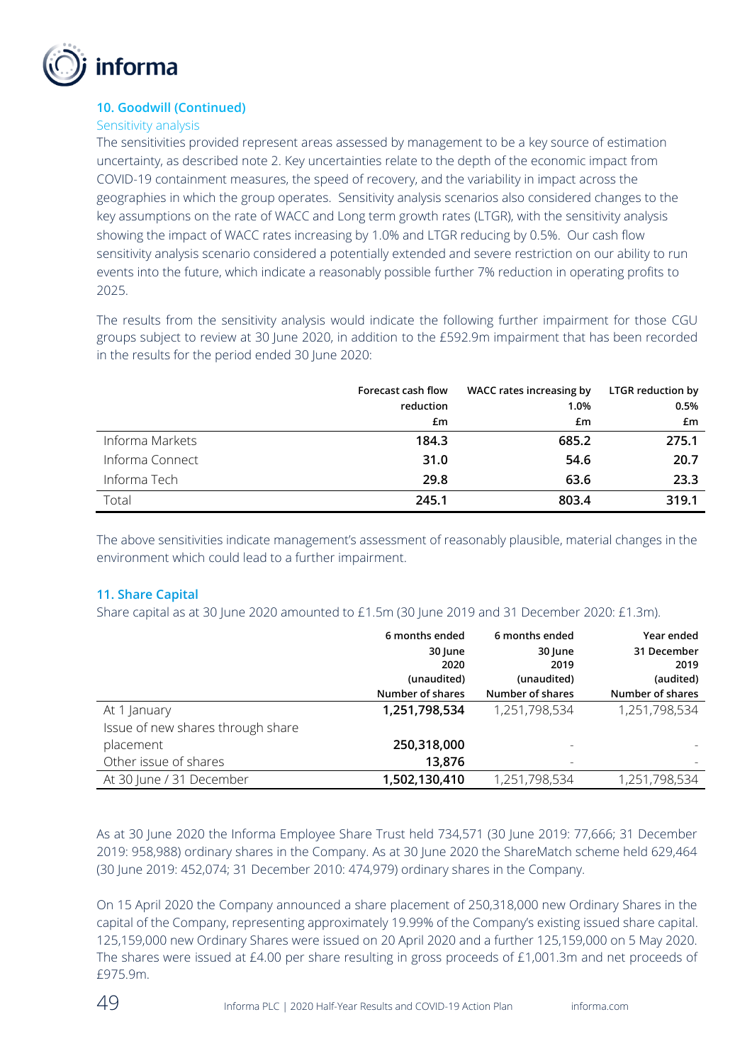### 10. Goodwill (Continued)

#### Sensitivity analysis

The sensitivities provided represent areas assessed by management to be a key source of estimation uncertainty, as described note 2. Key uncertainties relate to the depth of the economic impact from COVID-19 containment measures, the speed of recovery, and the variability in impact across the geographies in which the group operates. Sensitivity analysis scenarios also considered changes to the key assumptions on the rate of WACC and Long term growth rates (LTGR), with the sensitivity analysis showing the impact of WACC rates increasing by 1.0% and LTGR reducing by 0.5%. Our cash flow sensitivity analysis scenario considered a potentially extended and severe restriction on our ability to run events into the future, which indicate a reasonably possible further 7% reduction in operating profits to 2025.

The results from the sensitivity analysis would indicate the following further impairment for those CGU groups subject to review at 30 June 2020, in addition to the £592.9m impairment that has been recorded in the results for the period ended 30 June 2020:

| | Forecast cash flow reduction £m | WACC rates increasing by 1.0% £m | LTGR reduction by 0.5% £m |
|---|---|---|---|
| Informa Markets | **184.3** | **685.2** | **275.1** |
| Informa Connect | **31.0** | **54.6** | **20.7** |
| Informa Tech | **29.8** | **63.6** | **23.3** |
| Total | **245.1** | **803.4** | **319.1** |

The above sensitivities indicate management's assessment of reasonably plausible, material changes in the environment which could lead to a further impairment.

### 11. Share Capital

Share capital as at 30 June 2020 amounted to £1.5m (30 June 2019 and 31 December 2020: £1.3m).

| | 6 months ended 30 June 2020 (unaudited) Number of shares | 6 months ended 30 June 2019 (unaudited) Number of shares | Year ended 31 December 2019 (audited) Number of shares |
|---|---|---|---|
| At 1 January | **1,251,798,534** | 1,251,798,534 | 1,251,798,534 |
| Issue of new shares through share placement | **250,318,000** | - | - |
| Other issue of shares | **13,876** | - | - |
| At 30 June / 31 December | **1,502,130,410** | 1,251,798,534 | 1,251,798,534 |

As at 30 June 2020 the Informa Employee Share Trust held 734,571 (30 June 2019: 77,666; 31 December 2019: 958,988) ordinary shares in the Company. As at 30 June 2020 the ShareMatch scheme held 629,464 (30 June 2019: 452,074; 31 December 2010: 474,979) ordinary shares in the Company.

On 15 April 2020 the Company announced a share placement of 250,318,000 new Ordinary Shares in the capital of the Company, representing approximately 19.99% of the Company's existing issued share capital. 125,159,000 new Ordinary Shares were issued on 20 April 2020 and a further 125,159,000 on 5 May 2020. The shares were issued at £4.00 per share resulting in gross proceeds of £1,001.3m and net proceeds of £975.9m.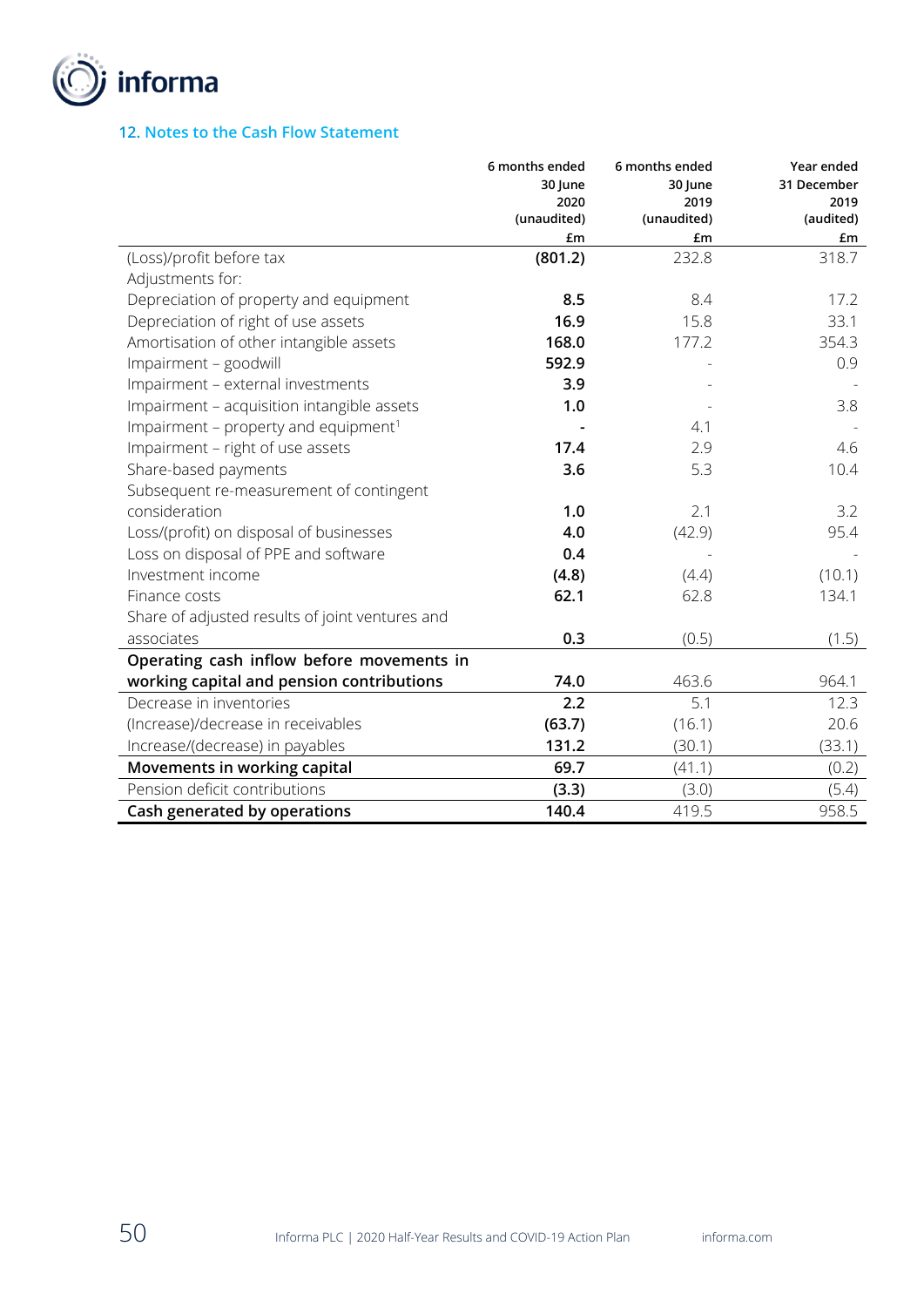## 12. Notes to the Cash Flow Statement

| | 6 months ended 30 June 2020 (unaudited) £m | 6 months ended 30 June 2019 (unaudited) £m | Year ended 31 December 2019 (audited) £m |
|---|---|---|---|
| (Loss)/profit before tax | **(801.2)** | 232.8 | 318.7 |
| Adjustments for: | | | |
| Depreciation of property and equipment | **8.5** | 8.4 | 17.2 |
| Depreciation of right of use assets | **16.9** | 15.8 | 33.1 |
| Amortisation of other intangible assets | **168.0** | 177.2 | 354.3 |
| Impairment – goodwill | **592.9** | - | 0.9 |
| Impairment – external investments | **3.9** | - | - |
| Impairment – acquisition intangible assets | **1.0** | - | 3.8 |
| Impairment – property and equipment[1] | **-** | 4.1 | - |
| Impairment – right of use assets | **17.4** | 2.9 | 4.6 |
| Share-based payments | **3.6** | 5.3 | 10.4 |
| Subsequent re-measurement of contingent consideration | **1.0** | 2.1 | 3.2 |
| Loss/(profit) on disposal of businesses | **4.0** | (42.9) | 95.4 |
| Loss on disposal of PPE and software | **0.4** | - | - |
| Investment income | **(4.8)** | (4.4) | (10.1) |
| Finance costs | **62.1** | 62.8 | 134.1 |
| Share of adjusted results of joint ventures and associates | **0.3** | (0.5) | (1.5) |
| **Operating cash inflow before movements in working capital and pension contributions** | **74.0** | 463.6 | 964.1 |
| Decrease in inventories | **2.2** | 5.1 | 12.3 |
| (Increase)/decrease in receivables | **(63.7)** | (16.1) | 20.6 |
| Increase/(decrease) in payables | **131.2** | (30.1) | (33.1) |
| **Movements in working capital** | **69.7** | (41.1) | (0.2) |
| Pension deficit contributions | **(3.3)** | (3.0) | (5.4) |
| **Cash generated by operations** | **140.4** | 419.5 | 958.5 |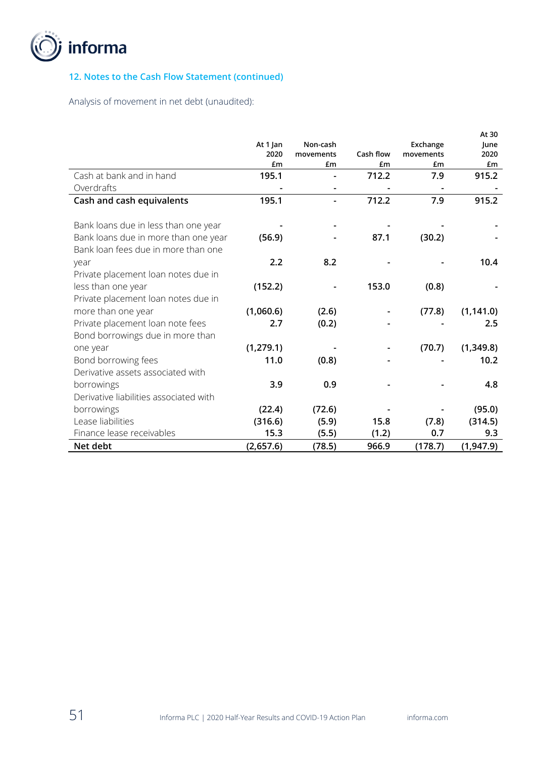## 12. Notes to the Cash Flow Statement (continued)

Analysis of movement in net debt (unaudited):

| | At 1 Jan 2020 £m | Non-cash movements £m | Cash flow £m | Exchange movements £m | At 30 June 2020 £m |
|---|---|---|---|---|---|
| Cash at bank and in hand | 195.1 | - | 712.2 | 7.9 | 915.2 |
| Overdrafts | - | - | - | - | - |
| **Cash and cash equivalents** | **195.1** | **-** | **712.2** | **7.9** | **915.2** |
| | | | | | |
| Bank loans due in less than one year | - | - | - | - | - |
| Bank loans due in more than one year | (56.9) | - | 87.1 | (30.2) | - |
| Bank loan fees due in more than one year | 2.2 | 8.2 | - | - | 10.4 |
| Private placement loan notes due in less than one year | (152.2) | - | 153.0 | (0.8) | - |
| Private placement loan notes due in more than one year | (1,060.6) | (2.6) | - | (77.8) | (1,141.0) |
| Private placement loan note fees | 2.7 | (0.2) | - | - | 2.5 |
| Bond borrowings due in more than one year | (1,279.1) | - | - | (70.7) | (1,349.8) |
| Bond borrowing fees | 11.0 | (0.8) | - | - | 10.2 |
| Derivative assets associated with borrowings | 3.9 | 0.9 | - | - | 4.8 |
| Derivative liabilities associated with borrowings | (22.4) | (72.6) | - | - | (95.0) |
| Lease liabilities | (316.6) | (5.9) | 15.8 | (7.8) | (314.5) |
| Finance lease receivables | 15.3 | (5.5) | (1.2) | 0.7 | 9.3 |
| **Net debt** | **(2,657.6)** | **(78.5)** | **966.9** | **(178.7)** | **(1,947.9)** |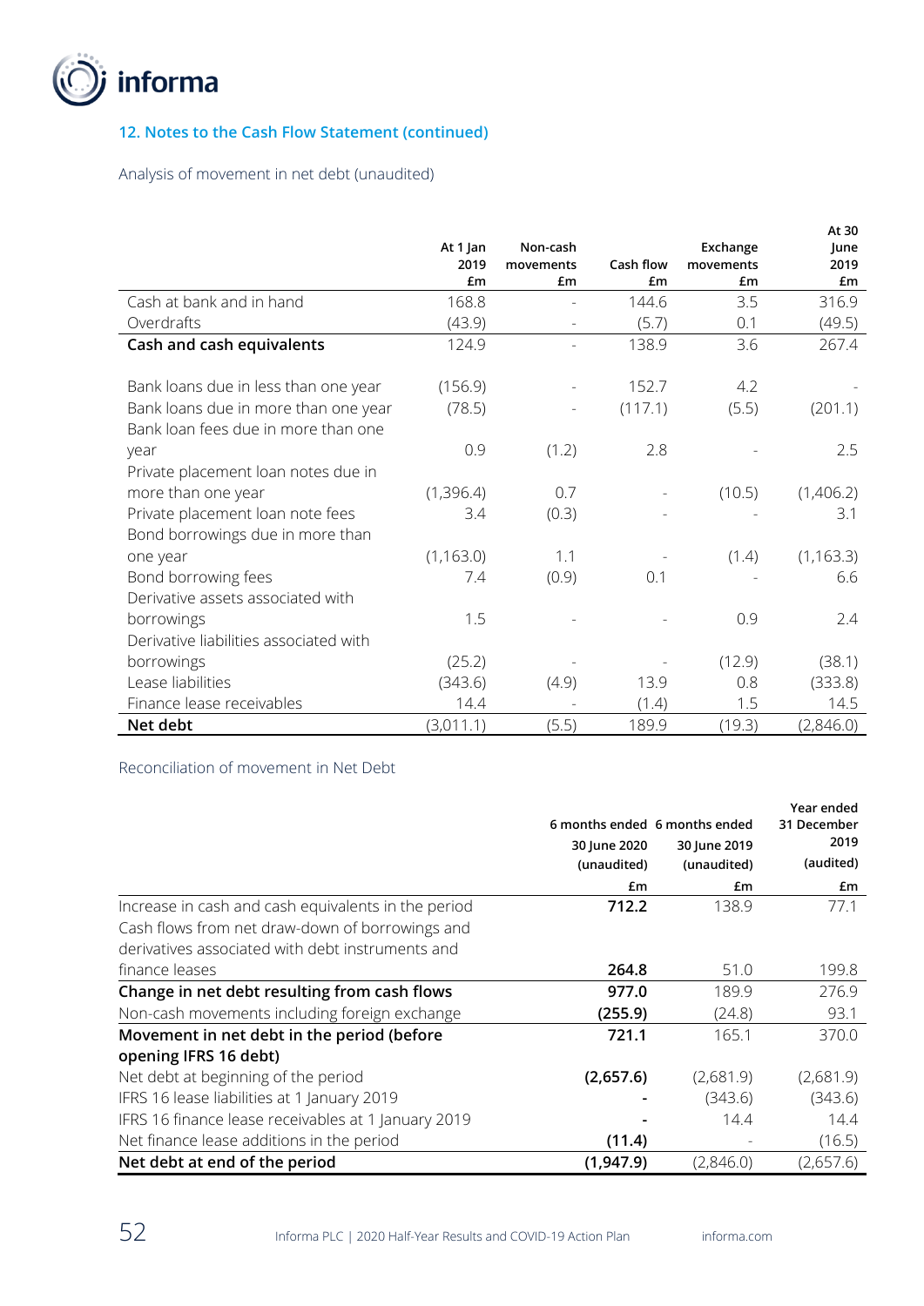## 12. Notes to the Cash Flow Statement (continued)

Analysis of movement in net debt (unaudited)

| | At 1 Jan 2019 £m | Non-cash movements £m | Cash flow £m | Exchange movements £m | At 30 June 2019 £m |
|---|---|---|---|---|---|
| Cash at bank and in hand | 168.8 | - | 144.6 | 3.5 | 316.9 |
| Overdrafts | (43.9) | - | (5.7) | 0.1 | (49.5) |
| **Cash and cash equivalents** | 124.9 | - | 138.9 | 3.6 | 267.4 |
| | | | | | |
| Bank loans due in less than one year | (156.9) | - | 152.7 | 4.2 | - |
| Bank loans due in more than one year | (78.5) | - | (117.1) | (5.5) | (201.1) |
| Bank loan fees due in more than one year | 0.9 | (1.2) | 2.8 | - | 2.5 |
| Private placement loan notes due in more than one year | (1,396.4) | 0.7 | - | (10.5) | (1,406.2) |
| Private placement loan note fees | 3.4 | (0.3) | - | - | 3.1 |
| Bond borrowings due in more than one year | (1,163.0) | 1.1 | - | (1.4) | (1,163.3) |
| Bond borrowing fees | 7.4 | (0.9) | 0.1 | - | 6.6 |
| Derivative assets associated with borrowings | 1.5 | - | - | 0.9 | 2.4 |
| Derivative liabilities associated with borrowings | (25.2) | - | - | (12.9) | (38.1) |
| Lease liabilities | (343.6) | (4.9) | 13.9 | 0.8 | (333.8) |
| Finance lease receivables | 14.4 | - | (1.4) | 1.5 | 14.5 |
| **Net debt** | (3,011.1) | (5.5) | 189.9 | (19.3) | (2,846.0) |

Reconciliation of movement in Net Debt

| | 6 months ended 30 June 2020 (unaudited) £m | 6 months ended 30 June 2019 (unaudited) £m | Year ended 31 December 2019 (audited) £m |
|---|---|---|---|
| Increase in cash and cash equivalents in the period | **712.2** | 138.9 | 77.1 |
| Cash flows from net draw-down of borrowings and derivatives associated with debt instruments and finance leases | **264.8** | 51.0 | 199.8 |
| **Change in net debt resulting from cash flows** | **977.0** | 189.9 | 276.9 |
| Non-cash movements including foreign exchange | **(255.9)** | (24.8) | 93.1 |
| **Movement in net debt in the period (before opening IFRS 16 debt)** | **721.1** | 165.1 | 370.0 |
| Net debt at beginning of the period | **(2,657.6)** | (2,681.9) | (2,681.9) |
| IFRS 16 lease liabilities at 1 January 2019 | **-** | (343.6) | (343.6) |
| IFRS 16 finance lease receivables at 1 January 2019 | **-** | 14.4 | 14.4 |
| Net finance lease additions in the period | **(11.4)** | - | (16.5) |
| **Net debt at end of the period** | **(1,947.9)** | (2,846.0) | (2,657.6) |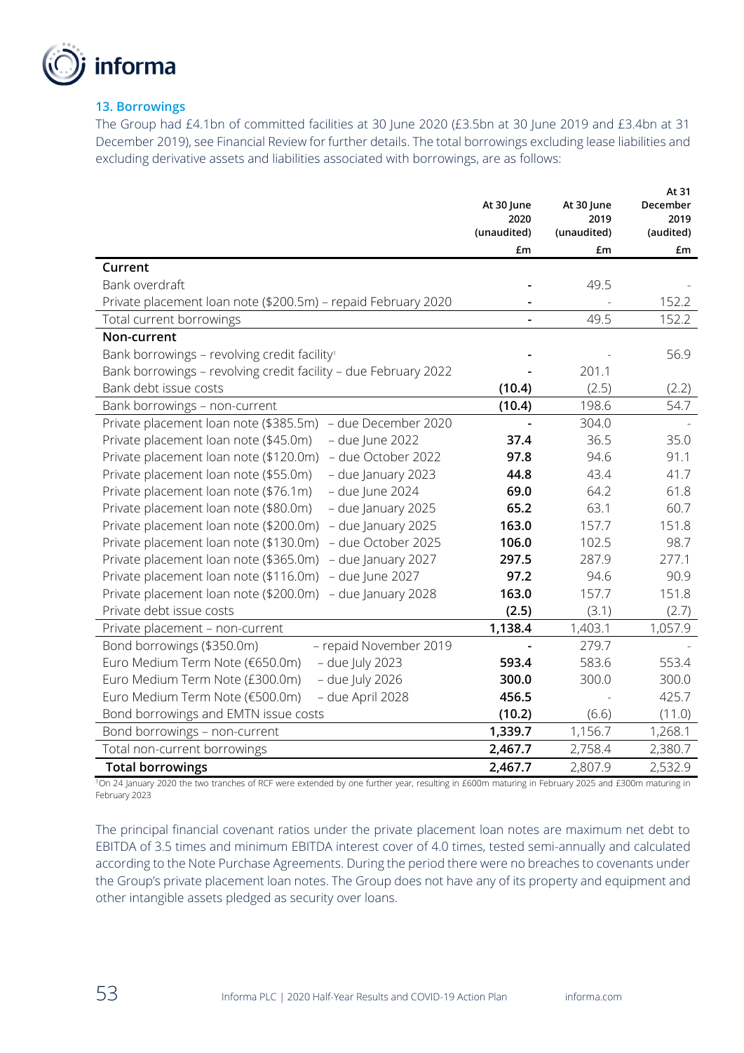## 13. Borrowings

The Group had £4.1bn of committed facilities at 30 June 2020 (£3.5bn at 30 June 2019 and £3.4bn at 31 December 2019), see Financial Review for further details. The total borrowings excluding lease liabilities and excluding derivative assets and liabilities associated with borrowings, are as follows:

| | | At 30 June 2020 (unaudited) | At 30 June 2019 (unaudited) | At 31 December 2019 (audited) |
|---|---|---|---|---|
| | | £m | £m | £m |
| **Current** | | | | |
| Bank overdraft | | **-** | 49.5 | - |
| Private placement loan note ($200.5m) – repaid February 2020 | | **-** | - | 152.2 |
| Total current borrowings | | **-** | 49.5 | 152.2 |
| **Non-current** | | | | |
| Bank borrowings – revolving credit facility[1] | | **-** | - | 56.9 |
| Bank borrowings – revolving credit facility – due February 2022 | | **-** | 201.1 | |
| Bank debt issue costs | | **(10.4)** | (2.5) | (2.2) |
| Bank borrowings – non-current | | **(10.4)** | 198.6 | 54.7 |
| Private placement loan note ($385.5m) | – due December 2020 | **-** | 304.0 | - |
| Private placement loan note ($45.0m) | – due June 2022 | **37.4** | 36.5 | 35.0 |
| Private placement loan note ($120.0m) | – due October 2022 | **97.8** | 94.6 | 91.1 |
| Private placement loan note ($55.0m) | – due January 2023 | **44.8** | 43.4 | 41.7 |
| Private placement loan note ($76.1m) | – due June 2024 | **69.0** | 64.2 | 61.8 |
| Private placement loan note ($80.0m) | – due January 2025 | **65.2** | 63.1 | 60.7 |
| Private placement loan note ($200.0m) | – due January 2025 | **163.0** | 157.7 | 151.8 |
| Private placement loan note ($130.0m) | – due October 2025 | **106.0** | 102.5 | 98.7 |
| Private placement loan note ($365.0m) | – due January 2027 | **297.5** | 287.9 | 277.1 |
| Private placement loan note ($116.0m) | – due June 2027 | **97.2** | 94.6 | 90.9 |
| Private placement loan note ($200.0m) | – due January 2028 | **163.0** | 157.7 | 151.8 |
| Private debt issue costs | | **(2.5)** | (3.1) | (2.7) |
| Private placement – non-current | | **1,138.4** | 1,403.1 | 1,057.9 |
| Bond borrowings ($350.0m) | – repaid November 2019 | **-** | 279.7 | - |
| Euro Medium Term Note (€650.0m) | – due July 2023 | **593.4** | 583.6 | 553.4 |
| Euro Medium Term Note (£300.0m) | – due July 2026 | **300.0** | 300.0 | 300.0 |
| Euro Medium Term Note (€500.0m) | – due April 2028 | **456.5** | - | 425.7 |
| Bond borrowings and EMTN issue costs | | **(10.2)** | (6.6) | (11.0) |
| Bond borrowings – non-current | | **1,339.7** | 1,156.7 | 1,268.1 |
| Total non-current borrowings | | **2,467.7** | 2,758.4 | 2,380.7 |
| **Total borrowings** | | **2,467.7** | 2,807.9 | 2,532.9 |

[1]On 24 January 2020 the two tranches of RCF were extended by one further year, resulting in £600m maturing in February 2025 and £300m maturing in February 2023

The principal financial covenant ratios under the private placement loan notes are maximum net debt to EBITDA of 3.5 times and minimum EBITDA interest cover of 4.0 times, tested semi-annually and calculated according to the Note Purchase Agreements. During the period there were no breaches to covenants under the Group's private placement loan notes. The Group does not have any of its property and equipment and other intangible assets pledged as security over loans.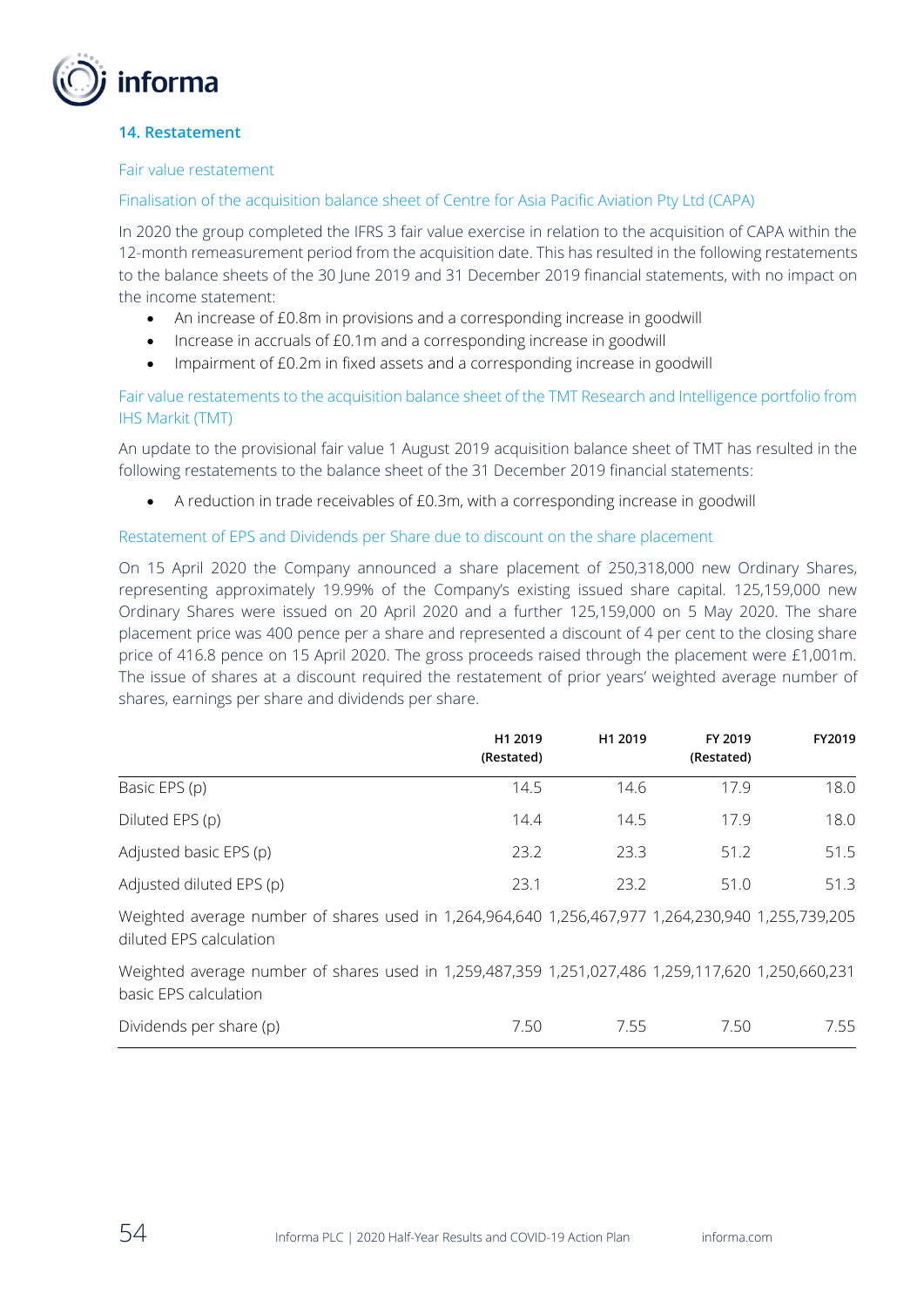## 14. Restatement

### Fair value restatement

#### Finalisation of the acquisition balance sheet of Centre for Asia Pacific Aviation Pty Ltd (CAPA)

In 2020 the group completed the IFRS 3 fair value exercise in relation to the acquisition of CAPA within the 12-month remeasurement period from the acquisition date. This has resulted in the following restatements to the balance sheets of the 30 June 2019 and 31 December 2019 financial statements, with no impact on the income statement:

- An increase of £0.8m in provisions and a corresponding increase in goodwill
- Increase in accruals of £0.1m and a corresponding increase in goodwill
- Impairment of £0.2m in fixed assets and a corresponding increase in goodwill

#### Fair value restatements to the acquisition balance sheet of the TMT Research and Intelligence portfolio from IHS Markit (TMT)

An update to the provisional fair value 1 August 2019 acquisition balance sheet of TMT has resulted in the following restatements to the balance sheet of the 31 December 2019 financial statements:

- A reduction in trade receivables of £0.3m, with a corresponding increase in goodwill

#### Restatement of EPS and Dividends per Share due to discount on the share placement

On 15 April 2020 the Company announced a share placement of 250,318,000 new Ordinary Shares, representing approximately 19.99% of the Company's existing issued share capital. 125,159,000 new Ordinary Shares were issued on 20 April 2020 and a further 125,159,000 on 5 May 2020. The share placement price was 400 pence per a share and represented a discount of 4 per cent to the closing share price of 416.8 pence on 15 April 2020. The gross proceeds raised through the placement were £1,001m. The issue of shares at a discount required the restatement of prior years' weighted average number of shares, earnings per share and dividends per share.

| | H1 2019 (Restated) | H1 2019 | FY 2019 (Restated) | FY2019 |
|---|---|---|---|---|
| Basic EPS (p) | 14.5 | 14.6 | 17.9 | 18.0 |
| Diluted EPS (p) | 14.4 | 14.5 | 17.9 | 18.0 |
| Adjusted basic EPS (p) | 23.2 | 23.3 | 51.2 | 51.5 |
| Adjusted diluted EPS (p) | 23.1 | 23.2 | 51.0 | 51.3 |
| Weighted average number of shares used in diluted EPS calculation | 1,264,964,640 | 1,256,467,977 | 1,264,230,940 | 1,255,739,205 |
| Weighted average number of shares used in basic EPS calculation | 1,259,487,359 | 1,251,027,486 | 1,259,117,620 | 1,250,660,231 |
| Dividends per share (p) | 7.50 | 7.55 | 7.50 | 7.55 |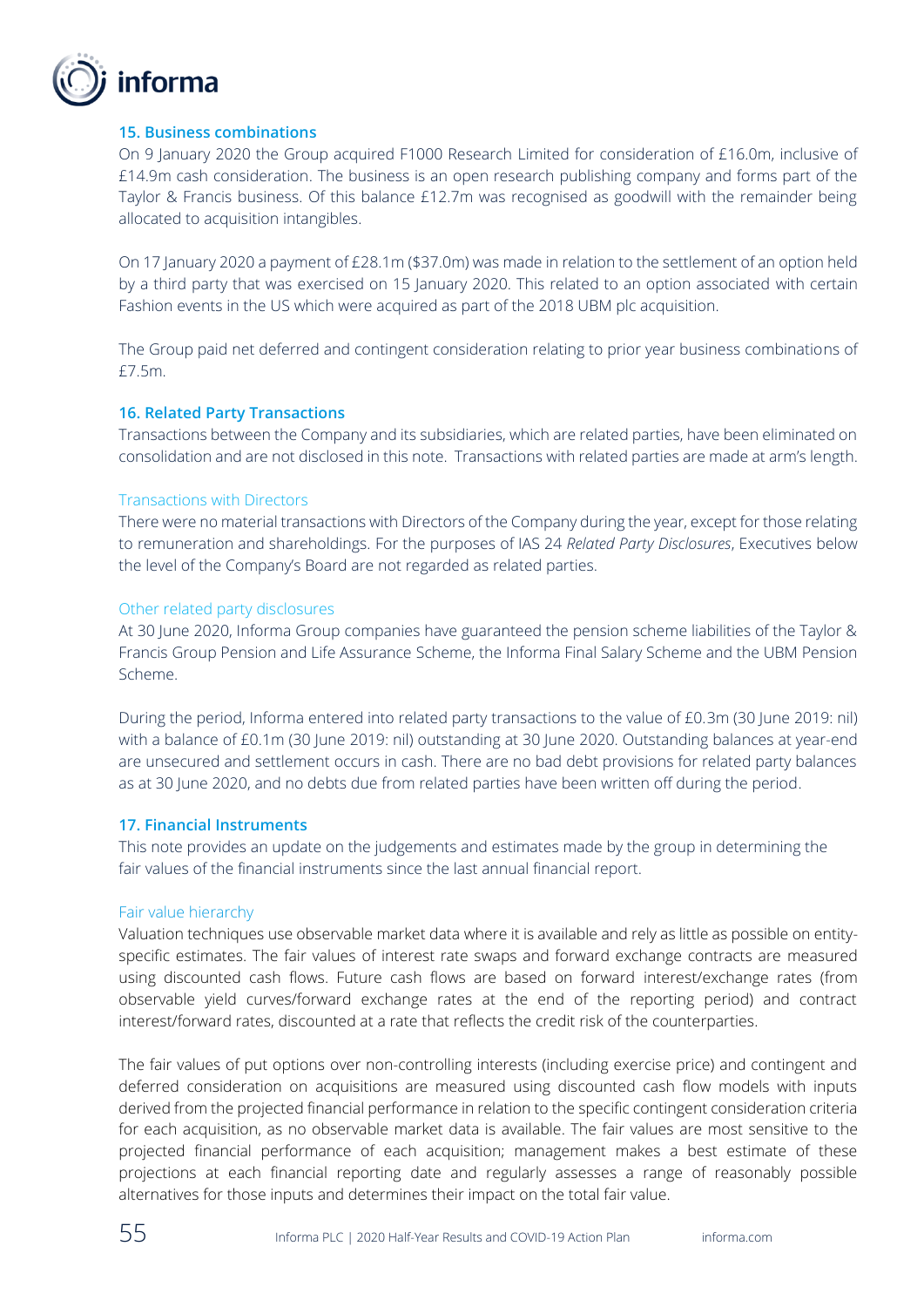## 15. Business combinations

On 9 January 2020 the Group acquired F1000 Research Limited for consideration of £16.0m, inclusive of £14.9m cash consideration. The business is an open research publishing company and forms part of the Taylor & Francis business. Of this balance £12.7m was recognised as goodwill with the remainder being allocated to acquisition intangibles.

On 17 January 2020 a payment of £28.1m ($37.0m) was made in relation to the settlement of an option held by a third party that was exercised on 15 January 2020. This related to an option associated with certain Fashion events in the US which were acquired as part of the 2018 UBM plc acquisition.

The Group paid net deferred and contingent consideration relating to prior year business combinations of £7.5m.

## 16. Related Party Transactions

Transactions between the Company and its subsidiaries, which are related parties, have been eliminated on consolidation and are not disclosed in this note. Transactions with related parties are made at arm's length.

### Transactions with Directors

There were no material transactions with Directors of the Company during the year, except for those relating to remuneration and shareholdings. For the purposes of IAS 24 *Related Party Disclosures*, Executives below the level of the Company's Board are not regarded as related parties.

### Other related party disclosures

At 30 June 2020, Informa Group companies have guaranteed the pension scheme liabilities of the Taylor & Francis Group Pension and Life Assurance Scheme, the Informa Final Salary Scheme and the UBM Pension Scheme.

During the period, Informa entered into related party transactions to the value of £0.3m (30 June 2019: nil) with a balance of £0.1m (30 June 2019: nil) outstanding at 30 June 2020. Outstanding balances at year-end are unsecured and settlement occurs in cash. There are no bad debt provisions for related party balances as at 30 June 2020, and no debts due from related parties have been written off during the period.

## 17. Financial Instruments

This note provides an update on the judgements and estimates made by the group in determining the fair values of the financial instruments since the last annual financial report.

### Fair value hierarchy

Valuation techniques use observable market data where it is available and rely as little as possible on entity-specific estimates. The fair values of interest rate swaps and forward exchange contracts are measured using discounted cash flows. Future cash flows are based on forward interest/exchange rates (from observable yield curves/forward exchange rates at the end of the reporting period) and contract interest/forward rates, discounted at a rate that reflects the credit risk of the counterparties.

The fair values of put options over non-controlling interests (including exercise price) and contingent and deferred consideration on acquisitions are measured using discounted cash flow models with inputs derived from the projected financial performance in relation to the specific contingent consideration criteria for each acquisition, as no observable market data is available. The fair values are most sensitive to the projected financial performance of each acquisition; management makes a best estimate of these projections at each financial reporting date and regularly assesses a range of reasonably possible alternatives for those inputs and determines their impact on the total fair value.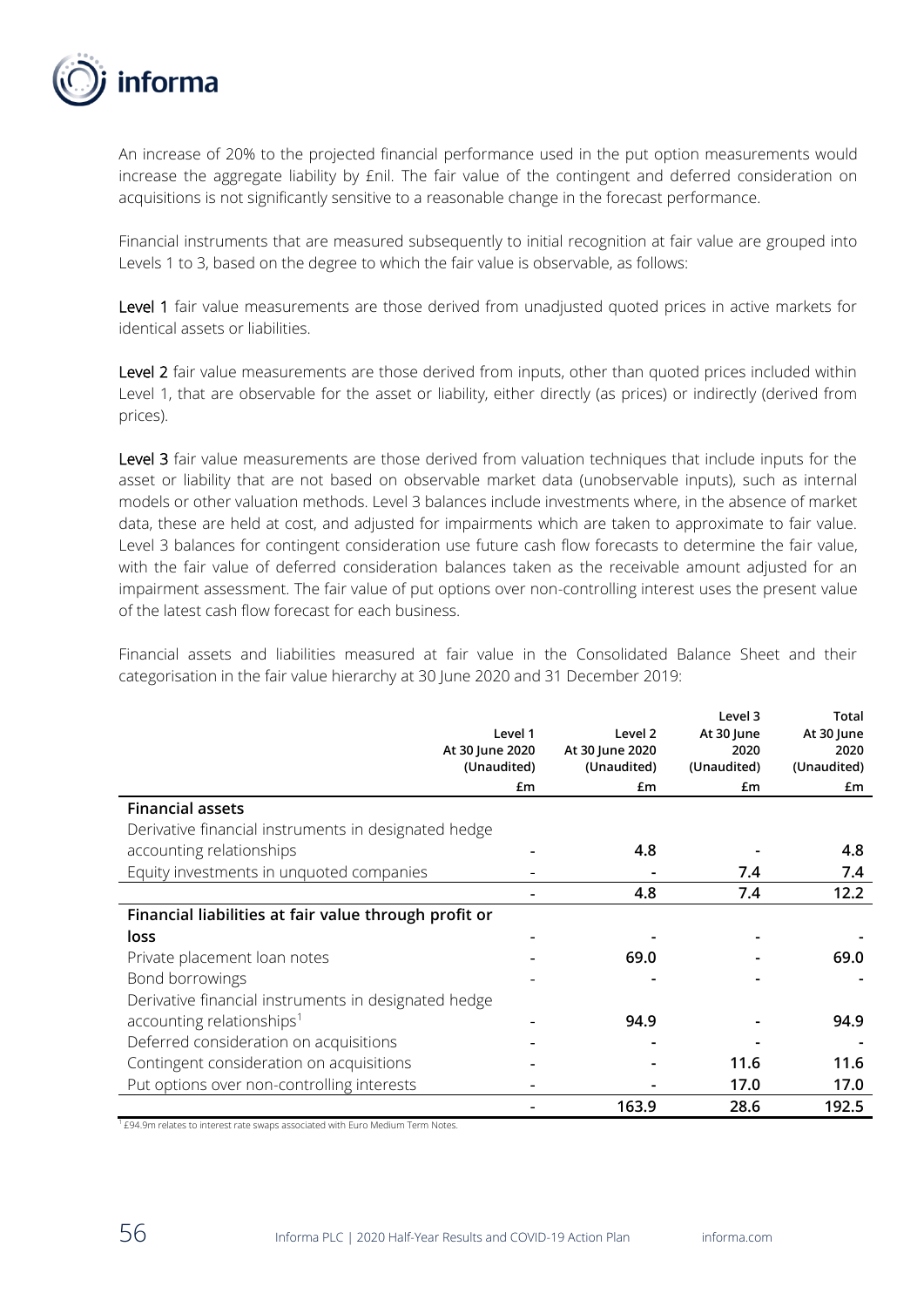An increase of 20% to the projected financial performance used in the put option measurements would increase the aggregate liability by £nil. The fair value of the contingent and deferred consideration on acquisitions is not significantly sensitive to a reasonable change in the forecast performance.

Financial instruments that are measured subsequently to initial recognition at fair value are grouped into Levels 1 to 3, based on the degree to which the fair value is observable, as follows:

**Level 1** fair value measurements are those derived from unadjusted quoted prices in active markets for identical assets or liabilities.

**Level 2** fair value measurements are those derived from inputs, other than quoted prices included within Level 1, that are observable for the asset or liability, either directly (as prices) or indirectly (derived from prices).

**Level 3** fair value measurements are those derived from valuation techniques that include inputs for the asset or liability that are not based on observable market data (unobservable inputs), such as internal models or other valuation methods. Level 3 balances include investments where, in the absence of market data, these are held at cost, and adjusted for impairments which are taken to approximate to fair value. Level 3 balances for contingent consideration use future cash flow forecasts to determine the fair value, with the fair value of deferred consideration balances taken as the receivable amount adjusted for an impairment assessment. The fair value of put options over non-controlling interest uses the present value of the latest cash flow forecast for each business.

Financial assets and liabilities measured at fair value in the Consolidated Balance Sheet and their categorisation in the fair value hierarchy at 30 June 2020 and 31 December 2019:

| | Level 1 At 30 June 2020 (Unaudited) | Level 2 At 30 June 2020 (Unaudited) | Level 3 At 30 June 2020 (Unaudited) | Total At 30 June 2020 (Unaudited) |
|---|---|---|---|---|
| | £m | £m | £m | £m |
| **Financial assets** | | | | |
| Derivative financial instruments in designated hedge accounting relationships | - | **4.8** | - | **4.8** |
| Equity investments in unquoted companies | - | - | **7.4** | **7.4** |
| | - | **4.8** | **7.4** | **12.2** |
| **Financial liabilities at fair value through profit or loss** | - | - | - | - |
| Private placement loan notes | - | **69.0** | - | **69.0** |
| Bond borrowings | - | - | - | - |
| Derivative financial instruments in designated hedge accounting relationships[1] | - | **94.9** | - | **94.9** |
| Deferred consideration on acquisitions | - | - | - | - |
| Contingent consideration on acquisitions | - | - | **11.6** | **11.6** |
| Put options over non-controlling interests | - | - | **17.0** | **17.0** |
| | - | **163.9** | **28.6** | **192.5** |

[1] £94.9m relates to interest rate swaps associated with Euro Medium Term Notes.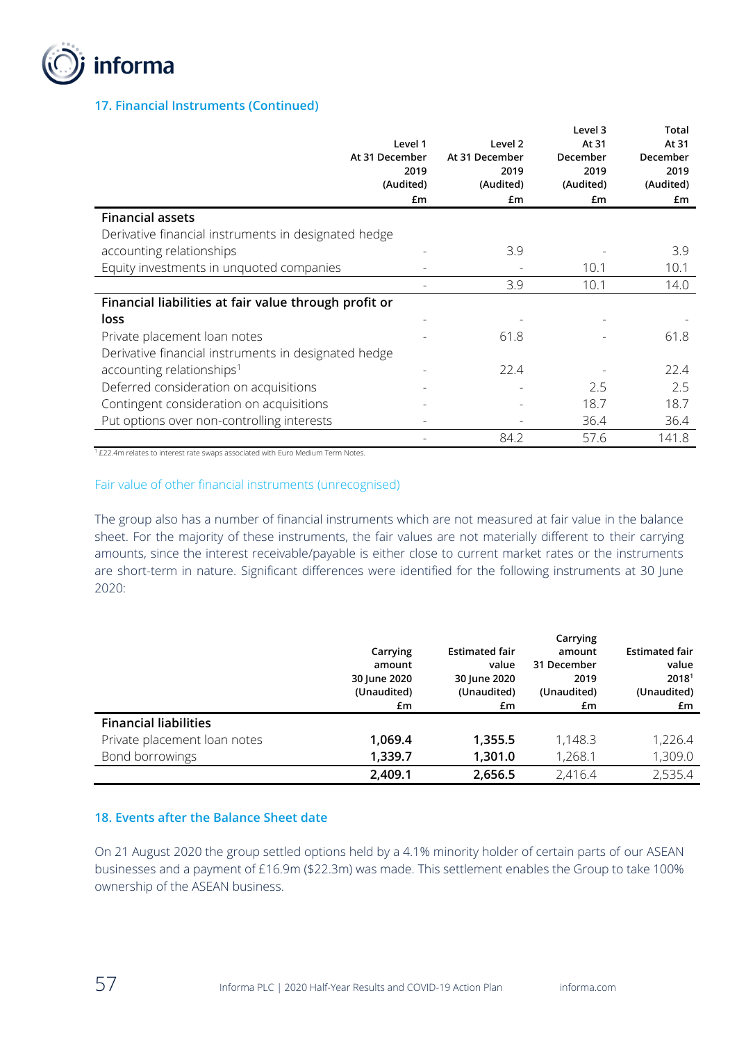## 17. Financial Instruments (Continued)

| | Level 1 At 31 December 2019 (Audited) £m | Level 2 At 31 December 2019 (Audited) £m | Level 3 At 31 December 2019 (Audited) £m | Total At 31 December 2019 (Audited) £m |
|---|---|---|---|---|
| **Financial assets** | | | | |
| Derivative financial instruments in designated hedge accounting relationships | - | 3.9 | - | 3.9 |
| Equity investments in unquoted companies | - | - | 10.1 | 10.1 |
| | - | 3.9 | 10.1 | 14.0 |
| **Financial liabilities at fair value through profit or loss** | - | - | - | - |
| Private placement loan notes | - | 61.8 | - | 61.8 |
| Derivative financial instruments in designated hedge accounting relationships[1] | - | 22.4 | - | 22.4 |
| Deferred consideration on acquisitions | - | - | 2.5 | 2.5 |
| Contingent consideration on acquisitions | - | - | 18.7 | 18.7 |
| Put options over non-controlling interests | - | - | 36.4 | 36.4 |
| | - | 84.2 | 57.6 | 141.8 |

[1] £22.4m relates to interest rate swaps associated with Euro Medium Term Notes.

### Fair value of other financial instruments (unrecognised)

The group also has a number of financial instruments which are not measured at fair value in the balance sheet. For the majority of these instruments, the fair values are not materially different to their carrying amounts, since the interest receivable/payable is either close to current market rates or the instruments are short-term in nature. Significant differences were identified for the following instruments at 30 June 2020:

| | Carrying amount 30 June 2020 (Unaudited) £m | Estimated fair value 30 June 2020 (Unaudited) £m | Carrying amount 31 December 2019 (Unaudited) £m | Estimated fair value 2018[1] (Unaudited) £m |
|---|---|---|---|---|
| **Financial liabilities** | | | | |
| Private placement loan notes | **1,069.4** | **1,355.5** | 1,148.3 | 1,226.4 |
| Bond borrowings | **1,339.7** | **1,301.0** | 1,268.1 | 1,309.0 |
| | **2,409.1** | **2,656.5** | 2,416.4 | 2,535.4 |

## 18. Events after the Balance Sheet date

On 21 August 2020 the group settled options held by a 4.1% minority holder of certain parts of our ASEAN businesses and a payment of £16.9m ($22.3m) was made. This settlement enables the Group to take 100% ownership of the ASEAN business.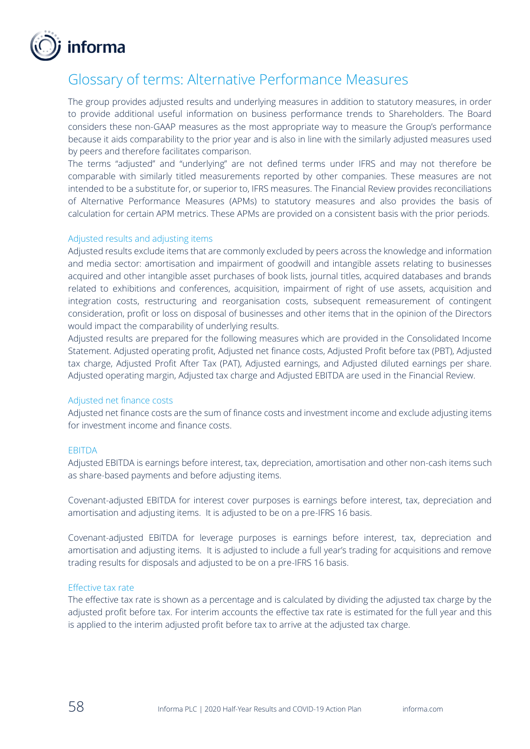# Glossary of terms: Alternative Performance Measures

The group provides adjusted results and underlying measures in addition to statutory measures, in order to provide additional useful information on business performance trends to Shareholders. The Board considers these non-GAAP measures as the most appropriate way to measure the Group's performance because it aids comparability to the prior year and is also in line with the similarly adjusted measures used by peers and therefore facilitates comparison.

The terms "adjusted" and "underlying" are not defined terms under IFRS and may not therefore be comparable with similarly titled measurements reported by other companies. These measures are not intended to be a substitute for, or superior to, IFRS measures. The Financial Review provides reconciliations of Alternative Performance Measures (APMs) to statutory measures and also provides the basis of calculation for certain APM metrics. These APMs are provided on a consistent basis with the prior periods.

## Adjusted results and adjusting items

Adjusted results exclude items that are commonly excluded by peers across the knowledge and information and media sector: amortisation and impairment of goodwill and intangible assets relating to businesses acquired and other intangible asset purchases of book lists, journal titles, acquired databases and brands related to exhibitions and conferences, acquisition, impairment of right of use assets, acquisition and integration costs, restructuring and reorganisation costs, subsequent remeasurement of contingent consideration, profit or loss on disposal of businesses and other items that in the opinion of the Directors would impact the comparability of underlying results.

Adjusted results are prepared for the following measures which are provided in the Consolidated Income Statement. Adjusted operating profit, Adjusted net finance costs, Adjusted Profit before tax (PBT), Adjusted tax charge, Adjusted Profit After Tax (PAT), Adjusted earnings, and Adjusted diluted earnings per share. Adjusted operating margin, Adjusted tax charge and Adjusted EBITDA are used in the Financial Review.

## Adjusted net finance costs

Adjusted net finance costs are the sum of finance costs and investment income and exclude adjusting items for investment income and finance costs.

## EBITDA

Adjusted EBITDA is earnings before interest, tax, depreciation, amortisation and other non-cash items such as share-based payments and before adjusting items.

Covenant-adjusted EBITDA for interest cover purposes is earnings before interest, tax, depreciation and amortisation and adjusting items. It is adjusted to be on a pre-IFRS 16 basis.

Covenant-adjusted EBITDA for leverage purposes is earnings before interest, tax, depreciation and amortisation and adjusting items. It is adjusted to include a full year's trading for acquisitions and remove trading results for disposals and adjusted to be on a pre-IFRS 16 basis.

## Effective tax rate

The effective tax rate is shown as a percentage and is calculated by dividing the adjusted tax charge by the adjusted profit before tax. For interim accounts the effective tax rate is estimated for the full year and this is applied to the interim adjusted profit before tax to arrive at the adjusted tax charge.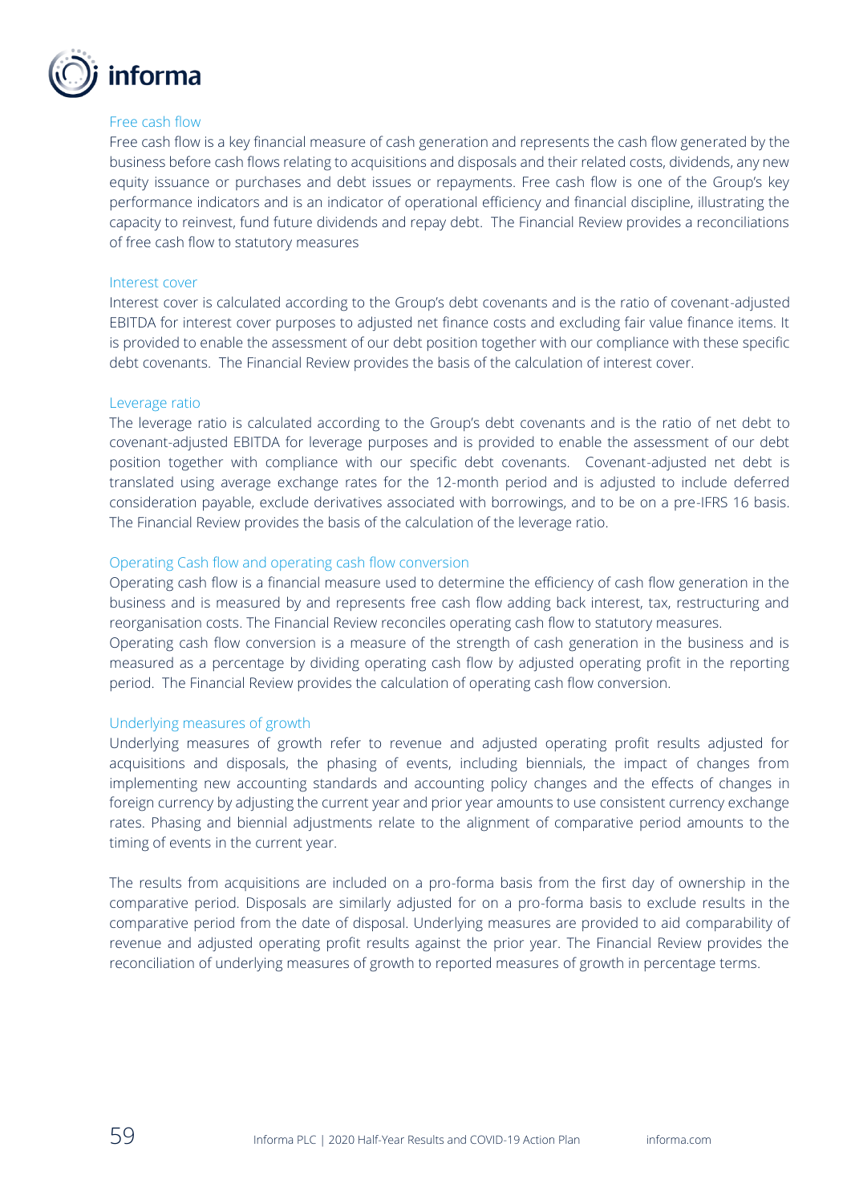### Free cash flow

Free cash flow is a key financial measure of cash generation and represents the cash flow generated by the business before cash flows relating to acquisitions and disposals and their related costs, dividends, any new equity issuance or purchases and debt issues or repayments. Free cash flow is one of the Group's key performance indicators and is an indicator of operational efficiency and financial discipline, illustrating the capacity to reinvest, fund future dividends and repay debt. The Financial Review provides a reconciliations of free cash flow to statutory measures

### Interest cover

Interest cover is calculated according to the Group's debt covenants and is the ratio of covenant-adjusted EBITDA for interest cover purposes to adjusted net finance costs and excluding fair value finance items. It is provided to enable the assessment of our debt position together with our compliance with these specific debt covenants. The Financial Review provides the basis of the calculation of interest cover.

### Leverage ratio

The leverage ratio is calculated according to the Group's debt covenants and is the ratio of net debt to covenant-adjusted EBITDA for leverage purposes and is provided to enable the assessment of our debt position together with compliance with our specific debt covenants. Covenant-adjusted net debt is translated using average exchange rates for the 12-month period and is adjusted to include deferred consideration payable, exclude derivatives associated with borrowings, and to be on a pre-IFRS 16 basis. The Financial Review provides the basis of the calculation of the leverage ratio.

### Operating Cash flow and operating cash flow conversion

Operating cash flow is a financial measure used to determine the efficiency of cash flow generation in the business and is measured by and represents free cash flow adding back interest, tax, restructuring and reorganisation costs. The Financial Review reconciles operating cash flow to statutory measures.
Operating cash flow conversion is a measure of the strength of cash generation in the business and is measured as a percentage by dividing operating cash flow by adjusted operating profit in the reporting period. The Financial Review provides the calculation of operating cash flow conversion.

### Underlying measures of growth

Underlying measures of growth refer to revenue and adjusted operating profit results adjusted for acquisitions and disposals, the phasing of events, including biennials, the impact of changes from implementing new accounting standards and accounting policy changes and the effects of changes in foreign currency by adjusting the current year and prior year amounts to use consistent currency exchange rates. Phasing and biennial adjustments relate to the alignment of comparative period amounts to the timing of events in the current year.

The results from acquisitions are included on a pro-forma basis from the first day of ownership in the comparative period. Disposals are similarly adjusted for on a pro-forma basis to exclude results in the comparative period from the date of disposal. Underlying measures are provided to aid comparability of revenue and adjusted operating profit results against the prior year. The Financial Review provides the reconciliation of underlying measures of growth to reported measures of growth in percentage terms.